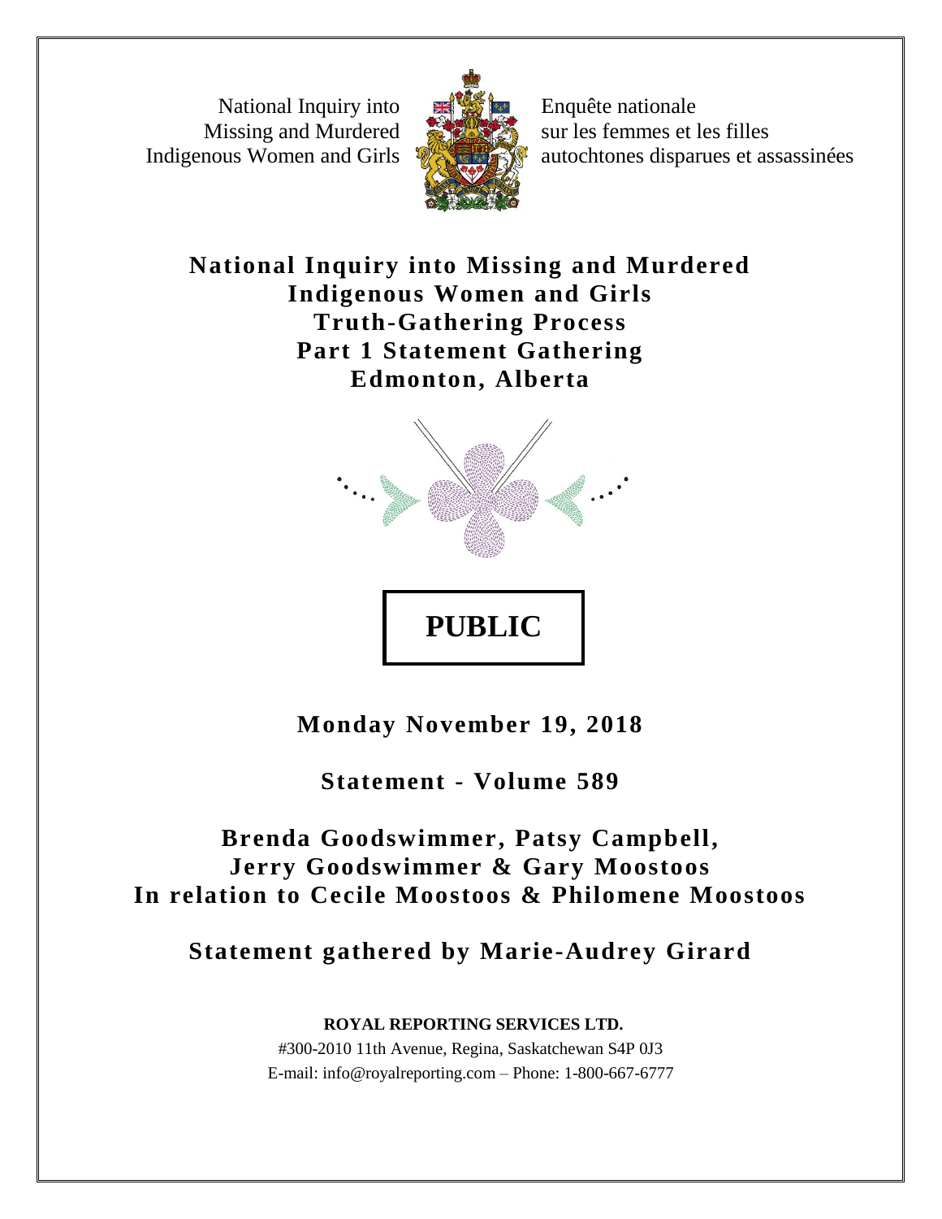National Inquiry into Missing and Murdered Indigenous Women and Girls

Enquête nationale sur les femmes et les filles autochtones disparues et assassinées

# National Inquiry into Missing and Murdered Indigenous Women and Girls Truth-Gathering Process Part 1 Statement Gathering Edmonton, Alberta

**PUBLIC**

**Monday November 19, 2018**

**Statement - Volume 589**

**Brenda Goodswimmer, Patsy Campbell, Jerry Goodswimmer & Gary Moostoos In relation to Cecile Moostoos & Philomene Moostoos**

**Statement gathered by Marie-Audrey Girard**

**ROYAL REPORTING SERVICES LTD.**
#300-2010 11th Avenue, Regina, Saskatchewan S4P 0J3
E-mail: info@royalreporting.com – Phone: 1-800-667-6777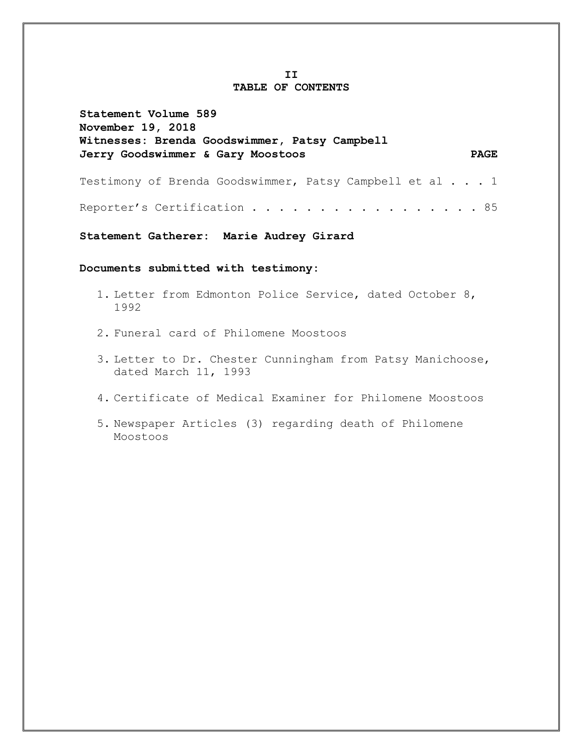# II
# TABLE OF CONTENTS

**Statement Volume 589**
**November 19, 2018**
**Witnesses: Brenda Goodswimmer, Patsy Campbell**
**Jerry Goodswimmer & Gary Moostoos**

| | PAGE |
|---|---|
| Testimony of Brenda Goodswimmer, Patsy Campbell et al . . . | 1 |
| Reporter's Certification . . . . . . . . . . . . . . . . . . | 85 |

**Statement Gatherer: Marie Audrey Girard**

**Documents submitted with testimony:**

1. Letter from Edmonton Police Service, dated October 8, 1992
2. Funeral card of Philomene Moostoos
3. Letter to Dr. Chester Cunningham from Patsy Manichoose, dated March 11, 1993
4. Certificate of Medical Examiner for Philomene Moostoos
5. Newspaper Articles (3) regarding death of Philomene Moostoos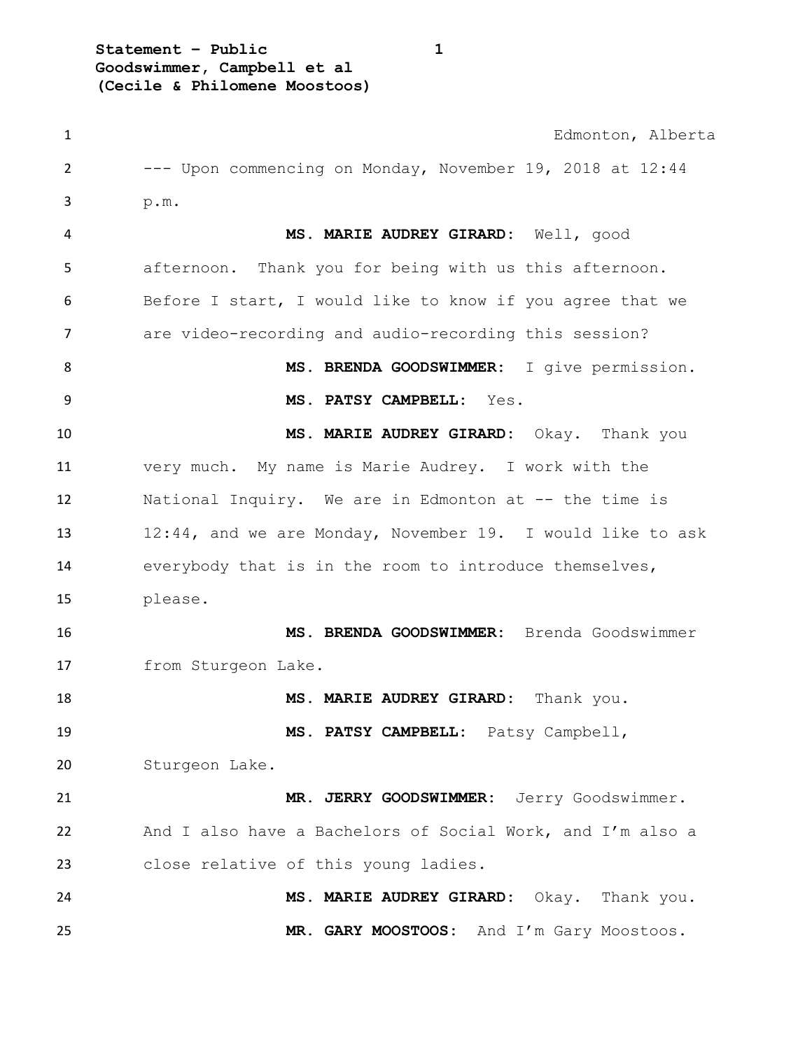Edmonton, Alberta

--- Upon commencing on Monday, November 19, 2018 at 12:44 p.m.

**MS. MARIE AUDREY GIRARD:** Well, good afternoon. Thank you for being with us this afternoon. Before I start, I would like to know if you agree that we are video-recording and audio-recording this session?

**MS. BRENDA GOODSWIMMER:** I give permission.

**MS. PATSY CAMPBELL:** Yes.

**MS. MARIE AUDREY GIRARD:** Okay. Thank you very much. My name is Marie Audrey. I work with the National Inquiry. We are in Edmonton at -- the time is 12:44, and we are Monday, November 19. I would like to ask everybody that is in the room to introduce themselves, please.

**MS. BRENDA GOODSWIMMER:** Brenda Goodswimmer from Sturgeon Lake.

**MS. MARIE AUDREY GIRARD:** Thank you.

**MS. PATSY CAMPBELL:** Patsy Campbell, Sturgeon Lake.

**MR. JERRY GOODSWIMMER:** Jerry Goodswimmer. And I also have a Bachelors of Social Work, and I'm also a close relative of this young ladies.

**MS. MARIE AUDREY GIRARD:** Okay. Thank you.

**MR. GARY MOOSTOOS:** And I'm Gary Moostoos.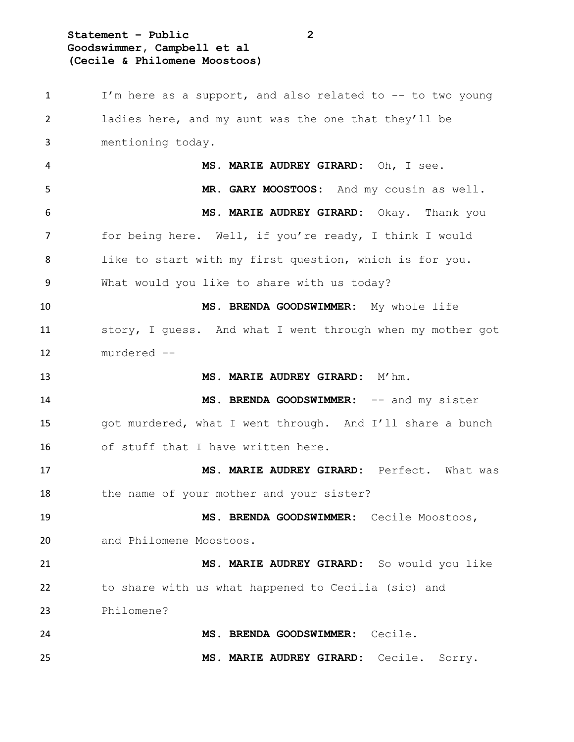I'm here as a support, and also related to -- to two young ladies here, and my aunt was the one that they'll be mentioning today.

**MS. MARIE AUDREY GIRARD:** Oh, I see.

**MR. GARY MOOSTOOS:** And my cousin as well.

**MS. MARIE AUDREY GIRARD:** Okay. Thank you for being here. Well, if you're ready, I think I would like to start with my first question, which is for you. What would you like to share with us today?

**MS. BRENDA GOODSWIMMER:** My whole life story, I guess. And what I went through when my mother got murdered --

**MS. MARIE AUDREY GIRARD:** M'hm.

**MS. BRENDA GOODSWIMMER:** -- and my sister got murdered, what I went through. And I'll share a bunch of stuff that I have written here.

**MS. MARIE AUDREY GIRARD:** Perfect. What was the name of your mother and your sister?

**MS. BRENDA GOODSWIMMER:** Cecile Moostoos, and Philomene Moostoos.

**MS. MARIE AUDREY GIRARD:** So would you like to share with us what happened to Cecilia (sic) and Philomene?

**MS. BRENDA GOODSWIMMER:** Cecile.

**MS. MARIE AUDREY GIRARD:** Cecile. Sorry.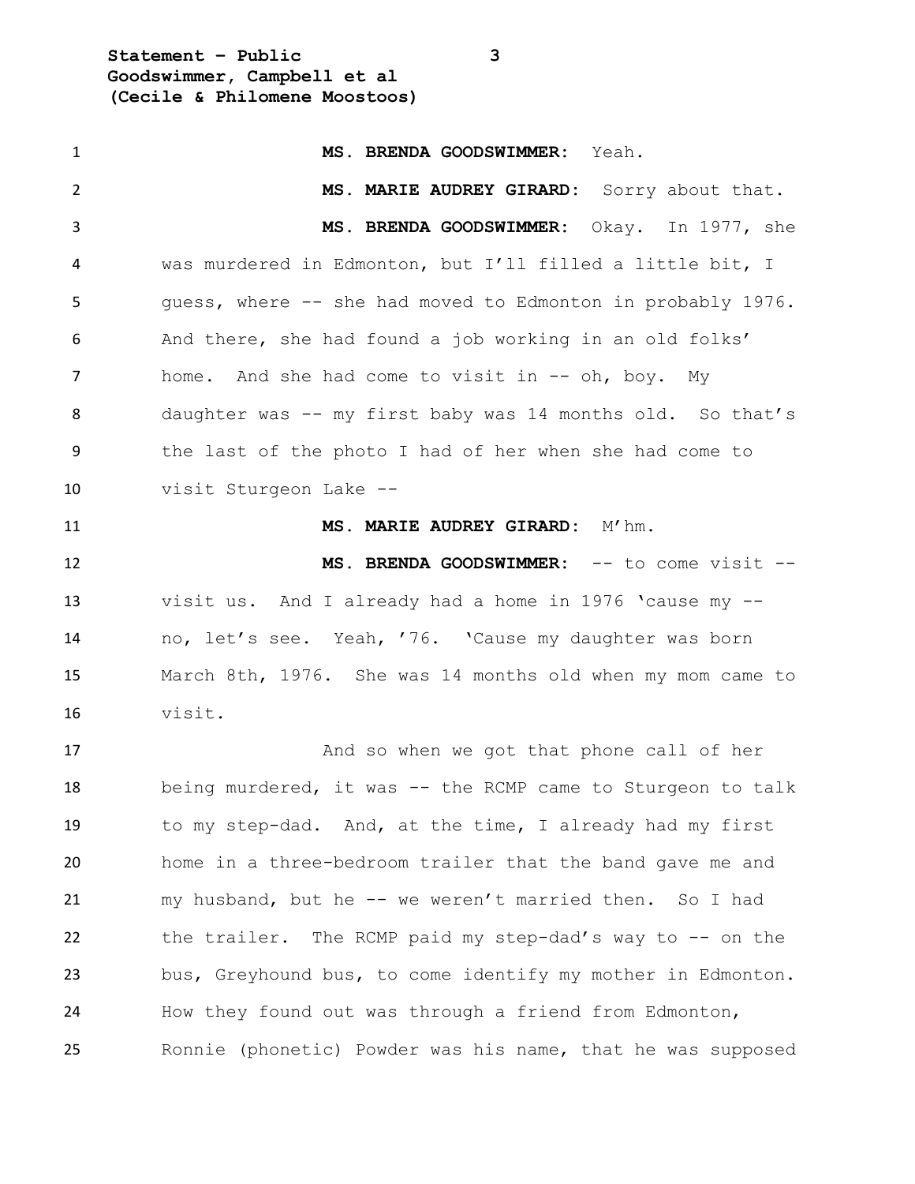**MS. BRENDA GOODSWIMMER:** Yeah.

**MS. MARIE AUDREY GIRARD:** Sorry about that.

**MS. BRENDA GOODSWIMMER:** Okay. In 1977, she was murdered in Edmonton, but I'll filled a little bit, I guess, where -- she had moved to Edmonton in probably 1976. And there, she had found a job working in an old folks' home. And she had come to visit in -- oh, boy. My daughter was -- my first baby was 14 months old. So that's the last of the photo I had of her when she had come to visit Sturgeon Lake --

**MS. MARIE AUDREY GIRARD:** M'hm.

**MS. BRENDA GOODSWIMMER:** -- to come visit -- visit us. And I already had a home in 1976 'cause my -- no, let's see. Yeah, '76. 'Cause my daughter was born March 8th, 1976. She was 14 months old when my mom came to visit.

And so when we got that phone call of her being murdered, it was -- the RCMP came to Sturgeon to talk to my step-dad. And, at the time, I already had my first home in a three-bedroom trailer that the band gave me and my husband, but he -- we weren't married then. So I had the trailer. The RCMP paid my step-dad's way to -- on the bus, Greyhound bus, to come identify my mother in Edmonton. How they found out was through a friend from Edmonton, Ronnie (phonetic) Powder was his name, that he was supposed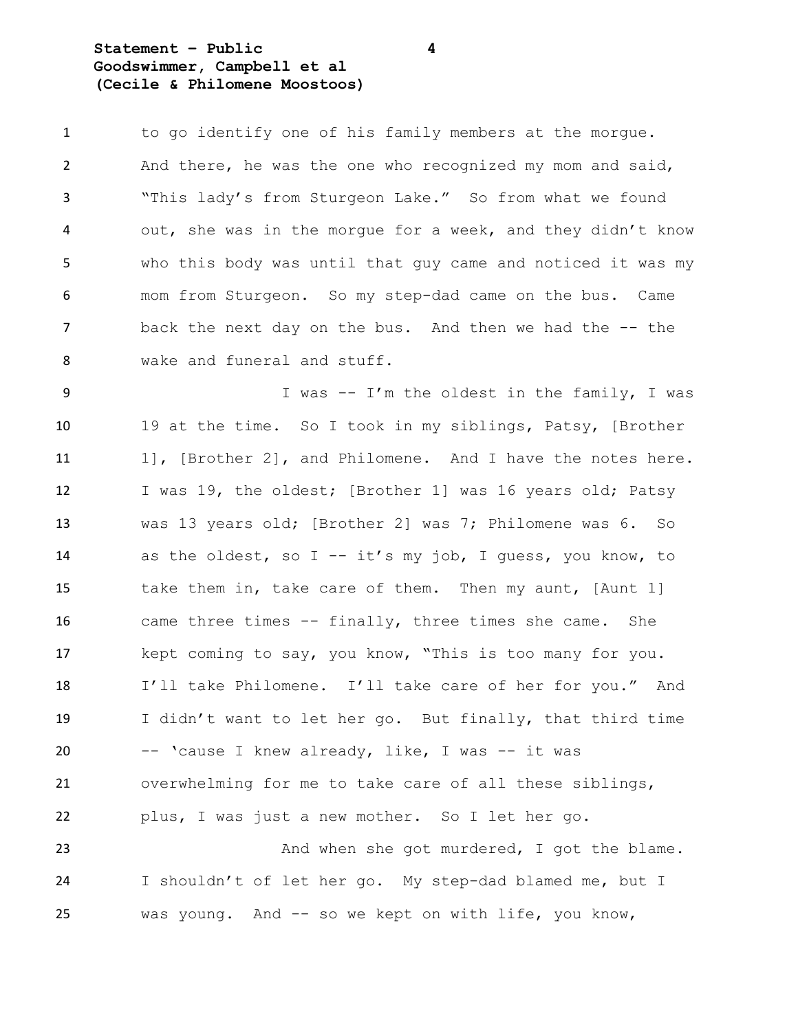to go identify one of his family members at the morgue. And there, he was the one who recognized my mom and said, "This lady's from Sturgeon Lake." So from what we found out, she was in the morgue for a week, and they didn't know who this body was until that guy came and noticed it was my mom from Sturgeon. So my step-dad came on the bus. Came back the next day on the bus. And then we had the -- the wake and funeral and stuff.

I was -- I'm the oldest in the family, I was 19 at the time. So I took in my siblings, Patsy, [Brother 1], [Brother 2], and Philomene. And I have the notes here. I was 19, the oldest; [Brother 1] was 16 years old; Patsy was 13 years old; [Brother 2] was 7; Philomene was 6. So as the oldest, so I -- it's my job, I guess, you know, to take them in, take care of them. Then my aunt, [Aunt 1] came three times -- finally, three times she came. She kept coming to say, you know, "This is too many for you. I'll take Philomene. I'll take care of her for you." And I didn't want to let her go. But finally, that third time -- 'cause I knew already, like, I was -- it was overwhelming for me to take care of all these siblings, plus, I was just a new mother. So I let her go.

And when she got murdered, I got the blame. I shouldn't of let her go. My step-dad blamed me, but I was young. And -- so we kept on with life, you know,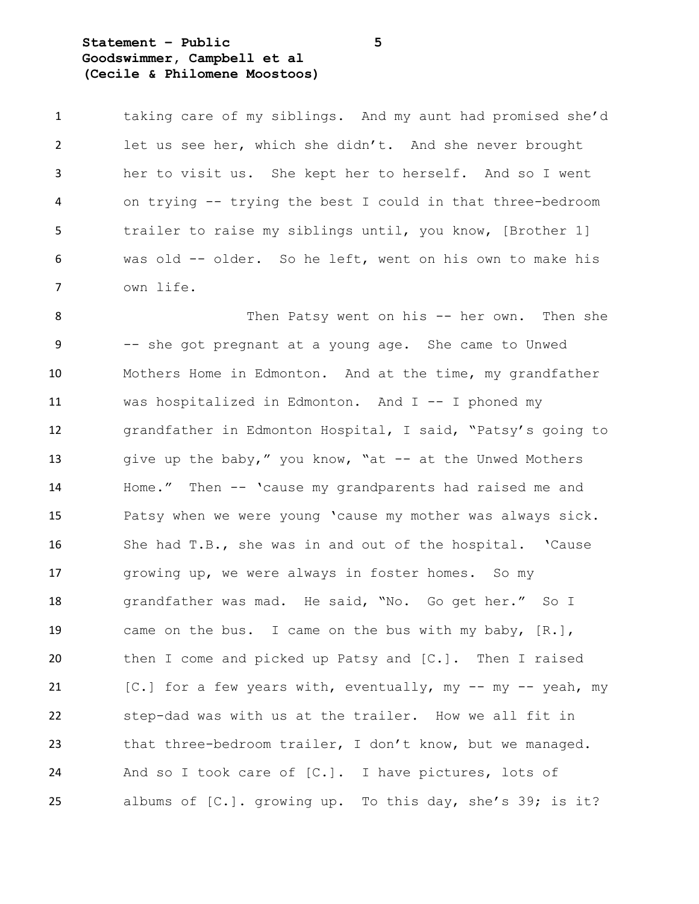taking care of my siblings. And my aunt had promised she'd let us see her, which she didn't. And she never brought her to visit us. She kept her to herself. And so I went on trying -- trying the best I could in that three-bedroom trailer to raise my siblings until, you know, [Brother 1] was old -- older. So he left, went on his own to make his own life.

Then Patsy went on his -- her own. Then she -- she got pregnant at a young age. She came to Unwed Mothers Home in Edmonton. And at the time, my grandfather was hospitalized in Edmonton. And I -- I phoned my grandfather in Edmonton Hospital, I said, "Patsy's going to give up the baby," you know, "at -- at the Unwed Mothers Home." Then -- 'cause my grandparents had raised me and Patsy when we were young 'cause my mother was always sick. She had T.B., she was in and out of the hospital. 'Cause growing up, we were always in foster homes. So my grandfather was mad. He said, "No. Go get her." So I came on the bus. I came on the bus with my baby, [R.], then I come and picked up Patsy and [C.]. Then I raised [C.] for a few years with, eventually, my -- my -- yeah, my step-dad was with us at the trailer. How we all fit in that three-bedroom trailer, I don't know, but we managed. And so I took care of [C.]. I have pictures, lots of albums of [C.]. growing up. To this day, she's 39; is it?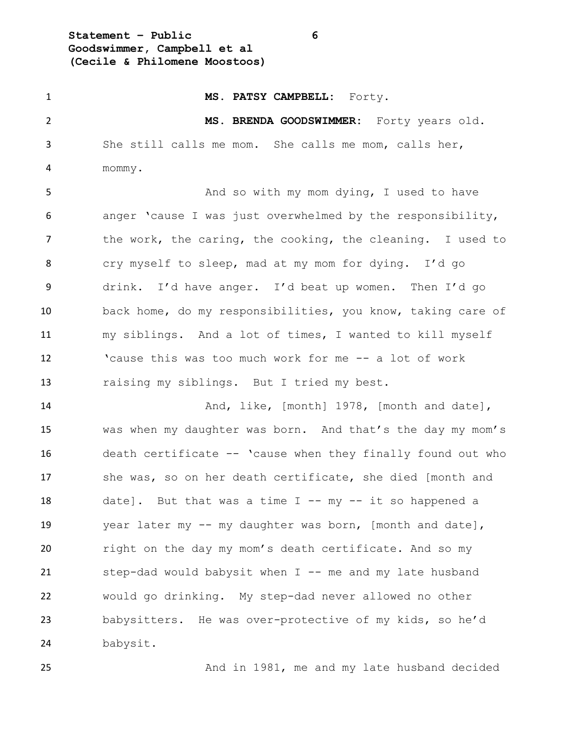**MS. PATSY CAMPBELL:** Forty.

**MS. BRENDA GOODSWIMMER:** Forty years old. She still calls me mom. She calls me mom, calls her, mommy.

And so with my mom dying, I used to have anger 'cause I was just overwhelmed by the responsibility, the work, the caring, the cooking, the cleaning. I used to cry myself to sleep, mad at my mom for dying. I'd go drink. I'd have anger. I'd beat up women. Then I'd go back home, do my responsibilities, you know, taking care of my siblings. And a lot of times, I wanted to kill myself 'cause this was too much work for me -- a lot of work raising my siblings. But I tried my best.

And, like, [month] 1978, [month and date], was when my daughter was born. And that's the day my mom's death certificate -- 'cause when they finally found out who she was, so on her death certificate, she died [month and date]. But that was a time I -- my -- it so happened a year later my -- my daughter was born, [month and date], right on the day my mom's death certificate. And so my step-dad would babysit when I -- me and my late husband would go drinking. My step-dad never allowed no other babysitters. He was over-protective of my kids, so he'd babysit.

And in 1981, me and my late husband decided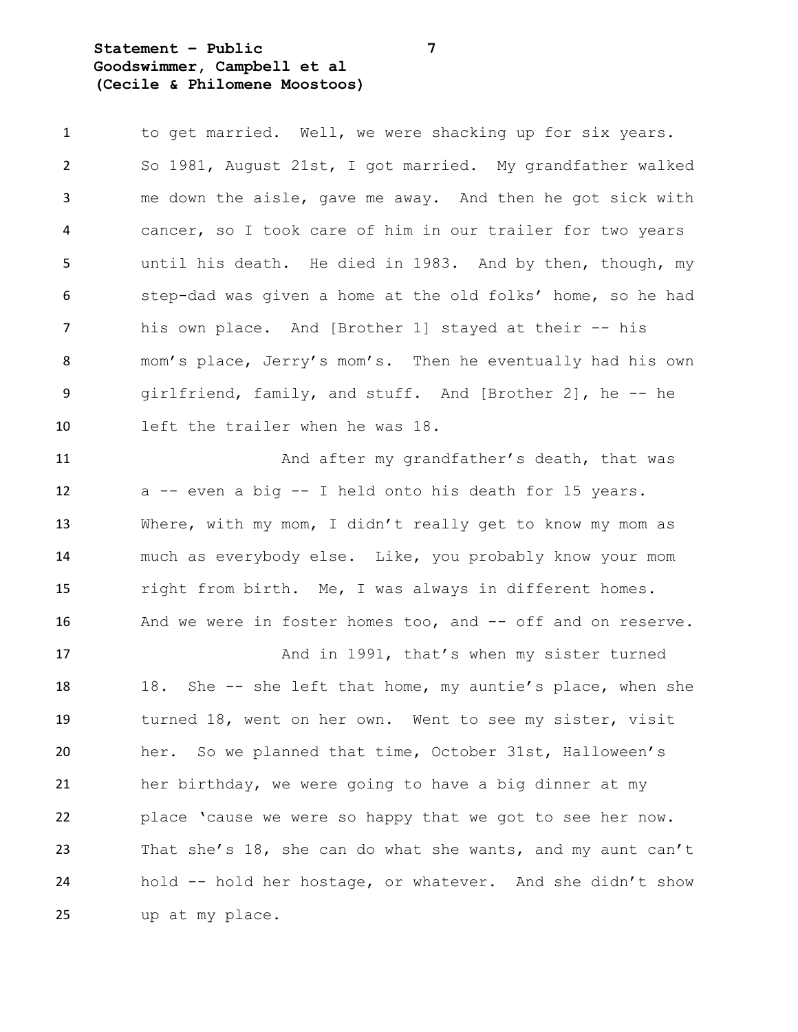to get married. Well, we were shacking up for six years. So 1981, August 21st, I got married. My grandfather walked me down the aisle, gave me away. And then he got sick with cancer, so I took care of him in our trailer for two years until his death. He died in 1983. And by then, though, my step-dad was given a home at the old folks' home, so he had his own place. And [Brother 1] stayed at their -- his mom's place, Jerry's mom's. Then he eventually had his own girlfriend, family, and stuff. And [Brother 2], he -- he left the trailer when he was 18.

And after my grandfather's death, that was a -- even a big -- I held onto his death for 15 years. Where, with my mom, I didn't really get to know my mom as much as everybody else. Like, you probably know your mom right from birth. Me, I was always in different homes. And we were in foster homes too, and -- off and on reserve.

And in 1991, that's when my sister turned 18. She -- she left that home, my auntie's place, when she turned 18, went on her own. Went to see my sister, visit her. So we planned that time, October 31st, Halloween's her birthday, we were going to have a big dinner at my place 'cause we were so happy that we got to see her now. That she's 18, she can do what she wants, and my aunt can't hold -- hold her hostage, or whatever. And she didn't show up at my place.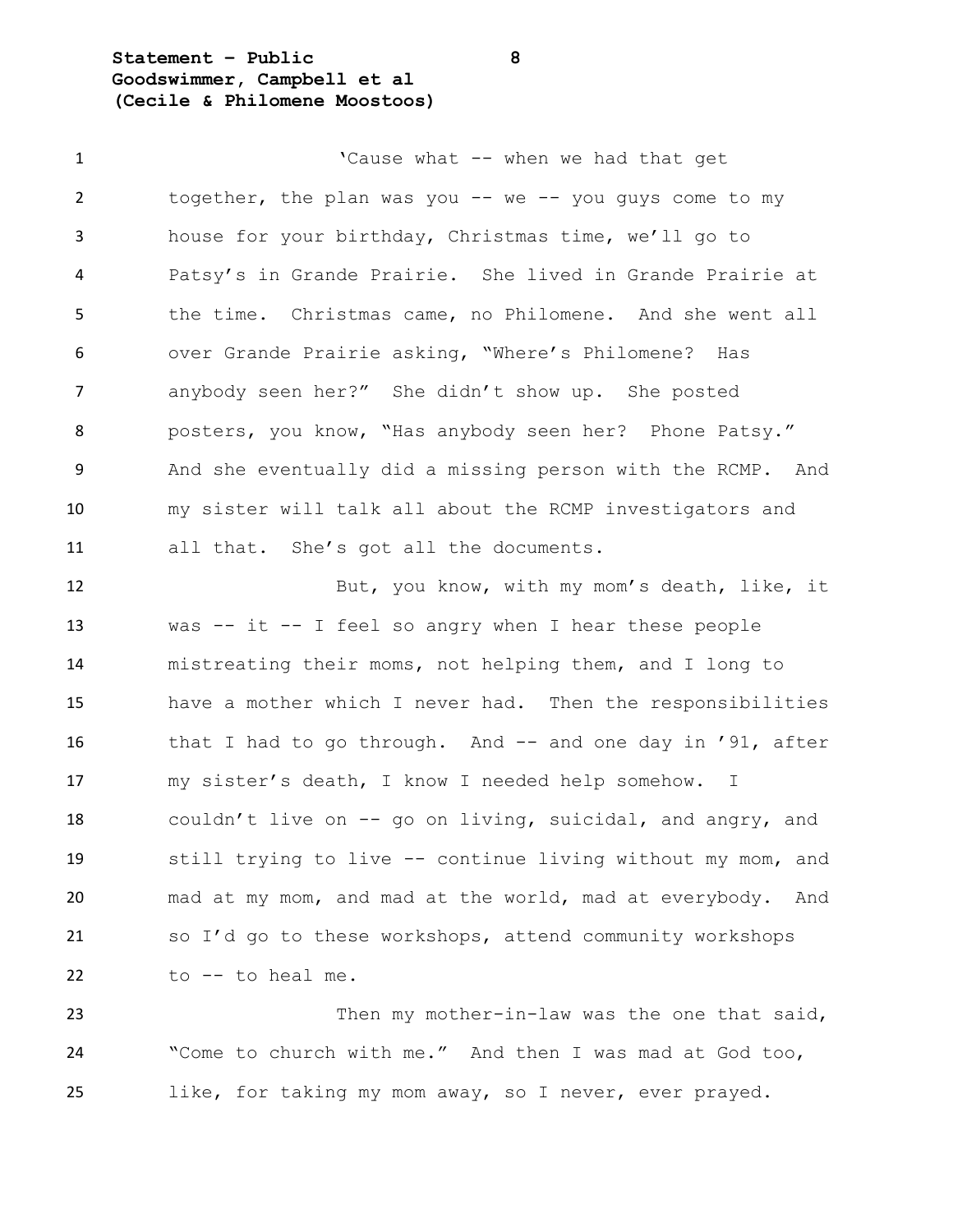'Cause what -- when we had that get together, the plan was you -- we -- you guys come to my house for your birthday, Christmas time, we'll go to Patsy's in Grande Prairie. She lived in Grande Prairie at the time. Christmas came, no Philomene. And she went all over Grande Prairie asking, "Where's Philomene? Has anybody seen her?" She didn't show up. She posted posters, you know, "Has anybody seen her? Phone Patsy." And she eventually did a missing person with the RCMP. And my sister will talk all about the RCMP investigators and all that. She's got all the documents.

But, you know, with my mom's death, like, it was -- it -- I feel so angry when I hear these people mistreating their moms, not helping them, and I long to have a mother which I never had. Then the responsibilities that I had to go through. And -- and one day in '91, after my sister's death, I know I needed help somehow. I couldn't live on -- go on living, suicidal, and angry, and still trying to live -- continue living without my mom, and mad at my mom, and mad at the world, mad at everybody. And so I'd go to these workshops, attend community workshops to -- to heal me.

Then my mother-in-law was the one that said, "Come to church with me." And then I was mad at God too, like, for taking my mom away, so I never, ever prayed.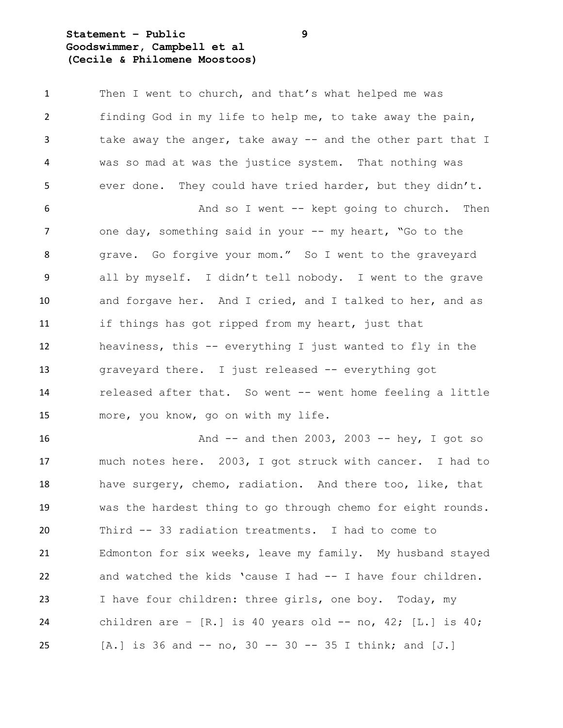Then I went to church, and that's what helped me was finding God in my life to help me, to take away the pain, take away the anger, take away -- and the other part that I was so mad at was the justice system. That nothing was ever done. They could have tried harder, but they didn't.

And so I went -- kept going to church. Then one day, something said in your -- my heart, "Go to the grave. Go forgive your mom." So I went to the graveyard all by myself. I didn't tell nobody. I went to the grave and forgave her. And I cried, and I talked to her, and as if things has got ripped from my heart, just that heaviness, this -- everything I just wanted to fly in the graveyard there. I just released -- everything got released after that. So went -- went home feeling a little more, you know, go on with my life.

And -- and then 2003, 2003 -- hey, I got so much notes here. 2003, I got struck with cancer. I had to have surgery, chemo, radiation. And there too, like, that was the hardest thing to go through chemo for eight rounds. Third -- 33 radiation treatments. I had to come to Edmonton for six weeks, leave my family. My husband stayed and watched the kids 'cause I had -- I have four children. I have four children: three girls, one boy. Today, my children are – [R.] is 40 years old -- no, 42; [L.] is 40; [A.] is 36 and -- no, 30 -- 30 -- 35 I think; and [J.]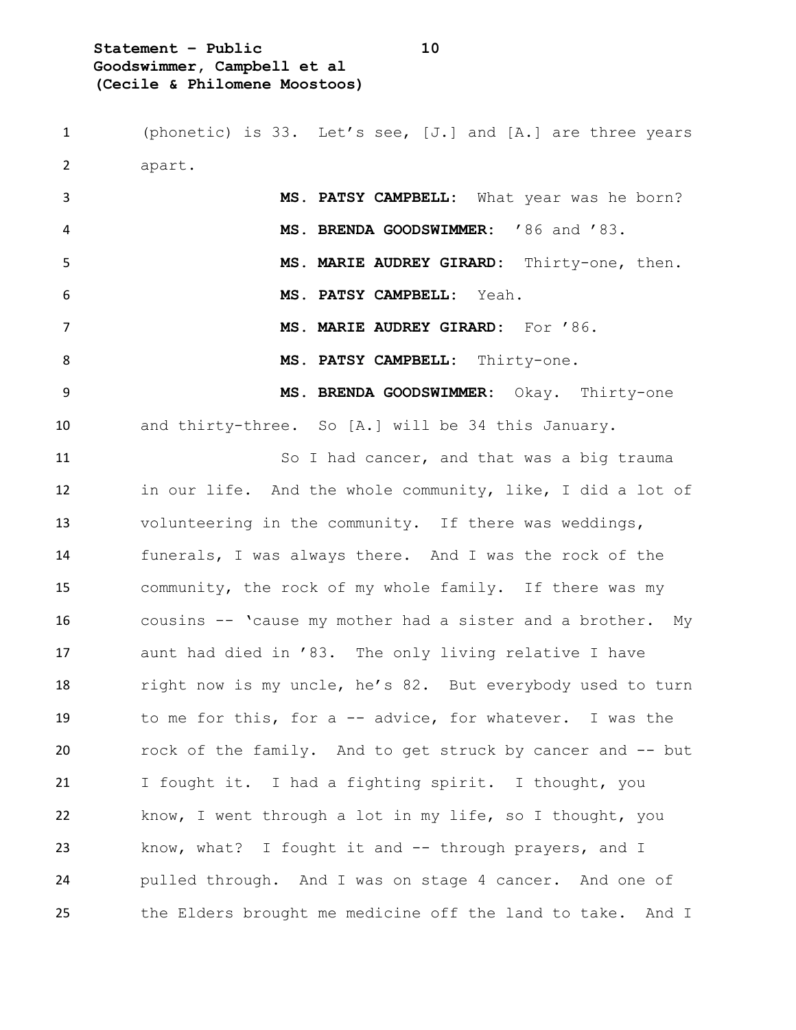(phonetic) is 33. Let's see, [J.] and [A.] are three years apart.

**MS. PATSY CAMPBELL:** What year was he born?

**MS. BRENDA GOODSWIMMER:** '86 and '83.

**MS. MARIE AUDREY GIRARD:** Thirty-one, then.

**MS. PATSY CAMPBELL:** Yeah.

**MS. MARIE AUDREY GIRARD:** For '86.

**MS. PATSY CAMPBELL:** Thirty-one.

**MS. BRENDA GOODSWIMMER:** Okay. Thirty-one and thirty-three. So [A.] will be 34 this January.

So I had cancer, and that was a big trauma in our life. And the whole community, like, I did a lot of volunteering in the community. If there was weddings, funerals, I was always there. And I was the rock of the community, the rock of my whole family. If there was my cousins -- 'cause my mother had a sister and a brother. My aunt had died in '83. The only living relative I have right now is my uncle, he's 82. But everybody used to turn to me for this, for a -- advice, for whatever. I was the rock of the family. And to get struck by cancer and -- but I fought it. I had a fighting spirit. I thought, you know, I went through a lot in my life, so I thought, you know, what? I fought it and -- through prayers, and I pulled through. And I was on stage 4 cancer. And one of the Elders brought me medicine off the land to take. And I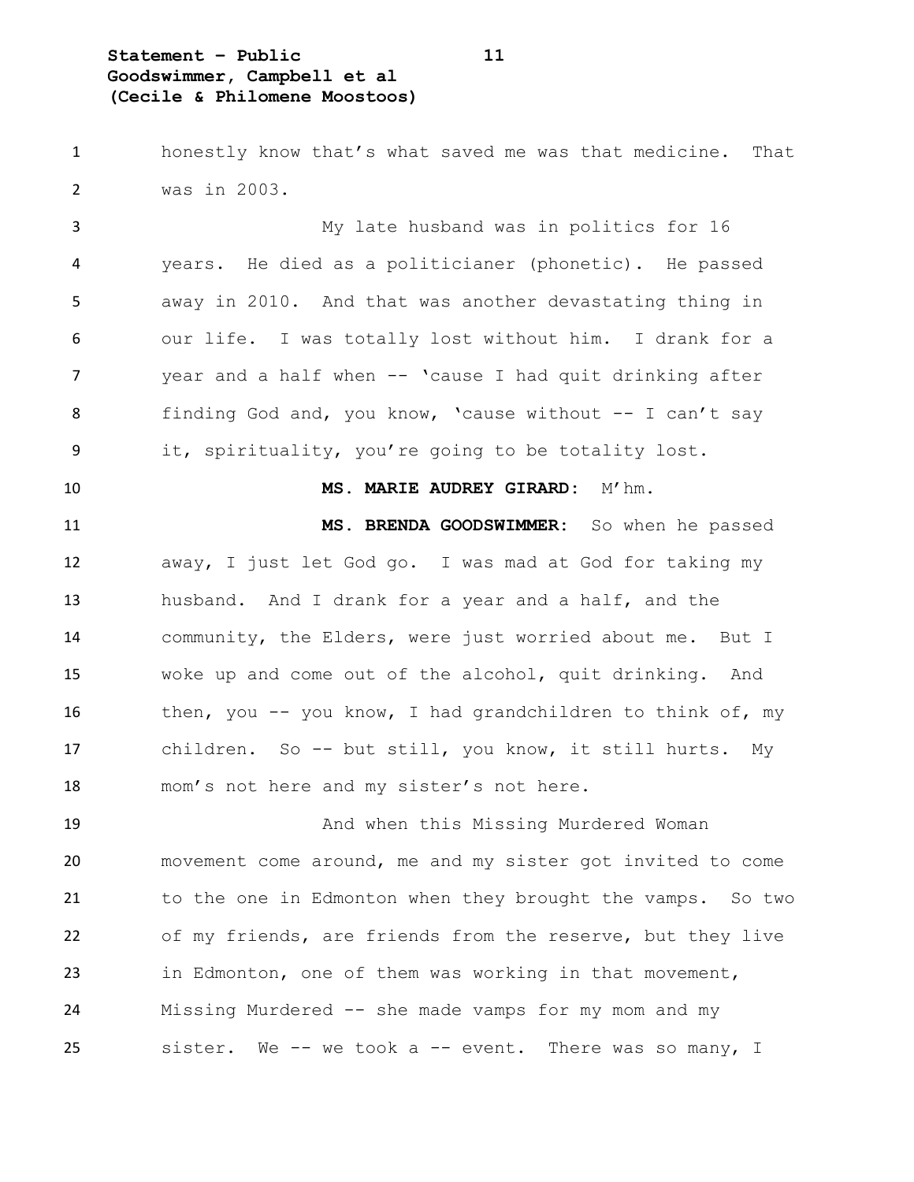honestly know that's what saved me was that medicine. That was in 2003.

My late husband was in politics for 16 years. He died as a politicianer (phonetic). He passed away in 2010. And that was another devastating thing in our life. I was totally lost without him. I drank for a year and a half when -- 'cause I had quit drinking after finding God and, you know, 'cause without -- I can't say it, spirituality, you're going to be totality lost.

**MS. MARIE AUDREY GIRARD:** M'hm.

**MS. BRENDA GOODSWIMMER:** So when he passed away, I just let God go. I was mad at God for taking my husband. And I drank for a year and a half, and the community, the Elders, were just worried about me. But I woke up and come out of the alcohol, quit drinking. And then, you -- you know, I had grandchildren to think of, my children. So -- but still, you know, it still hurts. My mom's not here and my sister's not here.

And when this Missing Murdered Woman movement come around, me and my sister got invited to come to the one in Edmonton when they brought the vamps. So two of my friends, are friends from the reserve, but they live in Edmonton, one of them was working in that movement, Missing Murdered -- she made vamps for my mom and my sister. We -- we took a -- event. There was so many, I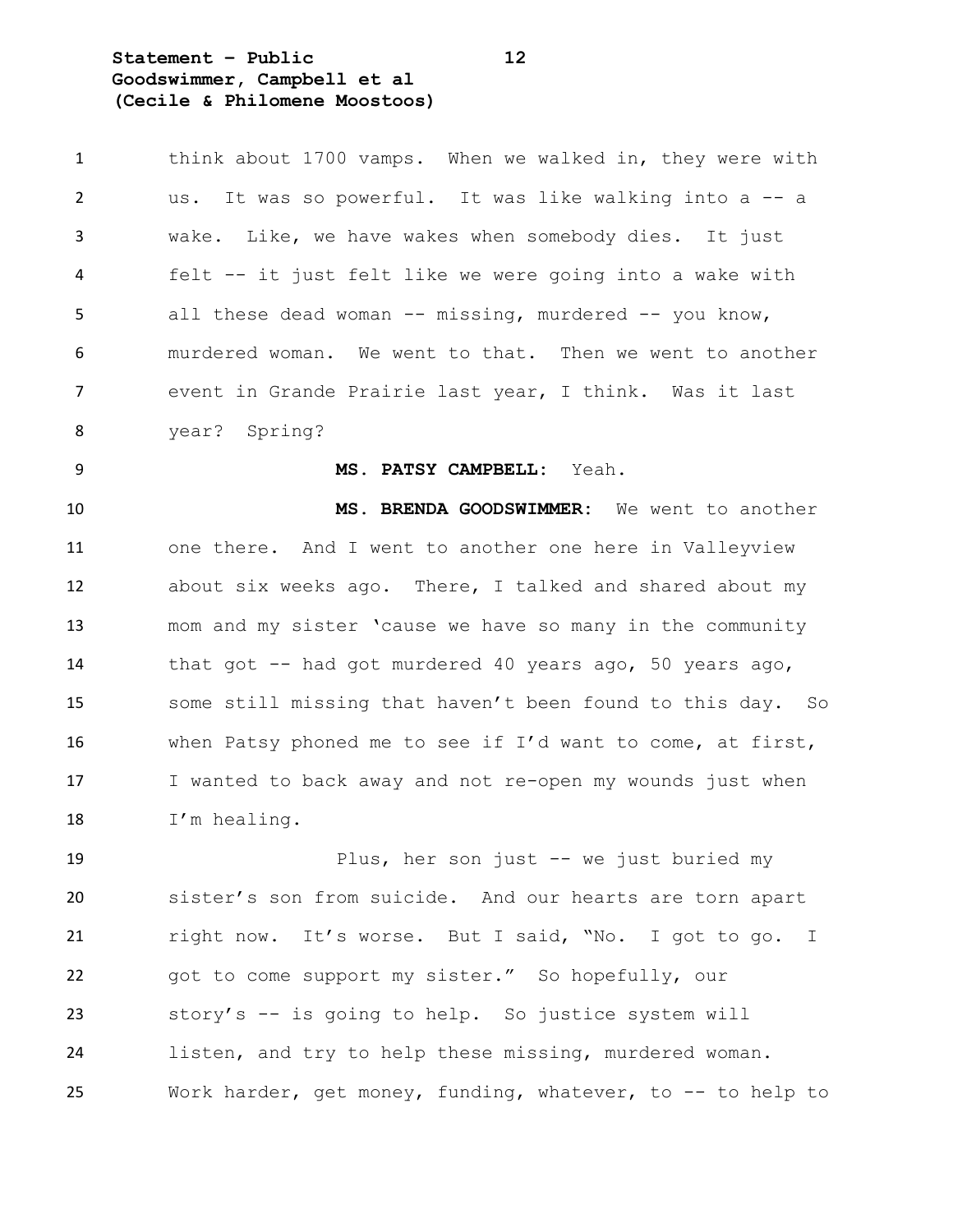think about 1700 vamps. When we walked in, they were with us. It was so powerful. It was like walking into a -- a wake. Like, we have wakes when somebody dies. It just felt -- it just felt like we were going into a wake with all these dead woman -- missing, murdered -- you know, murdered woman. We went to that. Then we went to another event in Grande Prairie last year, I think. Was it last year? Spring?

**MS. PATSY CAMPBELL:** Yeah.

**MS. BRENDA GOODSWIMMER:** We went to another one there. And I went to another one here in Valleyview about six weeks ago. There, I talked and shared about my mom and my sister 'cause we have so many in the community that got -- had got murdered 40 years ago, 50 years ago, some still missing that haven't been found to this day. So when Patsy phoned me to see if I'd want to come, at first, I wanted to back away and not re-open my wounds just when I'm healing.

Plus, her son just -- we just buried my sister's son from suicide. And our hearts are torn apart right now. It's worse. But I said, "No. I got to go. I got to come support my sister." So hopefully, our story's -- is going to help. So justice system will listen, and try to help these missing, murdered woman. Work harder, get money, funding, whatever, to -- to help to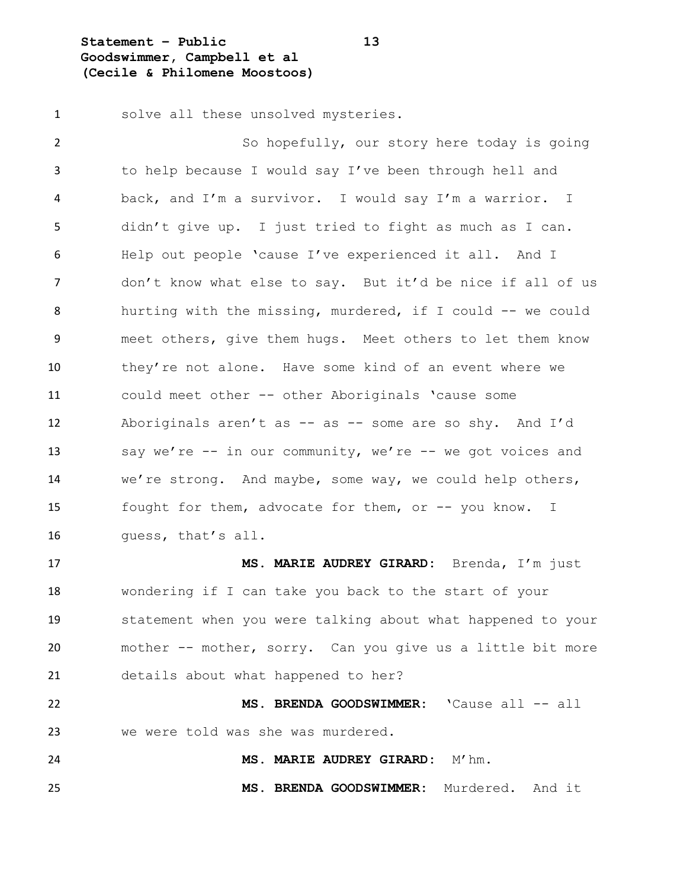solve all these unsolved mysteries.

So hopefully, our story here today is going to help because I would say I've been through hell and back, and I'm a survivor. I would say I'm a warrior. I didn't give up. I just tried to fight as much as I can. Help out people 'cause I've experienced it all. And I don't know what else to say. But it'd be nice if all of us hurting with the missing, murdered, if I could -- we could meet others, give them hugs. Meet others to let them know they're not alone. Have some kind of an event where we could meet other -- other Aboriginals 'cause some Aboriginals aren't as -- as -- some are so shy. And I'd say we're -- in our community, we're -- we got voices and we're strong. And maybe, some way, we could help others, fought for them, advocate for them, or -- you know. I guess, that's all.

**MS. MARIE AUDREY GIRARD:** Brenda, I'm just wondering if I can take you back to the start of your statement when you were talking about what happened to your mother -- mother, sorry. Can you give us a little bit more details about what happened to her?

**MS. BRENDA GOODSWIMMER:** 'Cause all -- all we were told was she was murdered.

**MS. MARIE AUDREY GIRARD:** M'hm.

**MS. BRENDA GOODSWIMMER:** Murdered. And it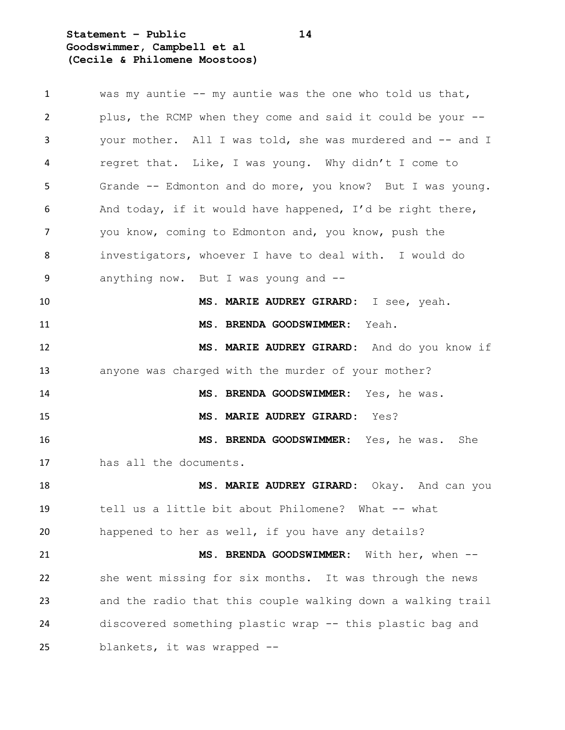was my auntie -- my auntie was the one who told us that, plus, the RCMP when they come and said it could be your -- your mother. All I was told, she was murdered and -- and I regret that. Like, I was young. Why didn't I come to Grande -- Edmonton and do more, you know? But I was young. And today, if it would have happened, I'd be right there, you know, coming to Edmonton and, you know, push the investigators, whoever I have to deal with. I would do anything now. But I was young and --

**MS. MARIE AUDREY GIRARD:** I see, yeah.

**MS. BRENDA GOODSWIMMER:** Yeah.

**MS. MARIE AUDREY GIRARD:** And do you know if anyone was charged with the murder of your mother?

**MS. BRENDA GOODSWIMMER:** Yes, he was.

**MS. MARIE AUDREY GIRARD:** Yes?

**MS. BRENDA GOODSWIMMER:** Yes, he was. She has all the documents.

**MS. MARIE AUDREY GIRARD:** Okay. And can you tell us a little bit about Philomene? What -- what happened to her as well, if you have any details?

**MS. BRENDA GOODSWIMMER:** With her, when -- she went missing for six months. It was through the news and the radio that this couple walking down a walking trail discovered something plastic wrap -- this plastic bag and blankets, it was wrapped --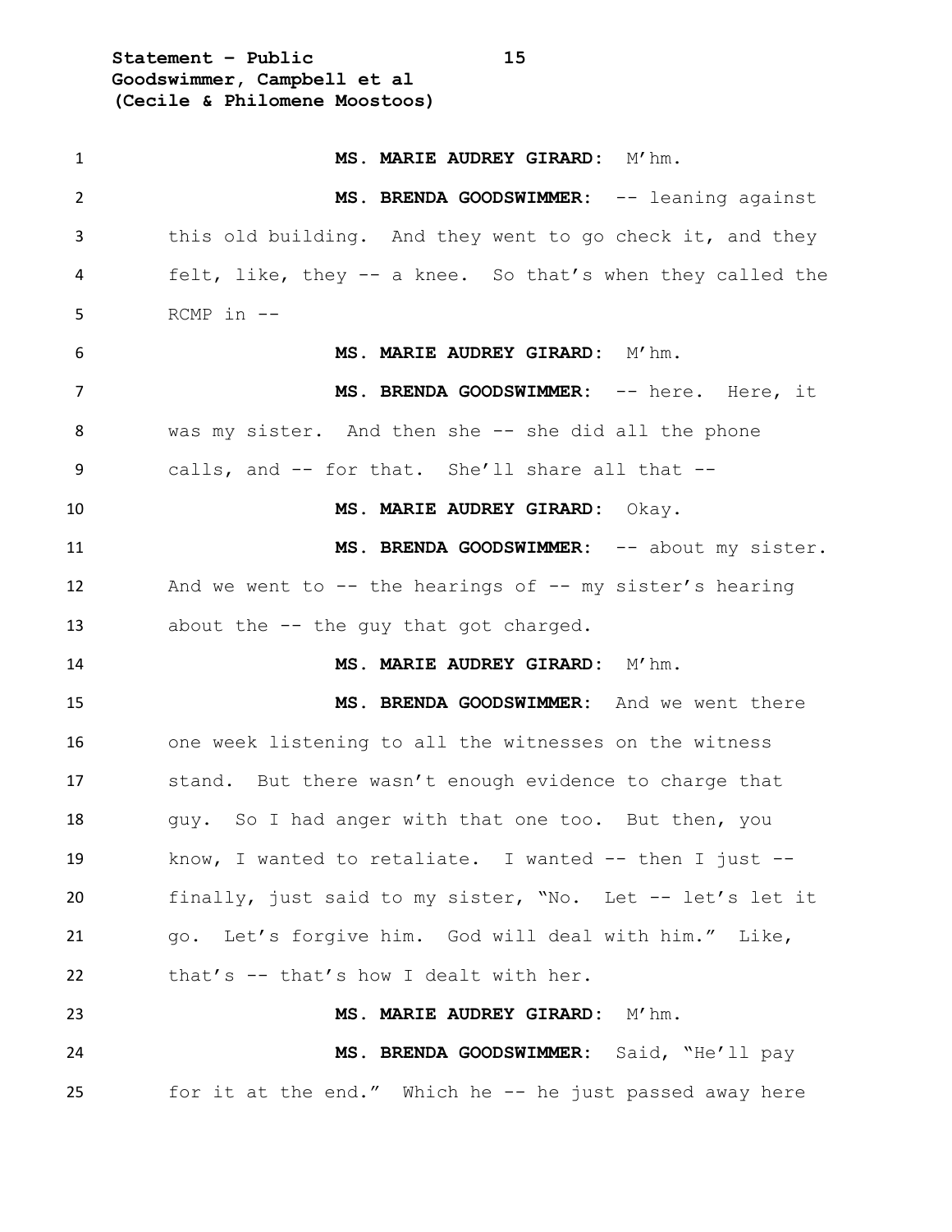**MS. MARIE AUDREY GIRARD:** M'hm.

**MS. BRENDA GOODSWIMMER:** -- leaning against this old building. And they went to go check it, and they felt, like, they -- a knee. So that's when they called the RCMP in --

**MS. MARIE AUDREY GIRARD:** M'hm.

**MS. BRENDA GOODSWIMMER:** -- here. Here, it was my sister. And then she -- she did all the phone calls, and -- for that. She'll share all that --

**MS. MARIE AUDREY GIRARD:** Okay.

**MS. BRENDA GOODSWIMMER:** -- about my sister. And we went to -- the hearings of -- my sister's hearing about the -- the guy that got charged.

**MS. MARIE AUDREY GIRARD:** M'hm.

**MS. BRENDA GOODSWIMMER:** And we went there one week listening to all the witnesses on the witness stand. But there wasn't enough evidence to charge that guy. So I had anger with that one too. But then, you know, I wanted to retaliate. I wanted -- then I just -- finally, just said to my sister, "No. Let -- let's let it go. Let's forgive him. God will deal with him." Like, that's -- that's how I dealt with her.

**MS. MARIE AUDREY GIRARD:** M'hm.

**MS. BRENDA GOODSWIMMER:** Said, "He'll pay for it at the end." Which he -- he just passed away here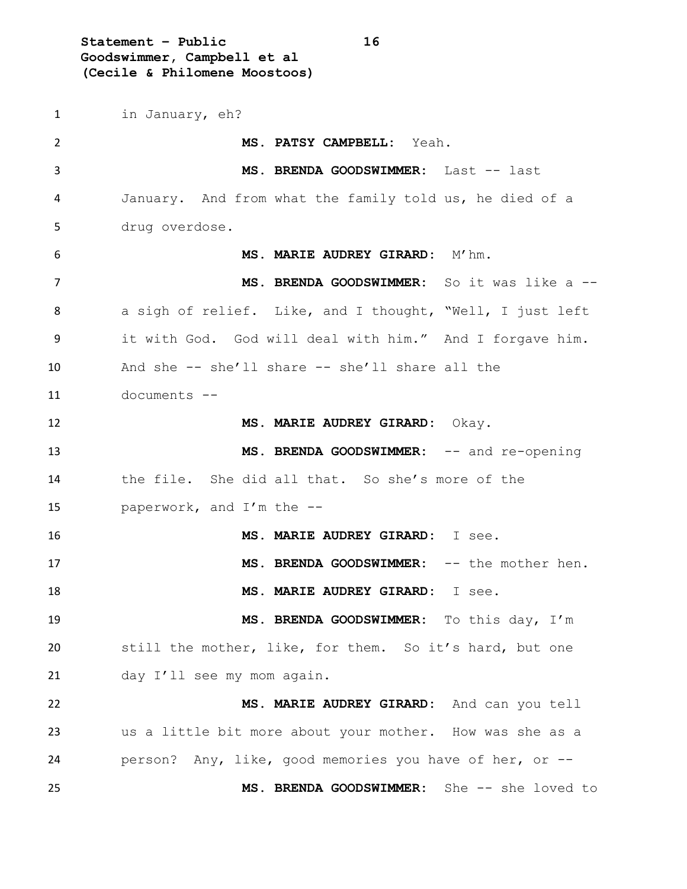in January, eh?

**MS. PATSY CAMPBELL:** Yeah.

**MS. BRENDA GOODSWIMMER:** Last -- last January. And from what the family told us, he died of a drug overdose.

**MS. MARIE AUDREY GIRARD:** M'hm.

**MS. BRENDA GOODSWIMMER:** So it was like a -- a sigh of relief. Like, and I thought, "Well, I just left it with God. God will deal with him." And I forgave him. And she -- she'll share -- she'll share all the documents --

**MS. MARIE AUDREY GIRARD:** Okay.

**MS. BRENDA GOODSWIMMER:** -- and re-opening the file. She did all that. So she's more of the paperwork, and I'm the --

**MS. MARIE AUDREY GIRARD:** I see.

**MS. BRENDA GOODSWIMMER:** -- the mother hen.

**MS. MARIE AUDREY GIRARD:** I see.

**MS. BRENDA GOODSWIMMER:** To this day, I'm still the mother, like, for them. So it's hard, but one day I'll see my mom again.

**MS. MARIE AUDREY GIRARD:** And can you tell us a little bit more about your mother. How was she as a person? Any, like, good memories you have of her, or --

**MS. BRENDA GOODSWIMMER:** She -- she loved to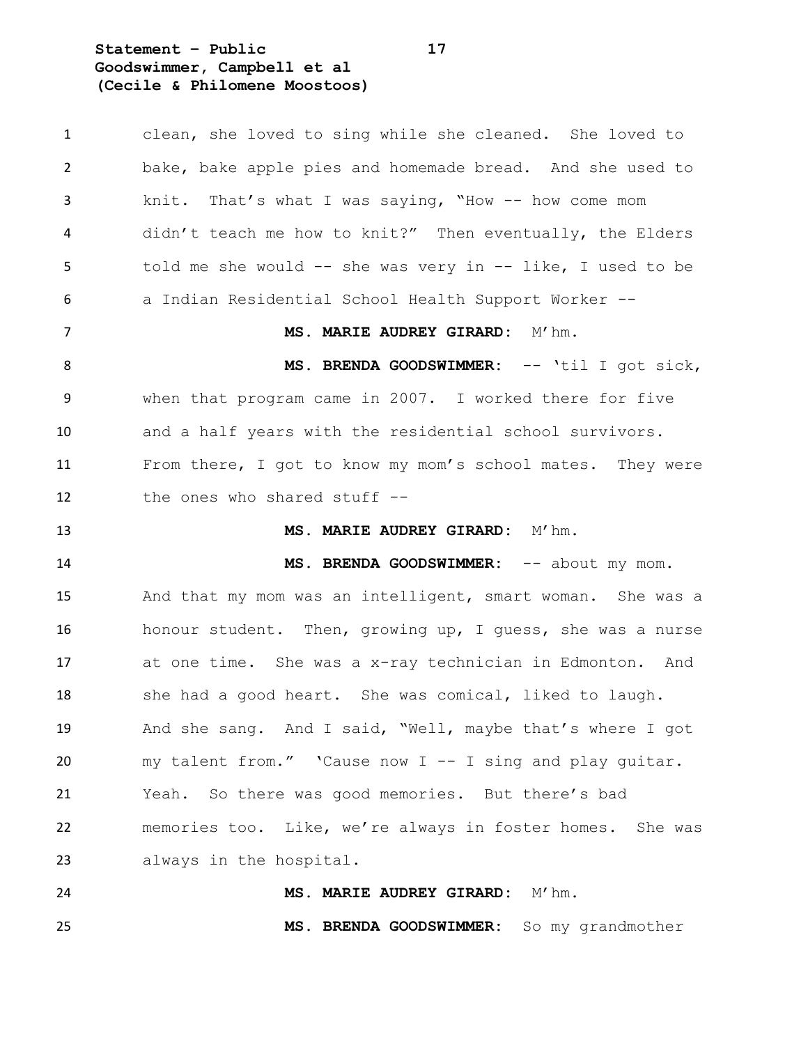clean, she loved to sing while she cleaned. She loved to bake, bake apple pies and homemade bread. And she used to knit. That's what I was saying, "How -- how come mom didn't teach me how to knit?" Then eventually, the Elders told me she would -- she was very in -- like, I used to be a Indian Residential School Health Support Worker --

**MS. MARIE AUDREY GIRARD:** M'hm.

**MS. BRENDA GOODSWIMMER:** -- 'til I got sick, when that program came in 2007. I worked there for five and a half years with the residential school survivors. From there, I got to know my mom's school mates. They were the ones who shared stuff --

**MS. MARIE AUDREY GIRARD:** M'hm.

**MS. BRENDA GOODSWIMMER:** -- about my mom. And that my mom was an intelligent, smart woman. She was a honour student. Then, growing up, I guess, she was a nurse at one time. She was a x-ray technician in Edmonton. And she had a good heart. She was comical, liked to laugh. And she sang. And I said, "Well, maybe that's where I got my talent from." 'Cause now I -- I sing and play guitar. Yeah. So there was good memories. But there's bad memories too. Like, we're always in foster homes. She was always in the hospital.

**MS. MARIE AUDREY GIRARD:** M'hm.

**MS. BRENDA GOODSWIMMER:** So my grandmother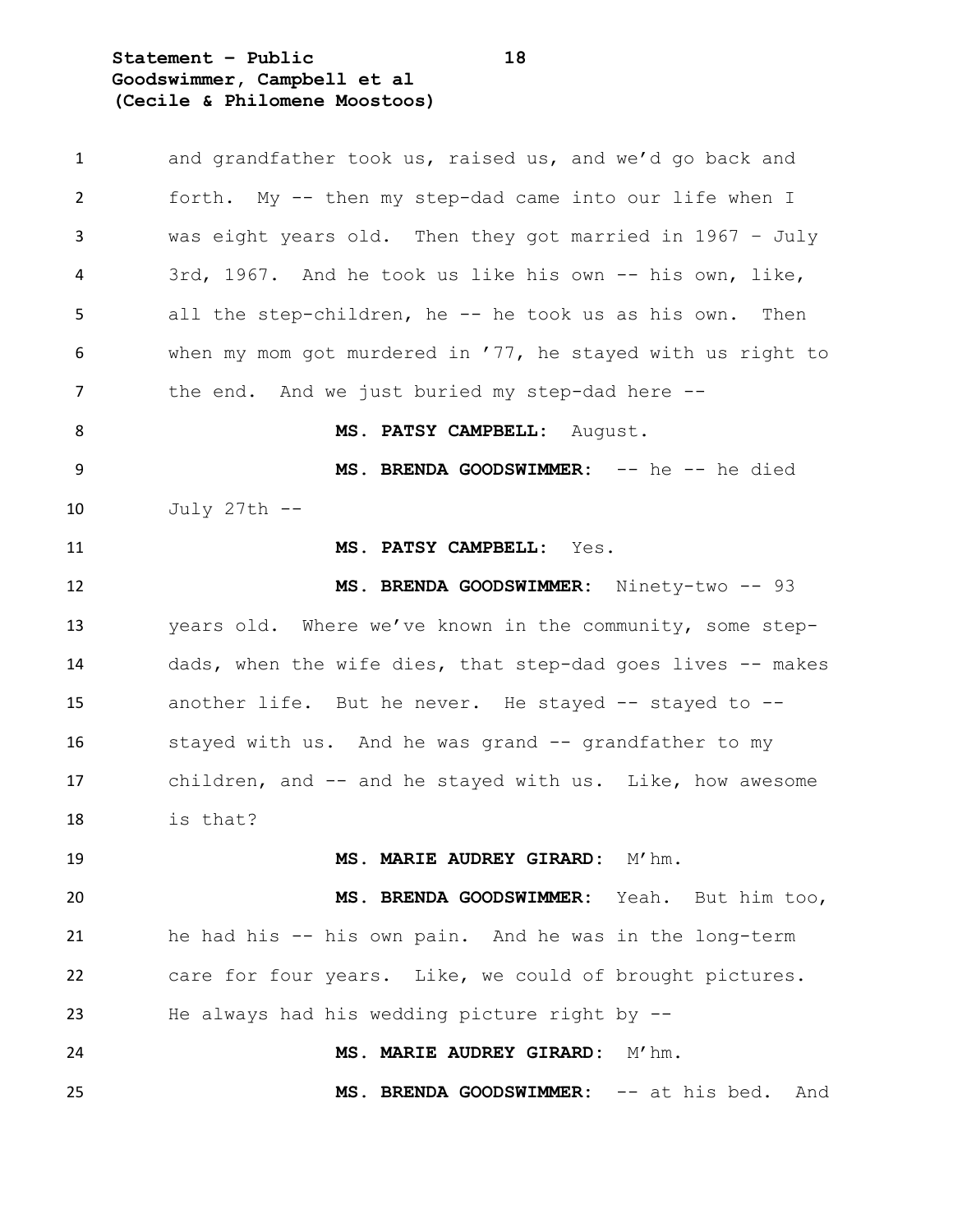and grandfather took us, raised us, and we'd go back and forth. My -- then my step-dad came into our life when I was eight years old. Then they got married in 1967 – July 3rd, 1967. And he took us like his own -- his own, like, all the step-children, he -- he took us as his own. Then when my mom got murdered in '77, he stayed with us right to the end. And we just buried my step-dad here --

**MS. PATSY CAMPBELL:** August.

**MS. BRENDA GOODSWIMMER:** -- he -- he died July 27th --

**MS. PATSY CAMPBELL:** Yes.

**MS. BRENDA GOODSWIMMER:** Ninety-two -- 93 years old. Where we've known in the community, some step-dads, when the wife dies, that step-dad goes lives -- makes another life. But he never. He stayed -- stayed to -- stayed with us. And he was grand -- grandfather to my children, and -- and he stayed with us. Like, how awesome is that?

**MS. MARIE AUDREY GIRARD:** M'hm.

**MS. BRENDA GOODSWIMMER:** Yeah. But him too, he had his -- his own pain. And he was in the long-term care for four years. Like, we could of brought pictures. He always had his wedding picture right by --

**MS. MARIE AUDREY GIRARD:** M'hm.

**MS. BRENDA GOODSWIMMER:** -- at his bed. And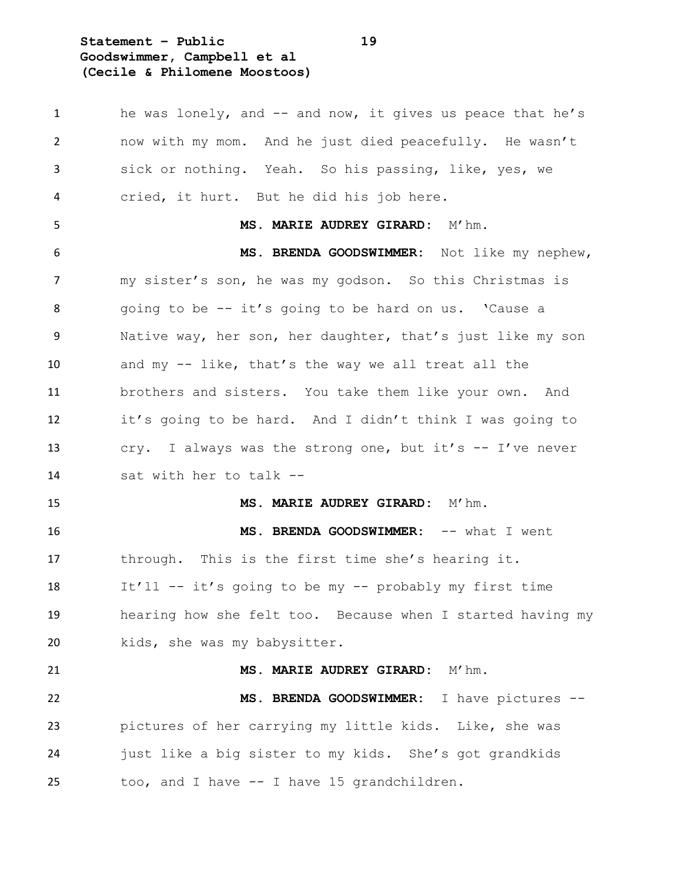he was lonely, and -- and now, it gives us peace that he's now with my mom. And he just died peacefully. He wasn't sick or nothing. Yeah. So his passing, like, yes, we cried, it hurt. But he did his job here.

**MS. MARIE AUDREY GIRARD:** M'hm.

**MS. BRENDA GOODSWIMMER:** Not like my nephew, my sister's son, he was my godson. So this Christmas is going to be -- it's going to be hard on us. 'Cause a Native way, her son, her daughter, that's just like my son and my -- like, that's the way we all treat all the brothers and sisters. You take them like your own. And it's going to be hard. And I didn't think I was going to cry. I always was the strong one, but it's -- I've never sat with her to talk --

**MS. MARIE AUDREY GIRARD:** M'hm.

**MS. BRENDA GOODSWIMMER:** -- what I went through. This is the first time she's hearing it. It'll -- it's going to be my -- probably my first time hearing how she felt too. Because when I started having my kids, she was my babysitter.

**MS. MARIE AUDREY GIRARD:** M'hm.

**MS. BRENDA GOODSWIMMER:** I have pictures -- pictures of her carrying my little kids. Like, she was just like a big sister to my kids. She's got grandkids too, and I have -- I have 15 grandchildren.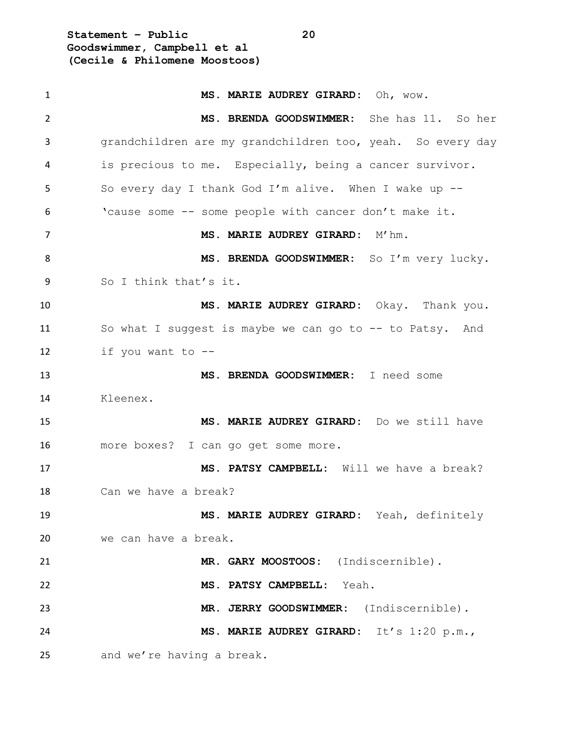**MS. MARIE AUDREY GIRARD:** Oh, wow.

**MS. BRENDA GOODSWIMMER:** She has 11. So her grandchildren are my grandchildren too, yeah. So every day is precious to me. Especially, being a cancer survivor. So every day I thank God I'm alive. When I wake up -- 'cause some -- some people with cancer don't make it.

**MS. MARIE AUDREY GIRARD:** M'hm.

**MS. BRENDA GOODSWIMMER:** So I'm very lucky. So I think that's it.

**MS. MARIE AUDREY GIRARD:** Okay. Thank you. So what I suggest is maybe we can go to -- to Patsy. And if you want to --

**MS. BRENDA GOODSWIMMER:** I need some Kleenex.

**MS. MARIE AUDREY GIRARD:** Do we still have more boxes? I can go get some more.

**MS. PATSY CAMPBELL:** Will we have a break? Can we have a break?

**MS. MARIE AUDREY GIRARD:** Yeah, definitely we can have a break.

**MR. GARY MOOSTOOS:** (Indiscernible).

**MS. PATSY CAMPBELL:** Yeah.

**MR. JERRY GOODSWIMMER:** (Indiscernible).

**MS. MARIE AUDREY GIRARD:** It's 1:20 p.m., and we're having a break.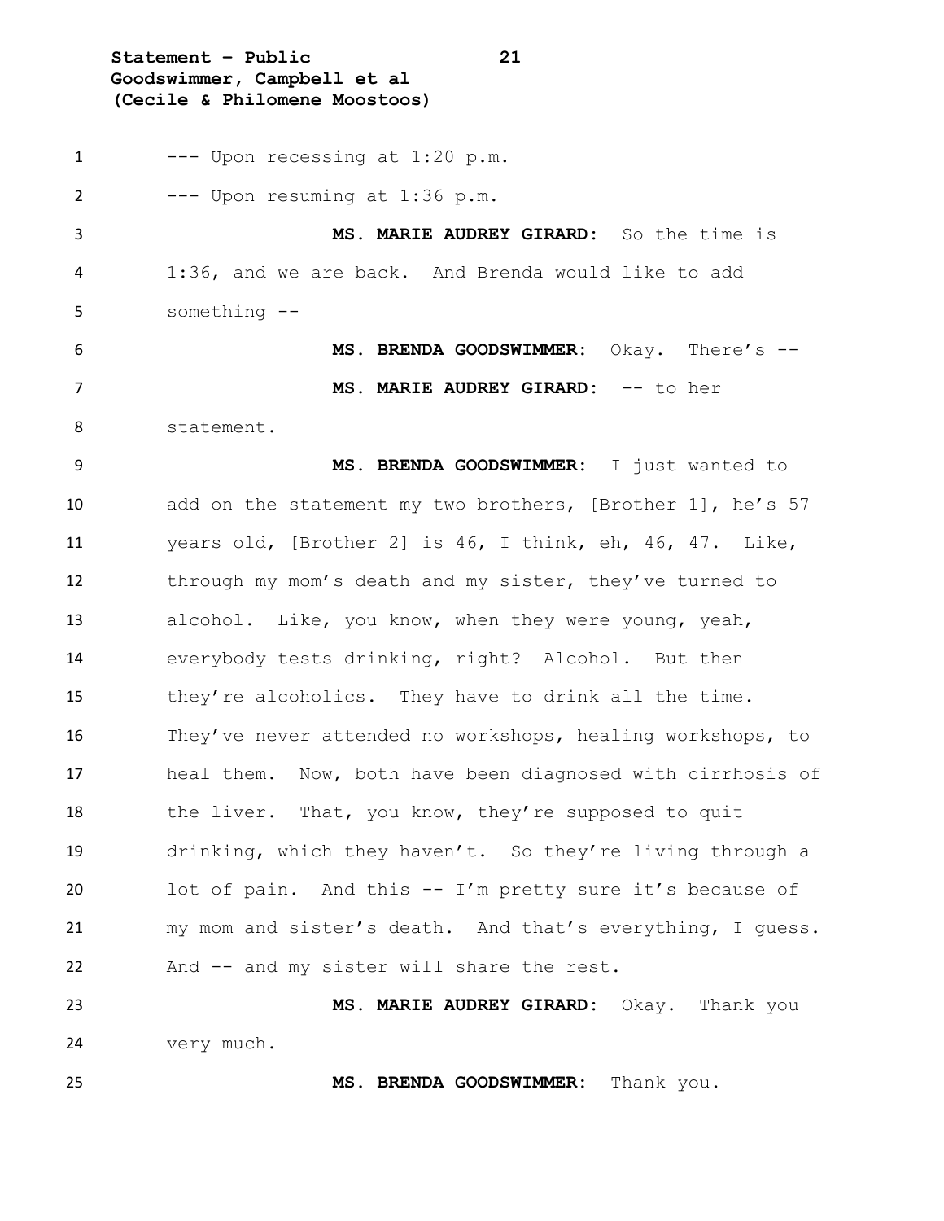--- Upon recessing at 1:20 p.m.

--- Upon resuming at 1:36 p.m.

**MS. MARIE AUDREY GIRARD:** So the time is 1:36, and we are back. And Brenda would like to add something --

**MS. BRENDA GOODSWIMMER:** Okay. There's --

**MS. MARIE AUDREY GIRARD:** -- to her statement.

**MS. BRENDA GOODSWIMMER:** I just wanted to add on the statement my two brothers, [Brother 1], he's 57 years old, [Brother 2] is 46, I think, eh, 46, 47. Like, through my mom's death and my sister, they've turned to alcohol. Like, you know, when they were young, yeah, everybody tests drinking, right? Alcohol. But then they're alcoholics. They have to drink all the time. They've never attended no workshops, healing workshops, to heal them. Now, both have been diagnosed with cirrhosis of the liver. That, you know, they're supposed to quit drinking, which they haven't. So they're living through a lot of pain. And this -- I'm pretty sure it's because of my mom and sister's death. And that's everything, I guess. And -- and my sister will share the rest.

**MS. MARIE AUDREY GIRARD:** Okay. Thank you very much.

**MS. BRENDA GOODSWIMMER:** Thank you.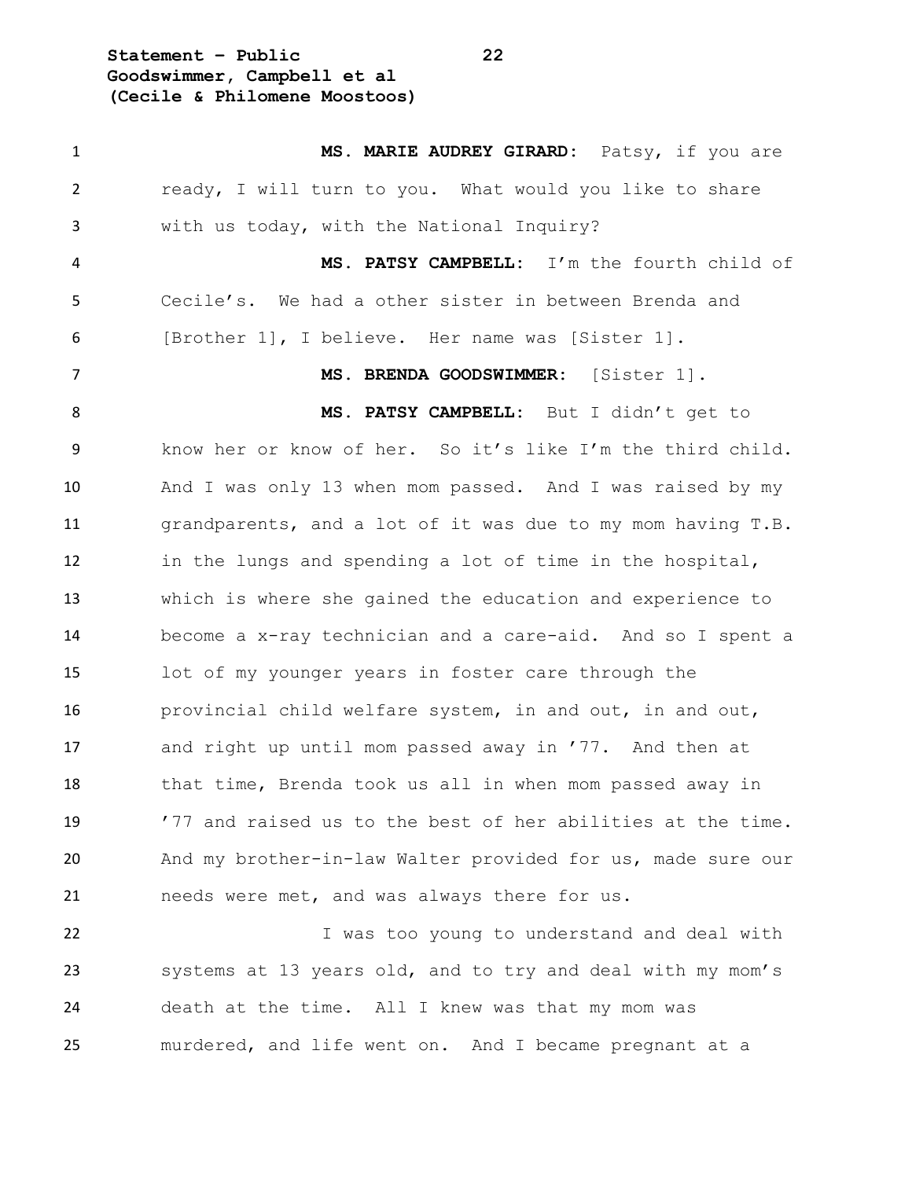**MS. MARIE AUDREY GIRARD:** Patsy, if you are ready, I will turn to you. What would you like to share with us today, with the National Inquiry?

**MS. PATSY CAMPBELL:** I'm the fourth child of Cecile's. We had a other sister in between Brenda and [Brother 1], I believe. Her name was [Sister 1].

**MS. BRENDA GOODSWIMMER:** [Sister 1].

**MS. PATSY CAMPBELL:** But I didn't get to know her or know of her. So it's like I'm the third child. And I was only 13 when mom passed. And I was raised by my grandparents, and a lot of it was due to my mom having T.B. in the lungs and spending a lot of time in the hospital, which is where she gained the education and experience to become a x-ray technician and a care-aid. And so I spent a lot of my younger years in foster care through the provincial child welfare system, in and out, in and out, and right up until mom passed away in '77. And then at that time, Brenda took us all in when mom passed away in '77 and raised us to the best of her abilities at the time. And my brother-in-law Walter provided for us, made sure our needs were met, and was always there for us.

I was too young to understand and deal with systems at 13 years old, and to try and deal with my mom's death at the time. All I knew was that my mom was murdered, and life went on. And I became pregnant at a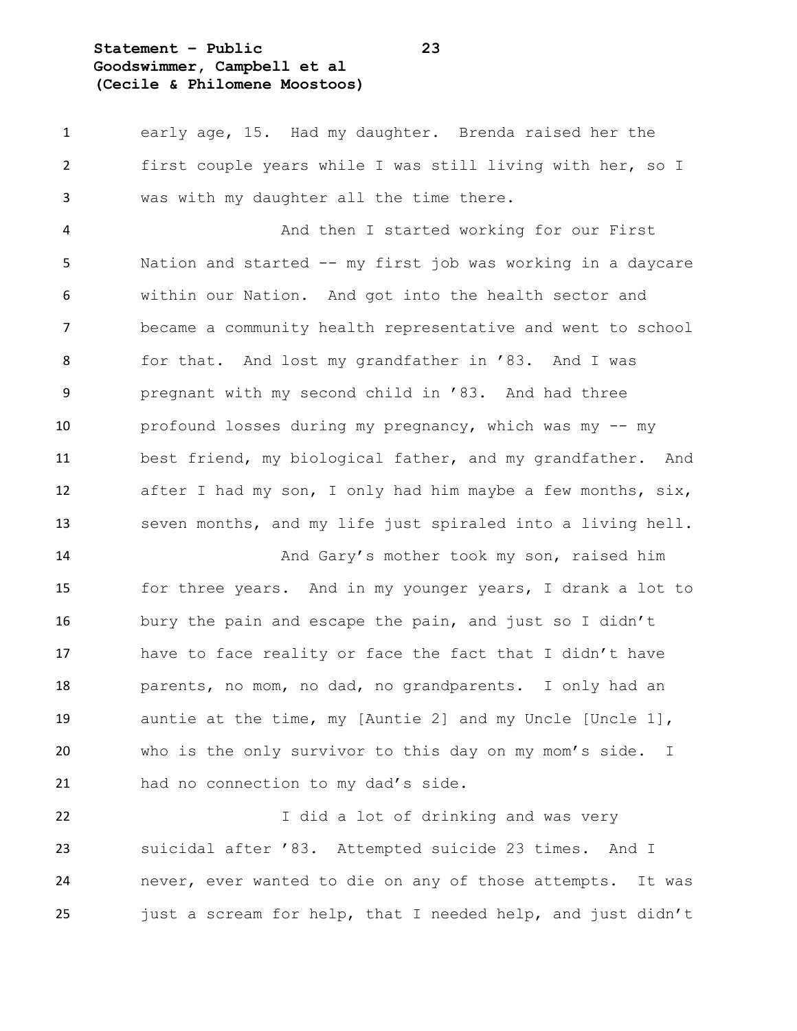early age, 15. Had my daughter. Brenda raised her the first couple years while I was still living with her, so I was with my daughter all the time there.

And then I started working for our First Nation and started -- my first job was working in a daycare within our Nation. And got into the health sector and became a community health representative and went to school for that. And lost my grandfather in ’83. And I was pregnant with my second child in ’83. And had three profound losses during my pregnancy, which was my -- my best friend, my biological father, and my grandfather. And after I had my son, I only had him maybe a few months, six, seven months, and my life just spiraled into a living hell.

And Gary’s mother took my son, raised him for three years. And in my younger years, I drank a lot to bury the pain and escape the pain, and just so I didn’t have to face reality or face the fact that I didn’t have parents, no mom, no dad, no grandparents. I only had an auntie at the time, my [Auntie 2] and my Uncle [Uncle 1], who is the only survivor to this day on my mom’s side. I had no connection to my dad’s side.

I did a lot of drinking and was very suicidal after ’83. Attempted suicide 23 times. And I never, ever wanted to die on any of those attempts. It was just a scream for help, that I needed help, and just didn’t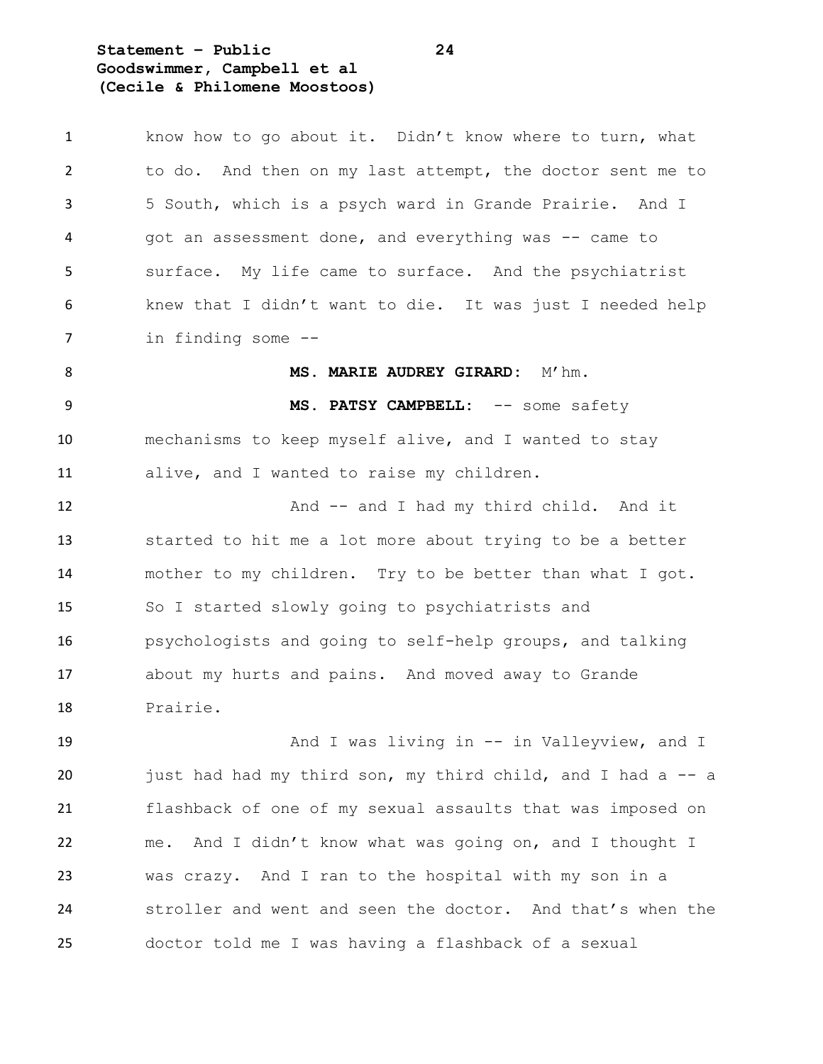know how to go about it. Didn't know where to turn, what to do. And then on my last attempt, the doctor sent me to 5 South, which is a psych ward in Grande Prairie. And I got an assessment done, and everything was -- came to surface. My life came to surface. And the psychiatrist knew that I didn't want to die. It was just I needed help in finding some --

**MS. MARIE AUDREY GIRARD:** M'hm.

**MS. PATSY CAMPBELL:** -- some safety mechanisms to keep myself alive, and I wanted to stay alive, and I wanted to raise my children.

And -- and I had my third child. And it started to hit me a lot more about trying to be a better mother to my children. Try to be better than what I got. So I started slowly going to psychiatrists and psychologists and going to self-help groups, and talking about my hurts and pains. And moved away to Grande Prairie.

And I was living in -- in Valleyview, and I just had had my third son, my third child, and I had a -- a flashback of one of my sexual assaults that was imposed on me. And I didn't know what was going on, and I thought I was crazy. And I ran to the hospital with my son in a stroller and went and seen the doctor. And that's when the doctor told me I was having a flashback of a sexual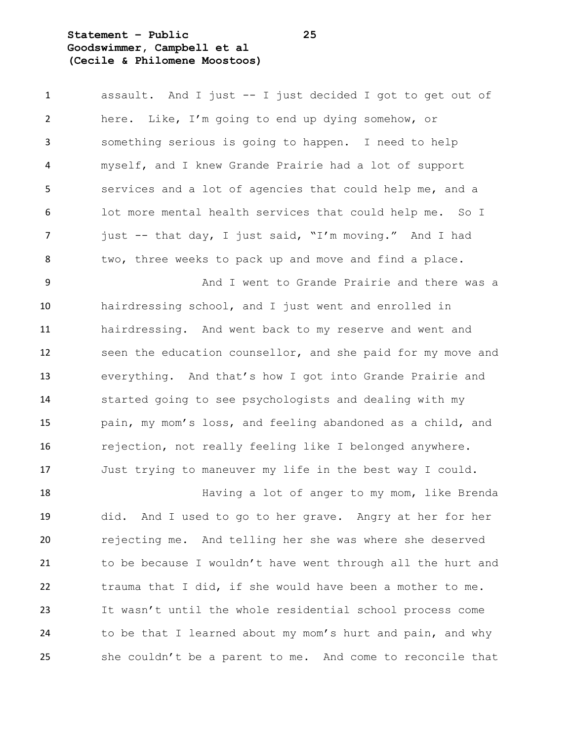assault. And I just -- I just decided I got to get out of here. Like, I'm going to end up dying somehow, or something serious is going to happen. I need to help myself, and I knew Grande Prairie had a lot of support services and a lot of agencies that could help me, and a lot more mental health services that could help me. So I just -- that day, I just said, "I'm moving." And I had two, three weeks to pack up and move and find a place.

And I went to Grande Prairie and there was a hairdressing school, and I just went and enrolled in hairdressing. And went back to my reserve and went and seen the education counsellor, and she paid for my move and everything. And that's how I got into Grande Prairie and started going to see psychologists and dealing with my pain, my mom's loss, and feeling abandoned as a child, and rejection, not really feeling like I belonged anywhere. Just trying to maneuver my life in the best way I could.

Having a lot of anger to my mom, like Brenda did. And I used to go to her grave. Angry at her for her rejecting me. And telling her she was where she deserved to be because I wouldn't have went through all the hurt and trauma that I did, if she would have been a mother to me. It wasn't until the whole residential school process come to be that I learned about my mom's hurt and pain, and why she couldn't be a parent to me. And come to reconcile that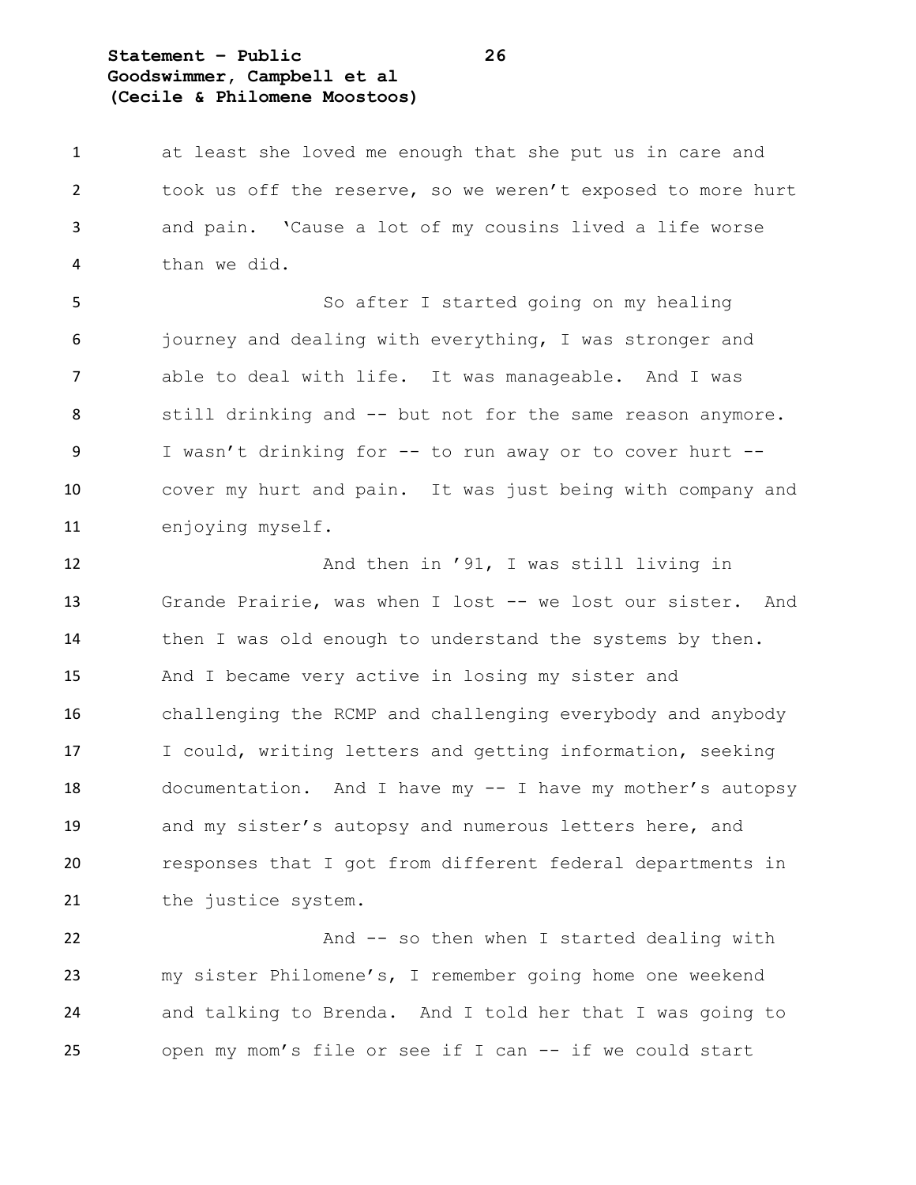at least she loved me enough that she put us in care and took us off the reserve, so we weren't exposed to more hurt and pain. 'Cause a lot of my cousins lived a life worse than we did.

So after I started going on my healing journey and dealing with everything, I was stronger and able to deal with life. It was manageable. And I was still drinking and -- but not for the same reason anymore. I wasn't drinking for -- to run away or to cover hurt -- cover my hurt and pain. It was just being with company and enjoying myself.

And then in '91, I was still living in Grande Prairie, was when I lost -- we lost our sister. And then I was old enough to understand the systems by then. And I became very active in losing my sister and challenging the RCMP and challenging everybody and anybody I could, writing letters and getting information, seeking documentation. And I have my -- I have my mother's autopsy and my sister's autopsy and numerous letters here, and responses that I got from different federal departments in the justice system.

And -- so then when I started dealing with my sister Philomene's, I remember going home one weekend and talking to Brenda. And I told her that I was going to open my mom's file or see if I can -- if we could start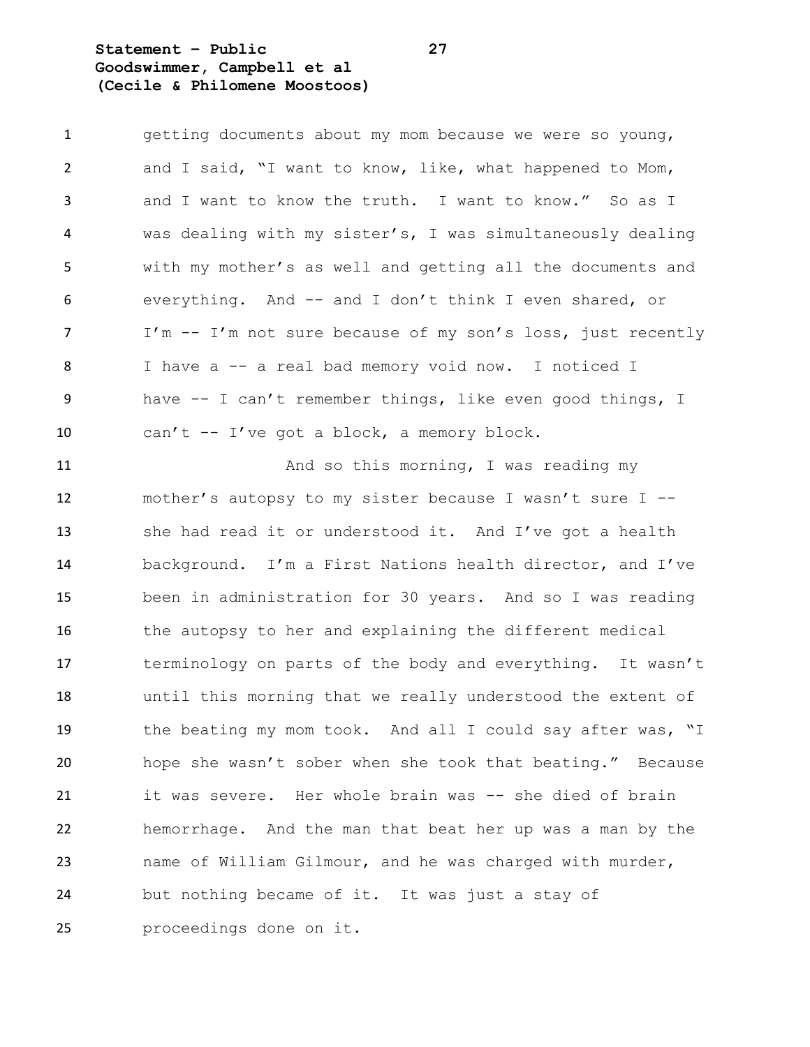getting documents about my mom because we were so young, and I said, "I want to know, like, what happened to Mom, and I want to know the truth. I want to know." So as I was dealing with my sister's, I was simultaneously dealing with my mother's as well and getting all the documents and everything. And -- and I don't think I even shared, or I'm -- I'm not sure because of my son's loss, just recently I have a -- a real bad memory void now. I noticed I have -- I can't remember things, like even good things, I can't -- I've got a block, a memory block.

And so this morning, I was reading my mother's autopsy to my sister because I wasn't sure I -- she had read it or understood it. And I've got a health background. I'm a First Nations health director, and I've been in administration for 30 years. And so I was reading the autopsy to her and explaining the different medical terminology on parts of the body and everything. It wasn't until this morning that we really understood the extent of the beating my mom took. And all I could say after was, "I hope she wasn't sober when she took that beating." Because it was severe. Her whole brain was -- she died of brain hemorrhage. And the man that beat her up was a man by the name of William Gilmour, and he was charged with murder, but nothing became of it. It was just a stay of proceedings done on it.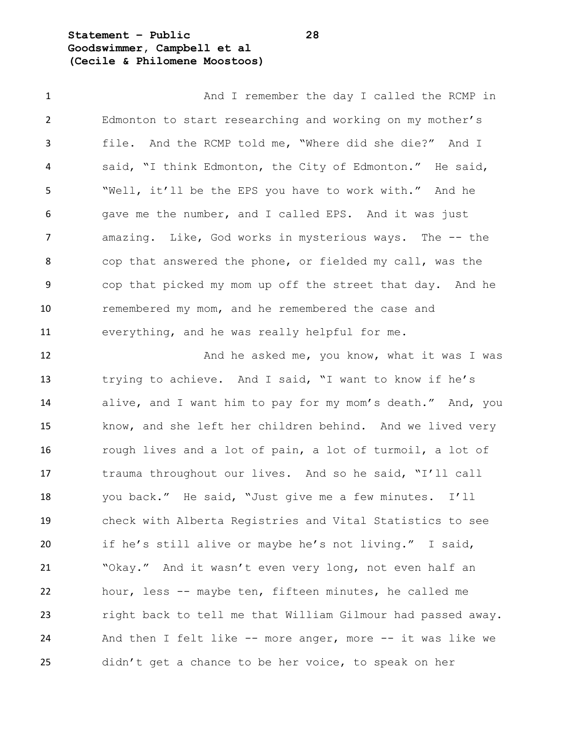And I remember the day I called the RCMP in Edmonton to start researching and working on my mother's file. And the RCMP told me, "Where did she die?" And I said, "I think Edmonton, the City of Edmonton." He said, "Well, it'll be the EPS you have to work with." And he gave me the number, and I called EPS. And it was just amazing. Like, God works in mysterious ways. The -- the cop that answered the phone, or fielded my call, was the cop that picked my mom up off the street that day. And he remembered my mom, and he remembered the case and everything, and he was really helpful for me.

And he asked me, you know, what it was I was trying to achieve. And I said, "I want to know if he's alive, and I want him to pay for my mom's death." And, you know, and she left her children behind. And we lived very rough lives and a lot of pain, a lot of turmoil, a lot of trauma throughout our lives. And so he said, "I'll call you back." He said, "Just give me a few minutes. I'll check with Alberta Registries and Vital Statistics to see if he's still alive or maybe he's not living." I said, "Okay." And it wasn't even very long, not even half an hour, less -- maybe ten, fifteen minutes, he called me right back to tell me that William Gilmour had passed away. And then I felt like -- more anger, more -- it was like we didn't get a chance to be her voice, to speak on her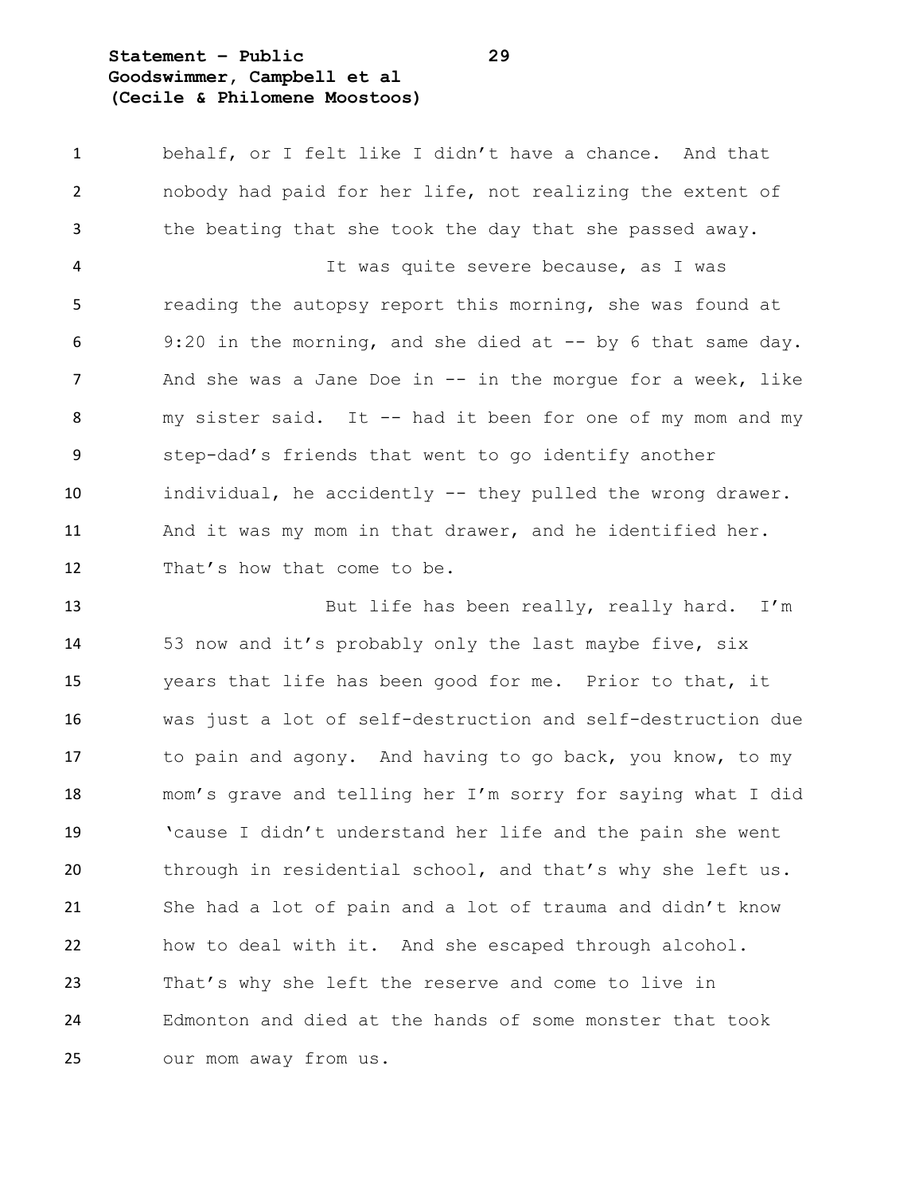behalf, or I felt like I didn't have a chance. And that nobody had paid for her life, not realizing the extent of the beating that she took the day that she passed away.

It was quite severe because, as I was reading the autopsy report this morning, she was found at 9:20 in the morning, and she died at -- by 6 that same day. And she was a Jane Doe in -- in the morgue for a week, like my sister said. It -- had it been for one of my mom and my step-dad's friends that went to go identify another individual, he accidently -- they pulled the wrong drawer. And it was my mom in that drawer, and he identified her. That's how that come to be.

But life has been really, really hard. I'm 53 now and it's probably only the last maybe five, six years that life has been good for me. Prior to that, it was just a lot of self-destruction and self-destruction due to pain and agony. And having to go back, you know, to my mom's grave and telling her I'm sorry for saying what I did 'cause I didn't understand her life and the pain she went through in residential school, and that's why she left us. She had a lot of pain and a lot of trauma and didn't know how to deal with it. And she escaped through alcohol. That's why she left the reserve and come to live in Edmonton and died at the hands of some monster that took our mom away from us.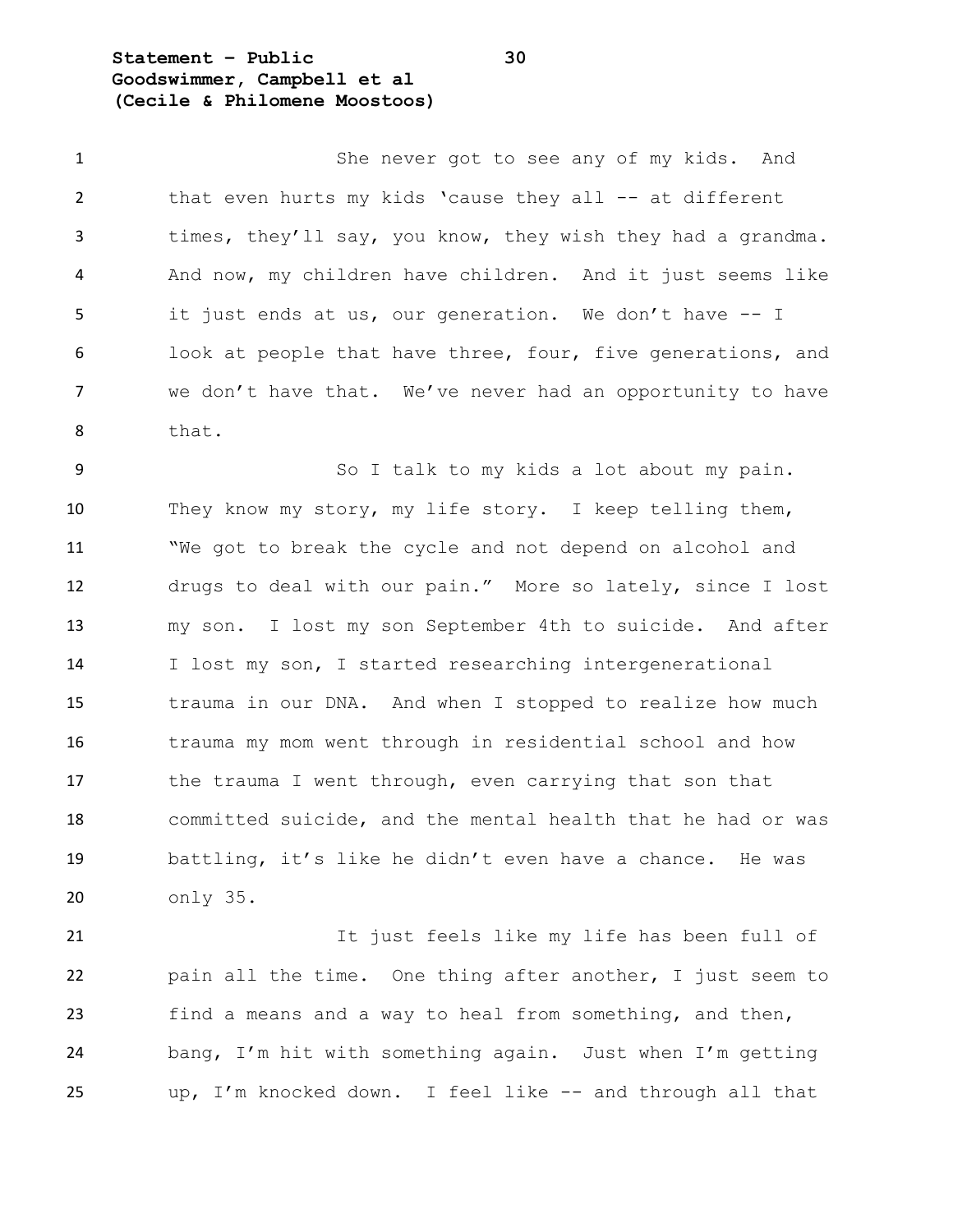She never got to see any of my kids. And that even hurts my kids 'cause they all -- at different times, they'll say, you know, they wish they had a grandma. And now, my children have children. And it just seems like it just ends at us, our generation. We don't have -- I look at people that have three, four, five generations, and we don't have that. We've never had an opportunity to have that.

So I talk to my kids a lot about my pain. They know my story, my life story. I keep telling them, "We got to break the cycle and not depend on alcohol and drugs to deal with our pain." More so lately, since I lost my son. I lost my son September 4th to suicide. And after I lost my son, I started researching intergenerational trauma in our DNA. And when I stopped to realize how much trauma my mom went through in residential school and how the trauma I went through, even carrying that son that committed suicide, and the mental health that he had or was battling, it's like he didn't even have a chance. He was only 35.

It just feels like my life has been full of pain all the time. One thing after another, I just seem to find a means and a way to heal from something, and then, bang, I'm hit with something again. Just when I'm getting up, I'm knocked down. I feel like -- and through all that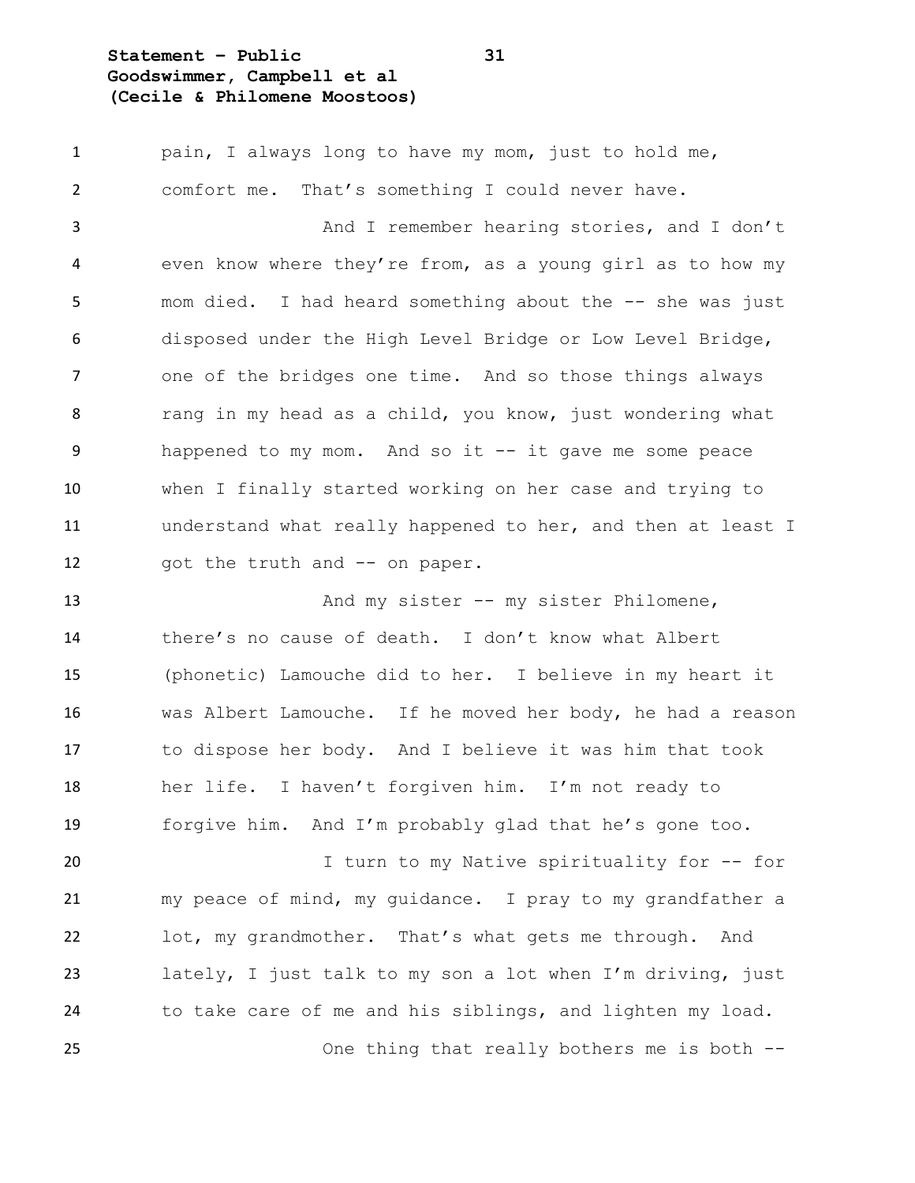pain, I always long to have my mom, just to hold me, comfort me. That's something I could never have.

And I remember hearing stories, and I don't even know where they're from, as a young girl as to how my mom died. I had heard something about the -- she was just disposed under the High Level Bridge or Low Level Bridge, one of the bridges one time. And so those things always rang in my head as a child, you know, just wondering what happened to my mom. And so it -- it gave me some peace when I finally started working on her case and trying to understand what really happened to her, and then at least I got the truth and -- on paper.

And my sister -- my sister Philomene, there's no cause of death. I don't know what Albert (phonetic) Lamouche did to her. I believe in my heart it was Albert Lamouche. If he moved her body, he had a reason to dispose her body. And I believe it was him that took her life. I haven't forgiven him. I'm not ready to forgive him. And I'm probably glad that he's gone too.

I turn to my Native spirituality for -- for my peace of mind, my guidance. I pray to my grandfather a lot, my grandmother. That's what gets me through. And lately, I just talk to my son a lot when I'm driving, just to take care of me and his siblings, and lighten my load.

One thing that really bothers me is both --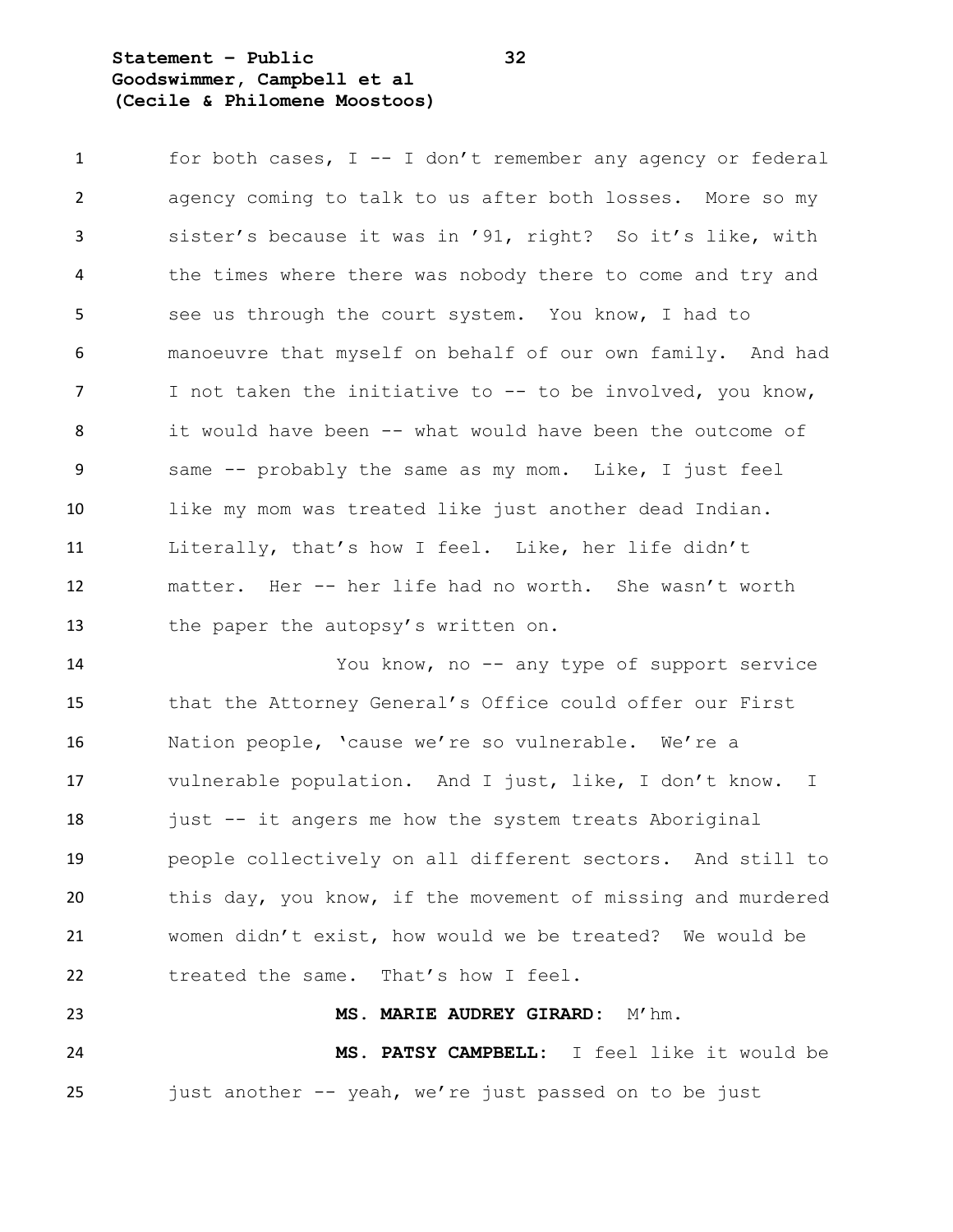for both cases, I -- I don't remember any agency or federal agency coming to talk to us after both losses. More so my sister's because it was in '91, right? So it's like, with the times where there was nobody there to come and try and see us through the court system. You know, I had to manoeuvre that myself on behalf of our own family. And had I not taken the initiative to -- to be involved, you know, it would have been -- what would have been the outcome of same -- probably the same as my mom. Like, I just feel like my mom was treated like just another dead Indian. Literally, that's how I feel. Like, her life didn't matter. Her -- her life had no worth. She wasn't worth the paper the autopsy's written on.

You know, no -- any type of support service that the Attorney General's Office could offer our First Nation people, 'cause we're so vulnerable. We're a vulnerable population. And I just, like, I don't know. I just -- it angers me how the system treats Aboriginal people collectively on all different sectors. And still to this day, you know, if the movement of missing and murdered women didn't exist, how would we be treated? We would be treated the same. That's how I feel.

**MS. MARIE AUDREY GIRARD:** M'hm.

**MS. PATSY CAMPBELL:** I feel like it would be just another -- yeah, we're just passed on to be just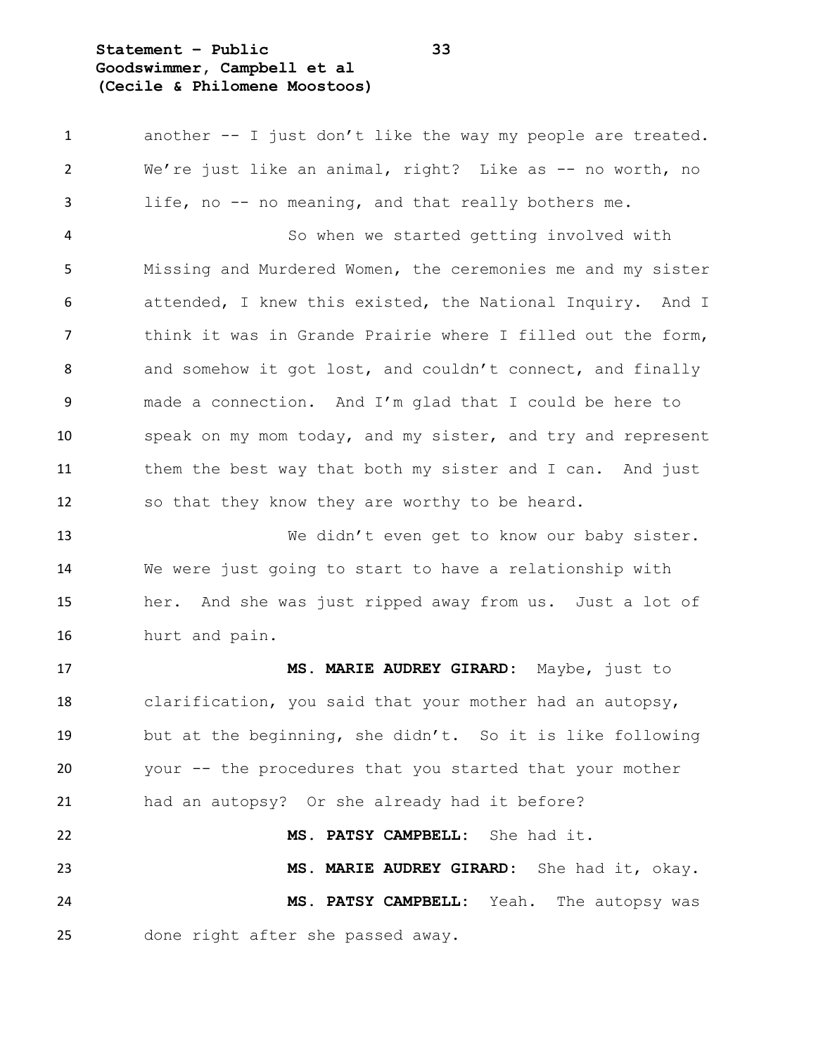another -- I just don't like the way my people are treated. We're just like an animal, right? Like as -- no worth, no life, no -- no meaning, and that really bothers me.

So when we started getting involved with Missing and Murdered Women, the ceremonies me and my sister attended, I knew this existed, the National Inquiry. And I think it was in Grande Prairie where I filled out the form, and somehow it got lost, and couldn't connect, and finally made a connection. And I'm glad that I could be here to speak on my mom today, and my sister, and try and represent them the best way that both my sister and I can. And just so that they know they are worthy to be heard.

We didn't even get to know our baby sister. We were just going to start to have a relationship with her. And she was just ripped away from us. Just a lot of hurt and pain.

**MS. MARIE AUDREY GIRARD:** Maybe, just to clarification, you said that your mother had an autopsy, but at the beginning, she didn't. So it is like following your -- the procedures that you started that your mother had an autopsy? Or she already had it before?

**MS. PATSY CAMPBELL:** She had it.

**MS. MARIE AUDREY GIRARD:** She had it, okay.

**MS. PATSY CAMPBELL:** Yeah. The autopsy was done right after she passed away.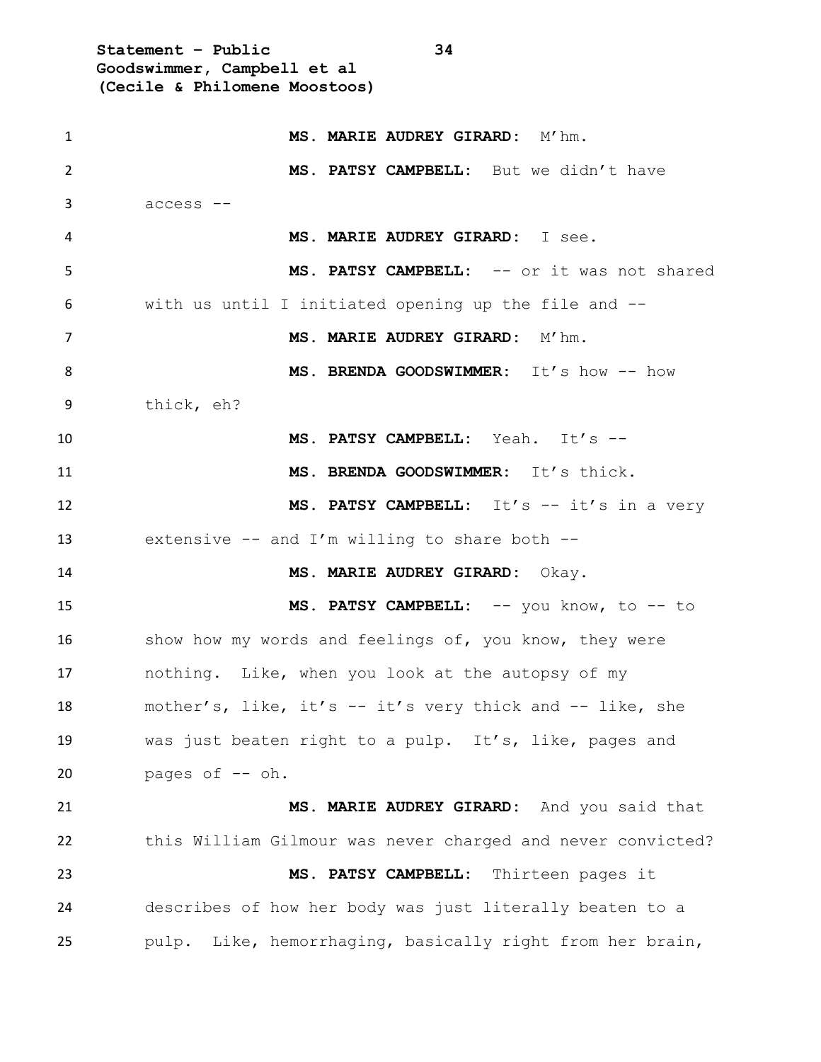**MS. MARIE AUDREY GIRARD:** M'hm.

**MS. PATSY CAMPBELL:** But we didn't have access --

**MS. MARIE AUDREY GIRARD:** I see.

**MS. PATSY CAMPBELL:** -- or it was not shared with us until I initiated opening up the file and --

**MS. MARIE AUDREY GIRARD:** M'hm.

**MS. BRENDA GOODSWIMMER:** It's how -- how thick, eh?

**MS. PATSY CAMPBELL:** Yeah. It's --

**MS. BRENDA GOODSWIMMER:** It's thick.

**MS. PATSY CAMPBELL:** It's -- it's in a very extensive -- and I'm willing to share both --

**MS. MARIE AUDREY GIRARD:** Okay.

**MS. PATSY CAMPBELL:** -- you know, to -- to show how my words and feelings of, you know, they were nothing. Like, when you look at the autopsy of my mother's, like, it's -- it's very thick and -- like, she was just beaten right to a pulp. It's, like, pages and pages of -- oh.

**MS. MARIE AUDREY GIRARD:** And you said that this William Gilmour was never charged and never convicted?

**MS. PATSY CAMPBELL:** Thirteen pages it describes of how her body was just literally beaten to a pulp. Like, hemorrhaging, basically right from her brain,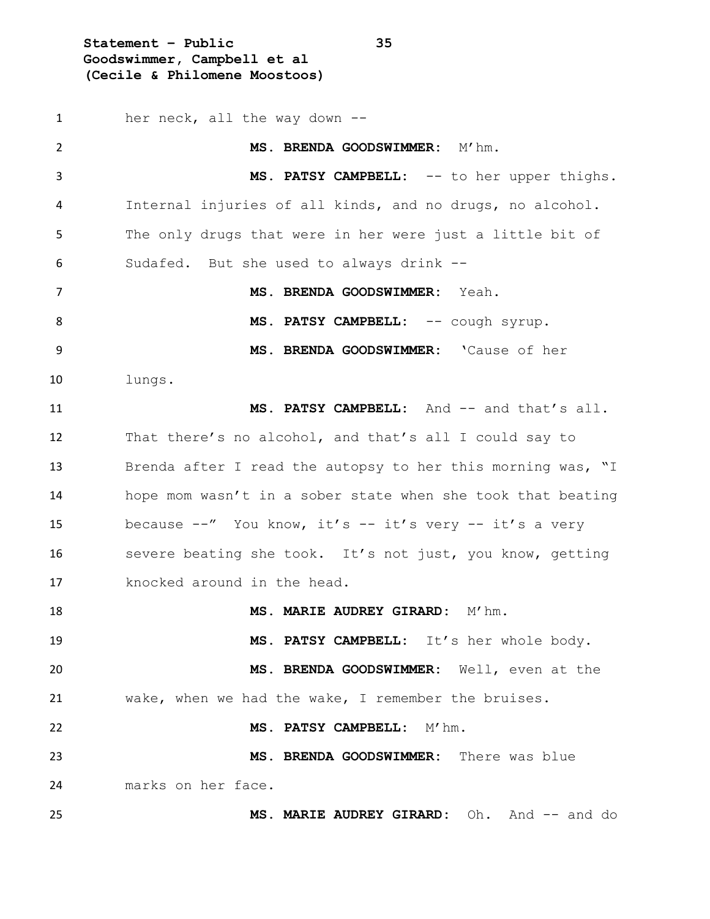her neck, all the way down --

**MS. BRENDA GOODSWIMMER:** M'hm.

**MS. PATSY CAMPBELL:** -- to her upper thighs. Internal injuries of all kinds, and no drugs, no alcohol. The only drugs that were in her were just a little bit of Sudafed. But she used to always drink --

**MS. BRENDA GOODSWIMMER:** Yeah.

**MS. PATSY CAMPBELL:** -- cough syrup.

**MS. BRENDA GOODSWIMMER:** 'Cause of her lungs.

**MS. PATSY CAMPBELL:** And -- and that's all. That there's no alcohol, and that's all I could say to Brenda after I read the autopsy to her this morning was, "I hope mom wasn't in a sober state when she took that beating because --" You know, it's -- it's very -- it's a very severe beating she took. It's not just, you know, getting knocked around in the head.

**MS. MARIE AUDREY GIRARD:** M'hm.

**MS. PATSY CAMPBELL:** It's her whole body.

**MS. BRENDA GOODSWIMMER:** Well, even at the wake, when we had the wake, I remember the bruises.

**MS. PATSY CAMPBELL:** M'hm.

**MS. BRENDA GOODSWIMMER:** There was blue marks on her face.

**MS. MARIE AUDREY GIRARD:** Oh. And -- and do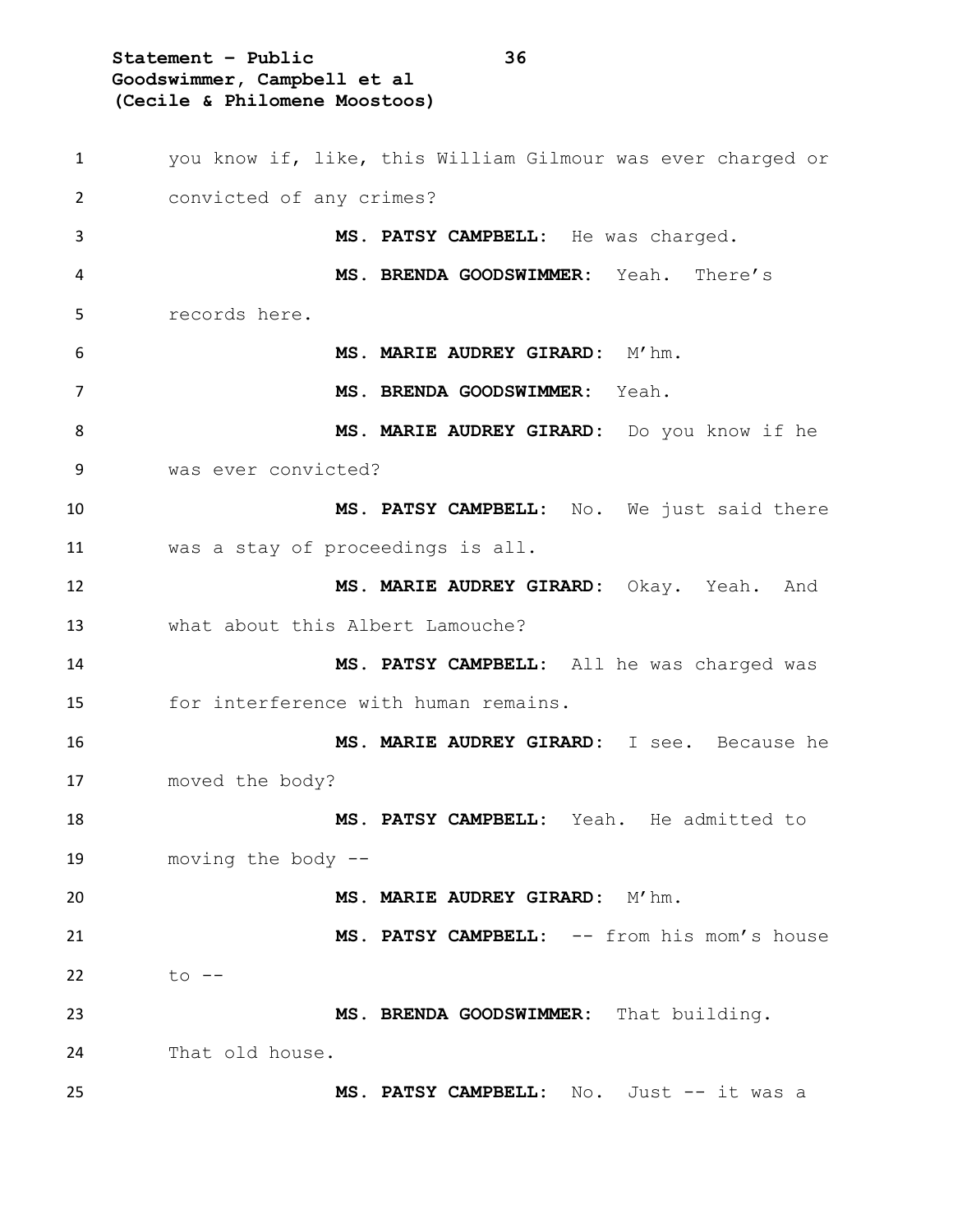you know if, like, this William Gilmour was ever charged or convicted of any crimes?

**MS. PATSY CAMPBELL:** He was charged.

**MS. BRENDA GOODSWIMMER:** Yeah. There's records here.

**MS. MARIE AUDREY GIRARD:** M'hm.

**MS. BRENDA GOODSWIMMER:** Yeah.

**MS. MARIE AUDREY GIRARD:** Do you know if he was ever convicted?

**MS. PATSY CAMPBELL:** No. We just said there was a stay of proceedings is all.

**MS. MARIE AUDREY GIRARD:** Okay. Yeah. And what about this Albert Lamouche?

**MS. PATSY CAMPBELL:** All he was charged was for interference with human remains.

**MS. MARIE AUDREY GIRARD:** I see. Because he moved the body?

**MS. PATSY CAMPBELL:** Yeah. He admitted to moving the body --

**MS. MARIE AUDREY GIRARD:** M'hm.

**MS. PATSY CAMPBELL:** -- from his mom's house to --

**MS. BRENDA GOODSWIMMER:** That building. That old house.

**MS. PATSY CAMPBELL:** No. Just -- it was a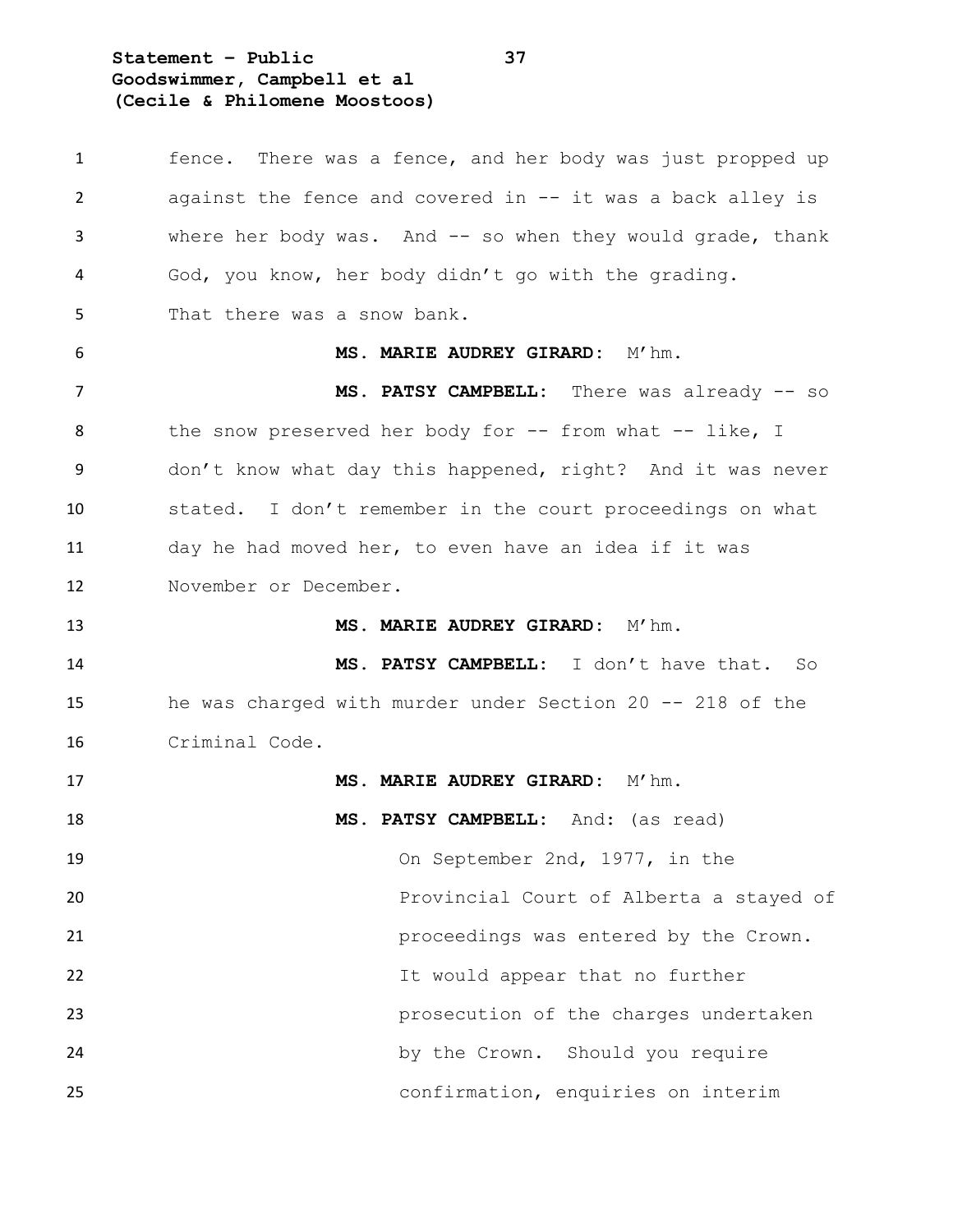fence. There was a fence, and her body was just propped up against the fence and covered in -- it was a back alley is where her body was. And -- so when they would grade, thank God, you know, her body didn't go with the grading. That there was a snow bank.

**MS. MARIE AUDREY GIRARD:** M'hm.

**MS. PATSY CAMPBELL:** There was already -- so the snow preserved her body for -- from what -- like, I don't know what day this happened, right? And it was never stated. I don't remember in the court proceedings on what day he had moved her, to even have an idea if it was November or December.

**MS. MARIE AUDREY GIRARD:** M'hm.

**MS. PATSY CAMPBELL:** I don't have that. So he was charged with murder under Section 20 -- 218 of the Criminal Code.

**MS. MARIE AUDREY GIRARD:** M'hm.

**MS. PATSY CAMPBELL:** And: (as read)

> On September 2nd, 1977, in the Provincial Court of Alberta a stayed of proceedings was entered by the Crown. It would appear that no further prosecution of the charges undertaken by the Crown. Should you require confirmation, enquiries on interim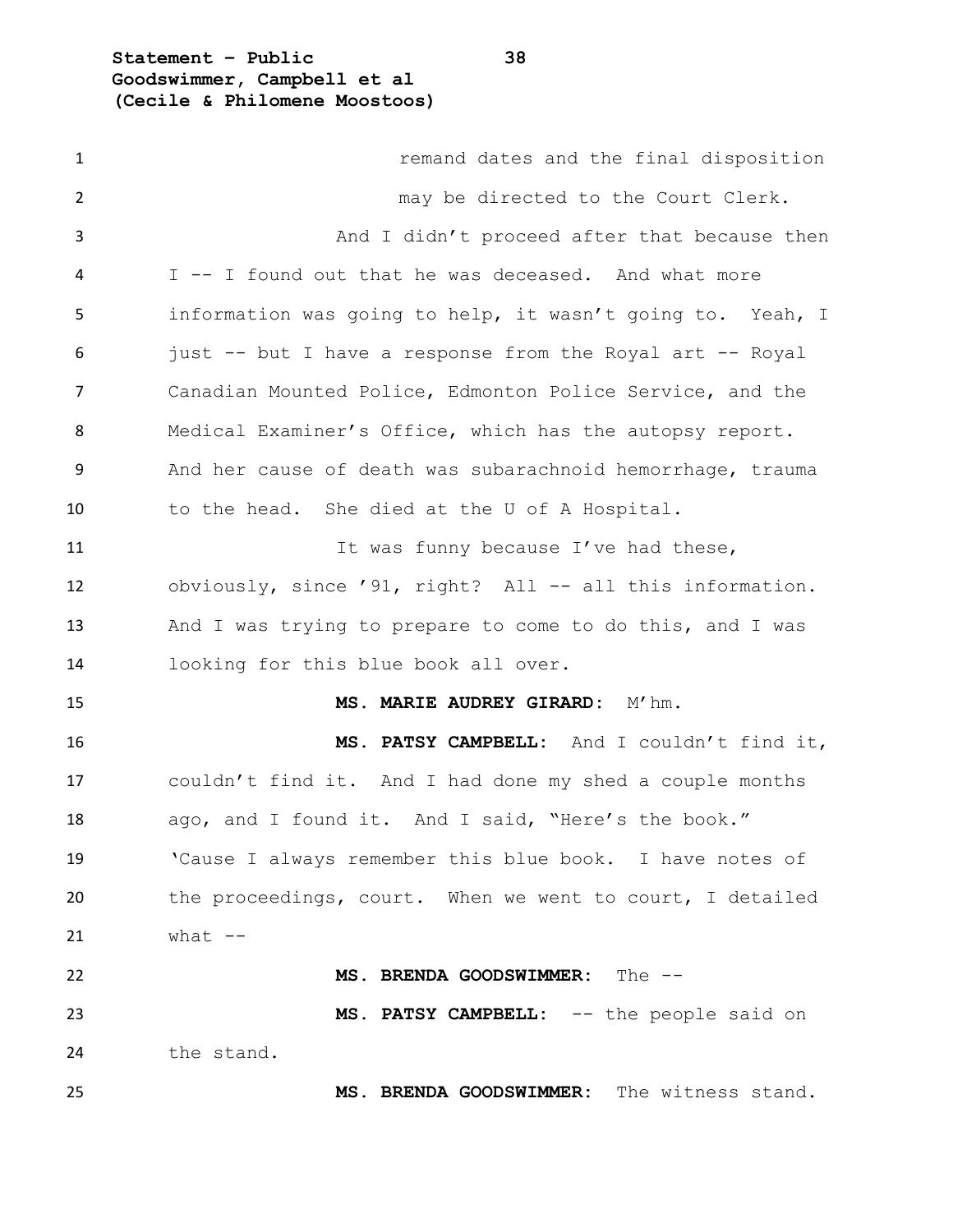remand dates and the final disposition may be directed to the Court Clerk.

And I didn't proceed after that because then I -- I found out that he was deceased. And what more information was going to help, it wasn't going to. Yeah, I just -- but I have a response from the Royal art -- Royal Canadian Mounted Police, Edmonton Police Service, and the Medical Examiner's Office, which has the autopsy report. And her cause of death was subarachnoid hemorrhage, trauma to the head. She died at the U of A Hospital.

It was funny because I've had these, obviously, since '91, right? All -- all this information. And I was trying to prepare to come to do this, and I was looking for this blue book all over.

**MS. MARIE AUDREY GIRARD:** M'hm.

**MS. PATSY CAMPBELL:** And I couldn't find it, couldn't find it. And I had done my shed a couple months ago, and I found it. And I said, "Here's the book." 'Cause I always remember this blue book. I have notes of the proceedings, court. When we went to court, I detailed what --

**MS. BRENDA GOODSWIMMER:** The --

**MS. PATSY CAMPBELL:** -- the people said on the stand.

**MS. BRENDA GOODSWIMMER:** The witness stand.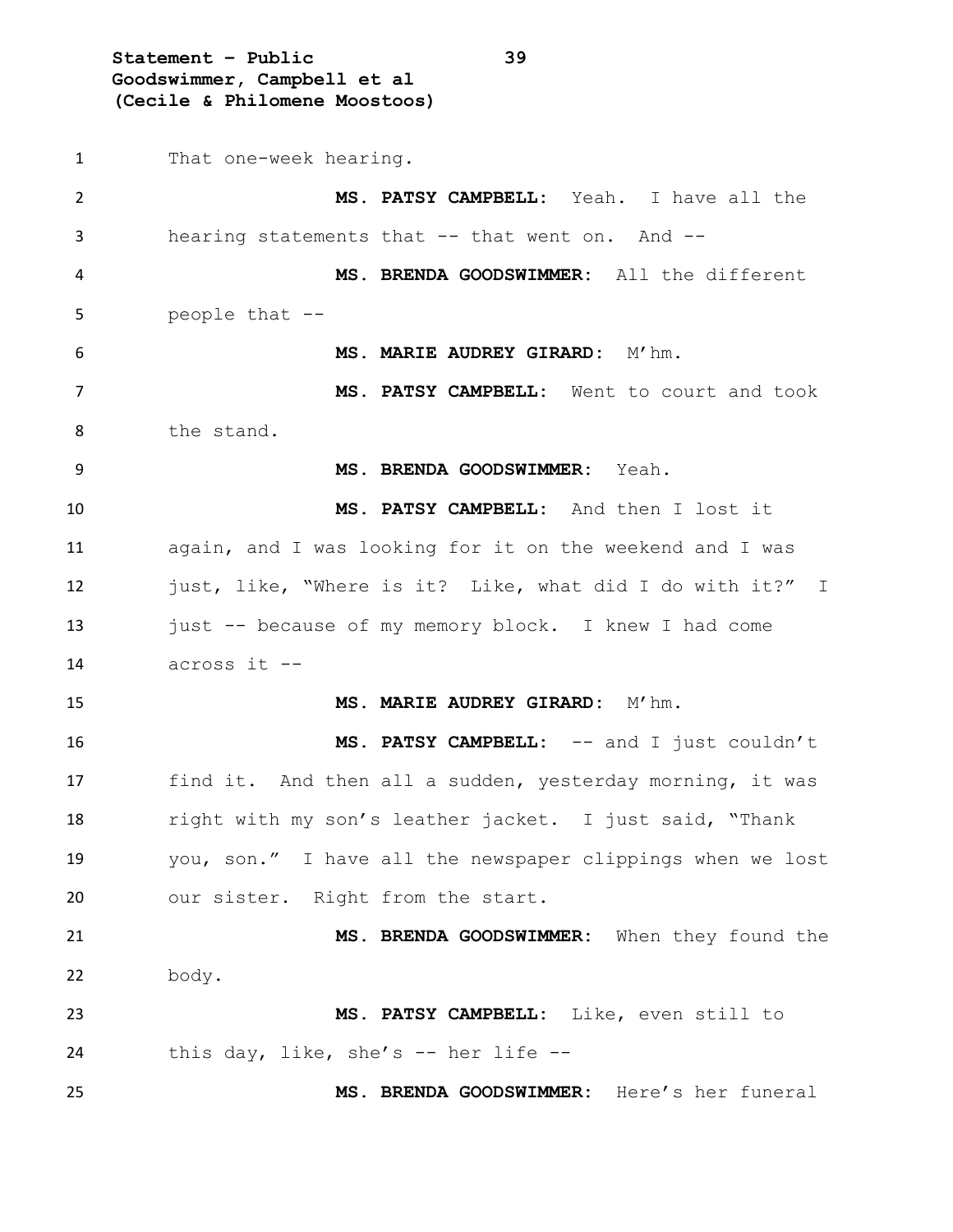That one-week hearing.

**MS. PATSY CAMPBELL:** Yeah. I have all the hearing statements that -- that went on. And --

**MS. BRENDA GOODSWIMMER:** All the different people that --

**MS. MARIE AUDREY GIRARD:** M'hm.

**MS. PATSY CAMPBELL:** Went to court and took the stand.

**MS. BRENDA GOODSWIMMER:** Yeah.

**MS. PATSY CAMPBELL:** And then I lost it again, and I was looking for it on the weekend and I was just, like, "Where is it? Like, what did I do with it?" I just -- because of my memory block. I knew I had come across it --

**MS. MARIE AUDREY GIRARD:** M'hm.

**MS. PATSY CAMPBELL:** -- and I just couldn't find it. And then all a sudden, yesterday morning, it was right with my son's leather jacket. I just said, "Thank you, son." I have all the newspaper clippings when we lost our sister. Right from the start.

**MS. BRENDA GOODSWIMMER:** When they found the body.

**MS. PATSY CAMPBELL:** Like, even still to this day, like, she's -- her life --

**MS. BRENDA GOODSWIMMER:** Here's her funeral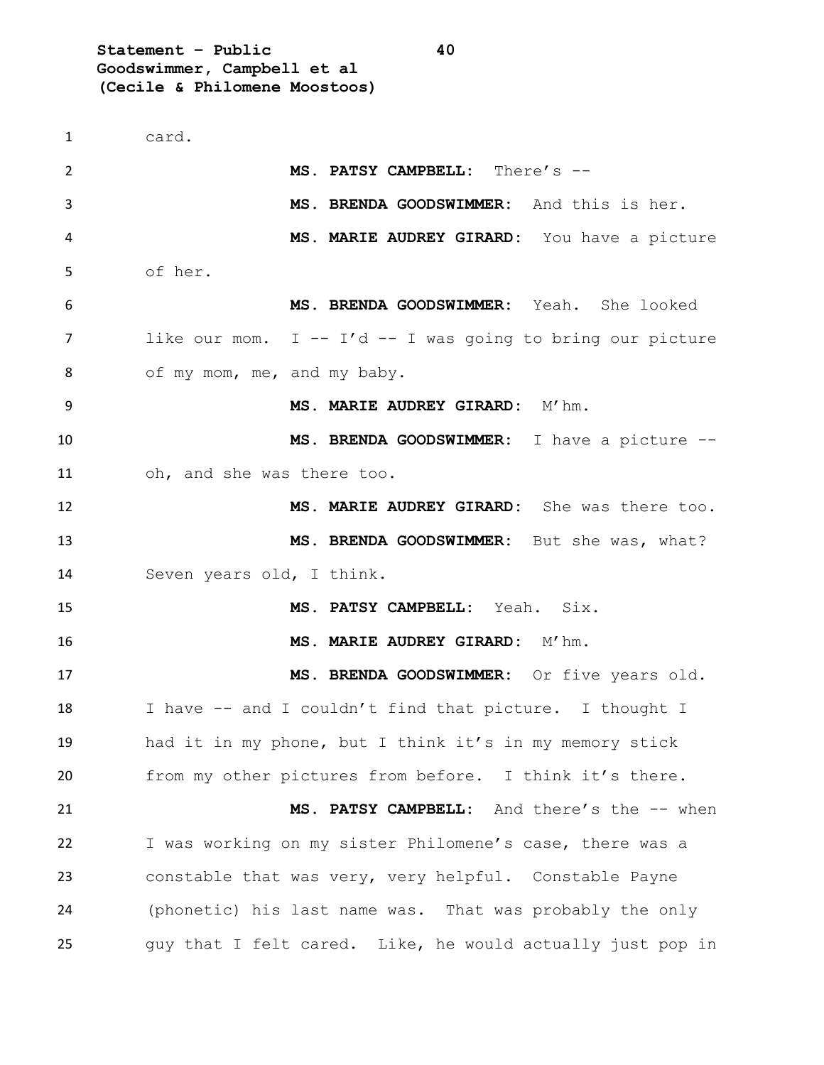card.

**MS. PATSY CAMPBELL:** There's --

**MS. BRENDA GOODSWIMMER:** And this is her.

**MS. MARIE AUDREY GIRARD:** You have a picture of her.

**MS. BRENDA GOODSWIMMER:** Yeah. She looked like our mom. I -- I'd -- I was going to bring our picture of my mom, me, and my baby.

**MS. MARIE AUDREY GIRARD:** M'hm.

**MS. BRENDA GOODSWIMMER:** I have a picture -- oh, and she was there too.

**MS. MARIE AUDREY GIRARD:** She was there too.

**MS. BRENDA GOODSWIMMER:** But she was, what? Seven years old, I think.

**MS. PATSY CAMPBELL:** Yeah. Six.

**MS. MARIE AUDREY GIRARD:** M'hm.

**MS. BRENDA GOODSWIMMER:** Or five years old. I have -- and I couldn't find that picture. I thought I had it in my phone, but I think it's in my memory stick from my other pictures from before. I think it's there.

**MS. PATSY CAMPBELL:** And there's the -- when I was working on my sister Philomene's case, there was a constable that was very, very helpful. Constable Payne (phonetic) his last name was. That was probably the only guy that I felt cared. Like, he would actually just pop in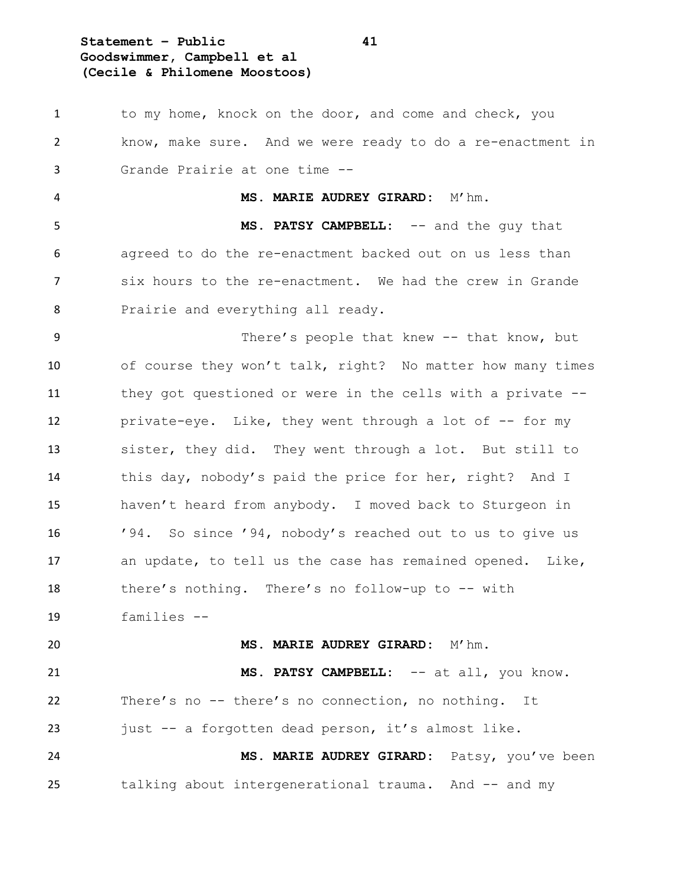to my home, knock on the door, and come and check, you know, make sure. And we were ready to do a re-enactment in Grande Prairie at one time --

**MS. MARIE AUDREY GIRARD:** M'hm.

**MS. PATSY CAMPBELL:** -- and the guy that agreed to do the re-enactment backed out on us less than six hours to the re-enactment. We had the crew in Grande Prairie and everything all ready.

There's people that knew -- that know, but of course they won't talk, right? No matter how many times they got questioned or were in the cells with a private -- private-eye. Like, they went through a lot of -- for my sister, they did. They went through a lot. But still to this day, nobody's paid the price for her, right? And I haven't heard from anybody. I moved back to Sturgeon in '94. So since '94, nobody's reached out to us to give us an update, to tell us the case has remained opened. Like, there's nothing. There's no follow-up to -- with families --

**MS. MARIE AUDREY GIRARD:** M'hm.

**MS. PATSY CAMPBELL:** -- at all, you know. There's no -- there's no connection, no nothing. It just -- a forgotten dead person, it's almost like.

**MS. MARIE AUDREY GIRARD:** Patsy, you've been talking about intergenerational trauma. And -- and my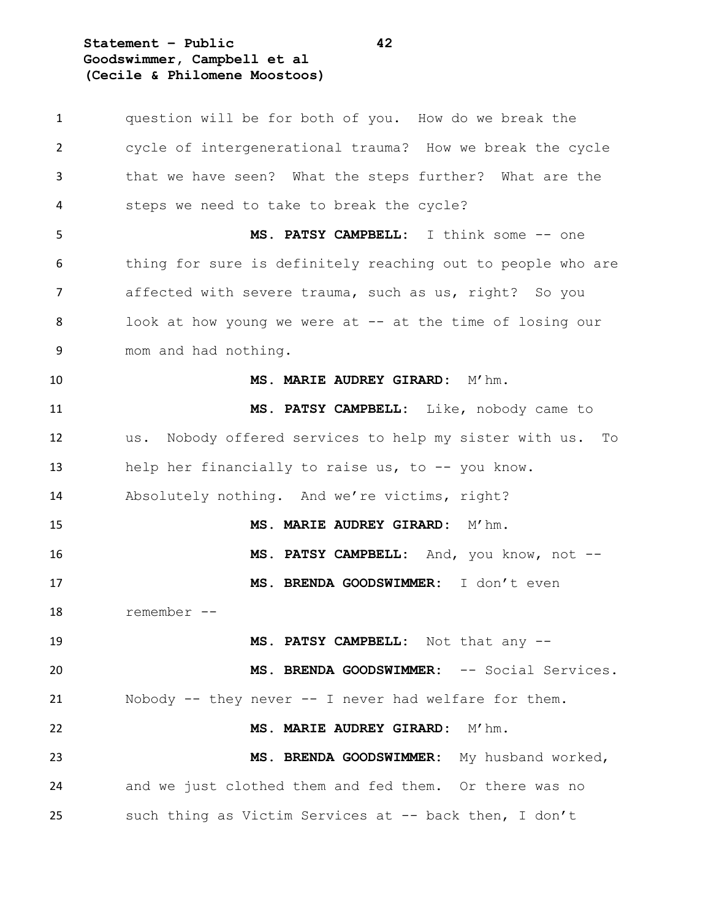question will be for both of you. How do we break the cycle of intergenerational trauma? How we break the cycle that we have seen? What the steps further? What are the steps we need to take to break the cycle?

**MS. PATSY CAMPBELL:** I think some -- one thing for sure is definitely reaching out to people who are affected with severe trauma, such as us, right? So you look at how young we were at -- at the time of losing our mom and had nothing.

**MS. MARIE AUDREY GIRARD:** M'hm.

**MS. PATSY CAMPBELL:** Like, nobody came to us. Nobody offered services to help my sister with us. To help her financially to raise us, to -- you know. Absolutely nothing. And we're victims, right?

**MS. MARIE AUDREY GIRARD:** M'hm.

**MS. PATSY CAMPBELL:** And, you know, not --

**MS. BRENDA GOODSWIMMER:** I don't even remember --

**MS. PATSY CAMPBELL:** Not that any --

**MS. BRENDA GOODSWIMMER:** -- Social Services. Nobody -- they never -- I never had welfare for them.

**MS. MARIE AUDREY GIRARD:** M'hm.

**MS. BRENDA GOODSWIMMER:** My husband worked, and we just clothed them and fed them. Or there was no such thing as Victim Services at -- back then, I don't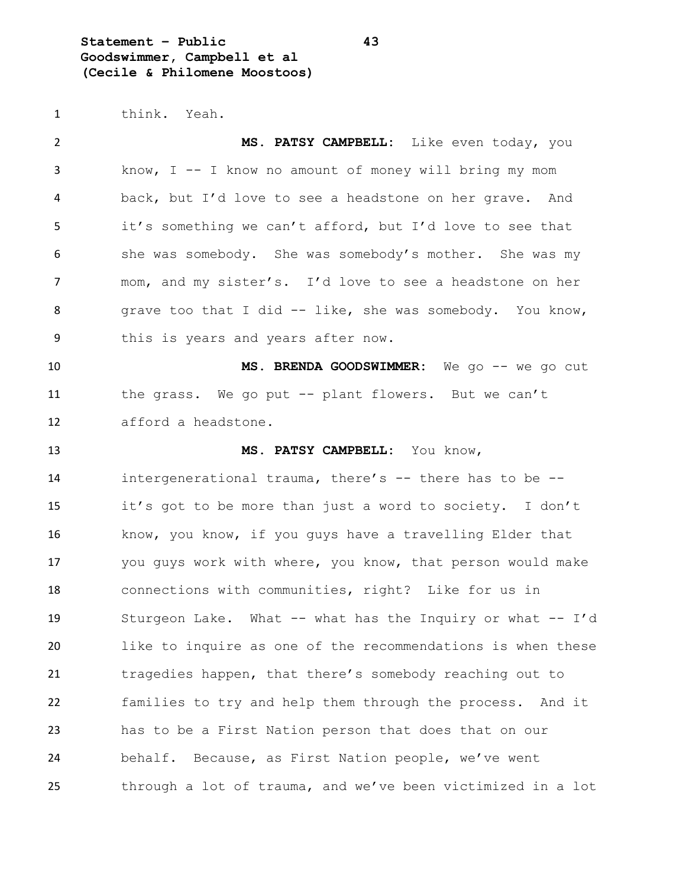think. Yeah.

**MS. PATSY CAMPBELL:** Like even today, you know, I -- I know no amount of money will bring my mom back, but I'd love to see a headstone on her grave. And it's something we can't afford, but I'd love to see that she was somebody. She was somebody's mother. She was my mom, and my sister's. I'd love to see a headstone on her grave too that I did -- like, she was somebody. You know, this is years and years after now.

**MS. BRENDA GOODSWIMMER:** We go -- we go cut the grass. We go put -- plant flowers. But we can't afford a headstone.

**MS. PATSY CAMPBELL:** You know, intergenerational trauma, there's -- there has to be -- it's got to be more than just a word to society. I don't know, you know, if you guys have a travelling Elder that you guys work with where, you know, that person would make connections with communities, right? Like for us in Sturgeon Lake. What -- what has the Inquiry or what -- I'd like to inquire as one of the recommendations is when these tragedies happen, that there's somebody reaching out to families to try and help them through the process. And it has to be a First Nation person that does that on our behalf. Because, as First Nation people, we've went through a lot of trauma, and we've been victimized in a lot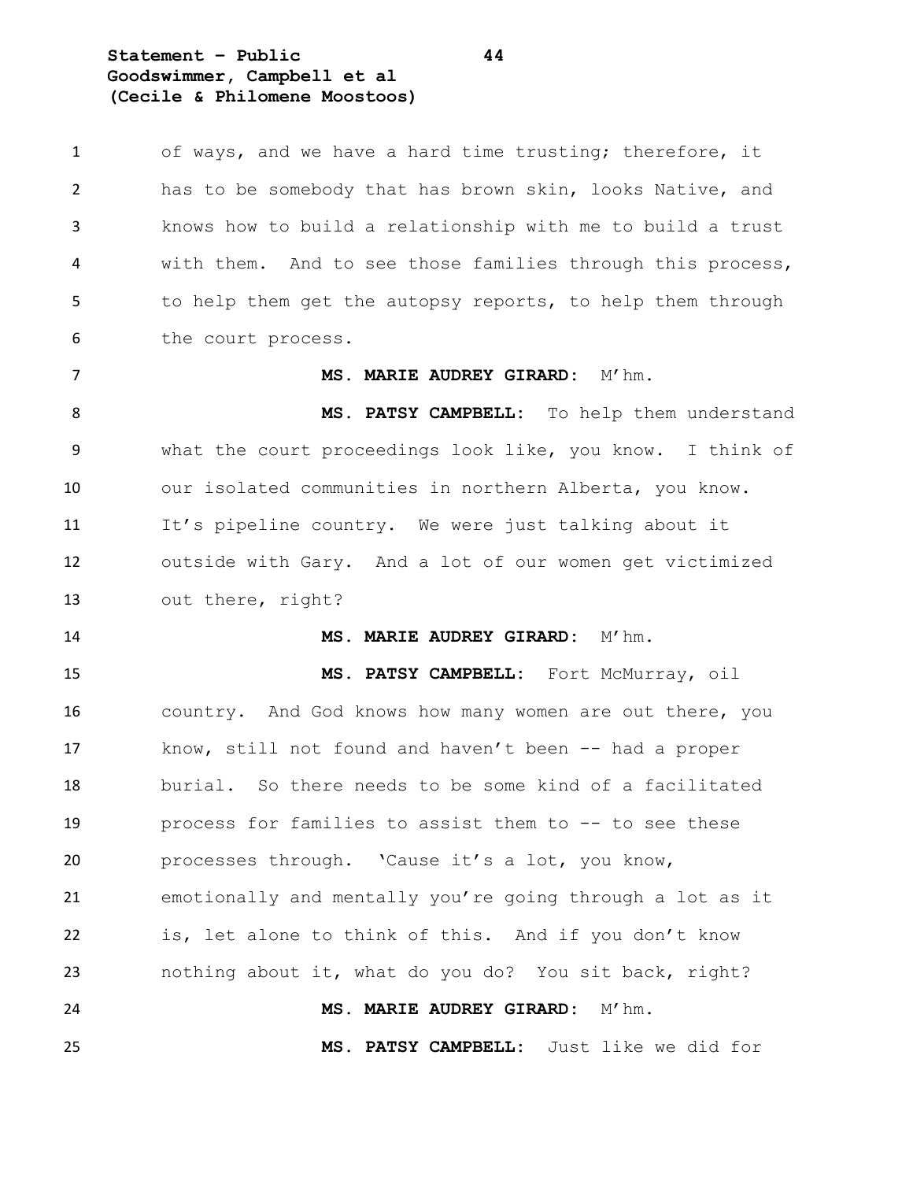of ways, and we have a hard time trusting; therefore, it has to be somebody that has brown skin, looks Native, and knows how to build a relationship with me to build a trust with them. And to see those families through this process, to help them get the autopsy reports, to help them through the court process.

**MS. MARIE AUDREY GIRARD:** M'hm.

**MS. PATSY CAMPBELL:** To help them understand what the court proceedings look like, you know. I think of our isolated communities in northern Alberta, you know. It's pipeline country. We were just talking about it outside with Gary. And a lot of our women get victimized out there, right?

**MS. MARIE AUDREY GIRARD:** M'hm.

**MS. PATSY CAMPBELL:** Fort McMurray, oil country. And God knows how many women are out there, you know, still not found and haven't been -- had a proper burial. So there needs to be some kind of a facilitated process for families to assist them to -- to see these processes through. 'Cause it's a lot, you know, emotionally and mentally you're going through a lot as it is, let alone to think of this. And if you don't know nothing about it, what do you do? You sit back, right?

**MS. MARIE AUDREY GIRARD:** M'hm.

**MS. PATSY CAMPBELL:** Just like we did for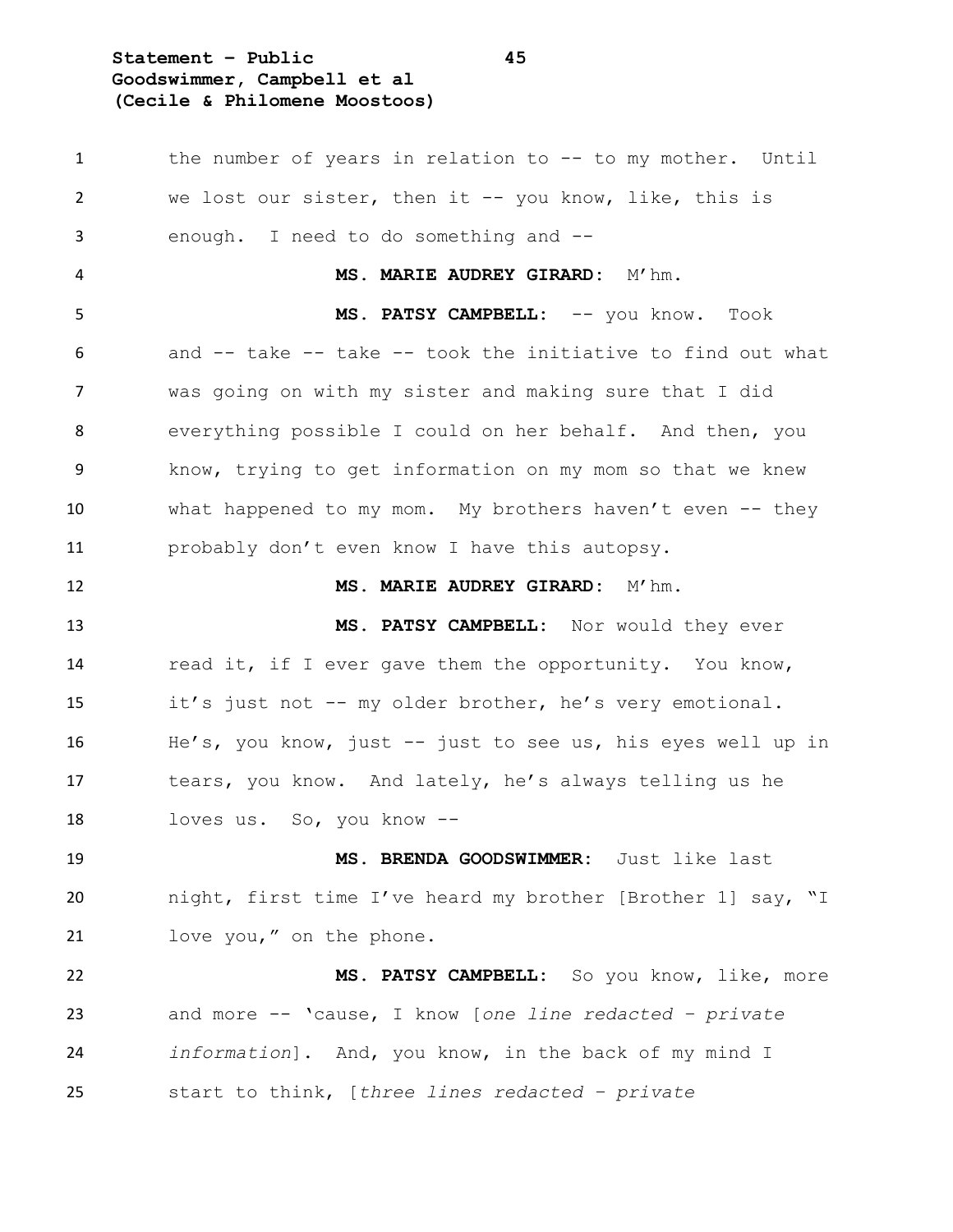the number of years in relation to -- to my mother. Until we lost our sister, then it -- you know, like, this is enough. I need to do something and --

**MS. MARIE AUDREY GIRARD:** M'hm.

**MS. PATSY CAMPBELL:** -- you know. Took and -- take -- take -- took the initiative to find out what was going on with my sister and making sure that I did everything possible I could on her behalf. And then, you know, trying to get information on my mom so that we knew what happened to my mom. My brothers haven't even -- they probably don't even know I have this autopsy.

**MS. MARIE AUDREY GIRARD:** M'hm.

**MS. PATSY CAMPBELL:** Nor would they ever read it, if I ever gave them the opportunity. You know, it's just not -- my older brother, he's very emotional. He's, you know, just -- just to see us, his eyes well up in tears, you know. And lately, he's always telling us he loves us. So, you know --

**MS. BRENDA GOODSWIMMER:** Just like last night, first time I've heard my brother [Brother 1] say, "I love you," on the phone.

**MS. PATSY CAMPBELL:** So you know, like, more and more -- 'cause, I know [*one line redacted – private information*]. And, you know, in the back of my mind I start to think, [*three lines redacted – private*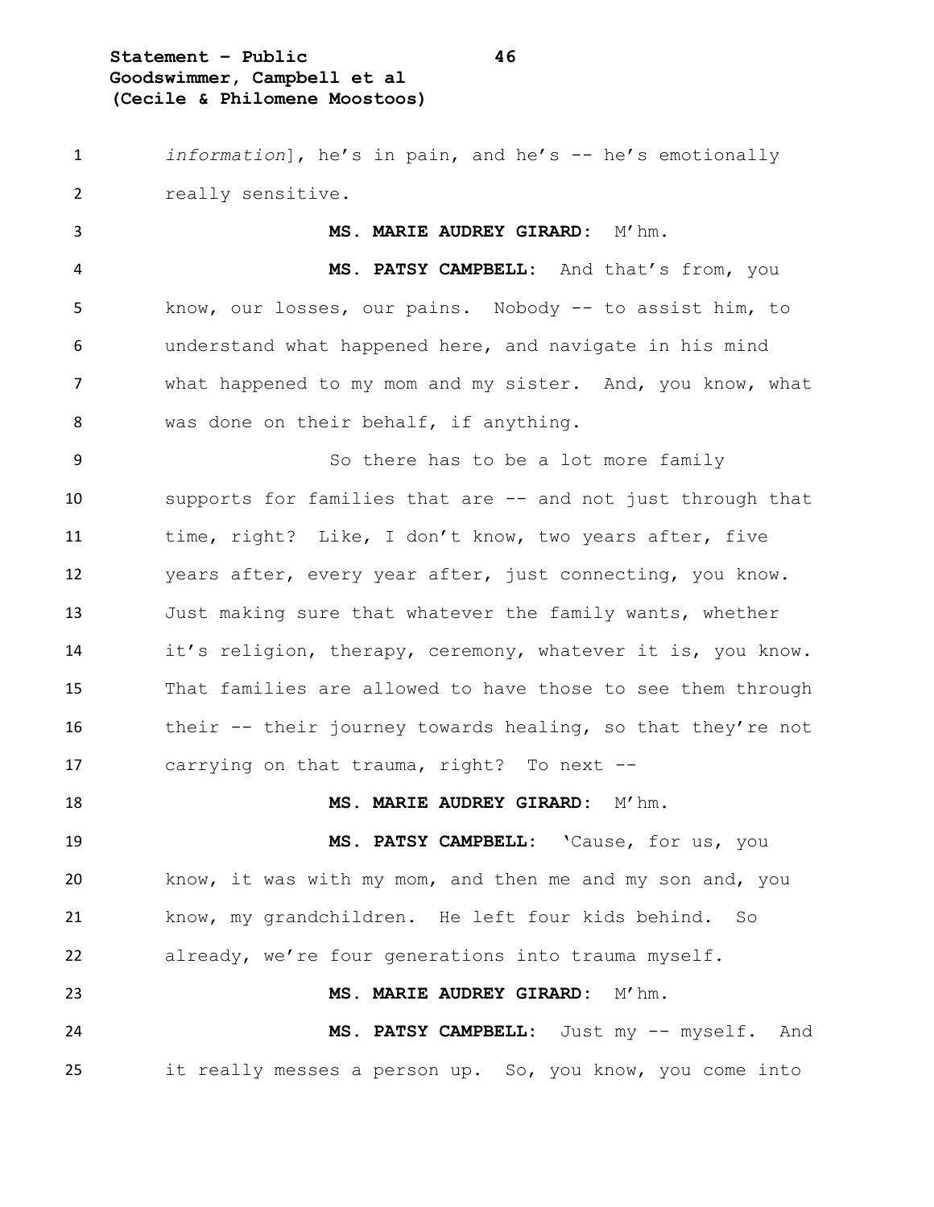*information*], he's in pain, and he's -- he's emotionally really sensitive.

**MS. MARIE AUDREY GIRARD:** M'hm.

**MS. PATSY CAMPBELL:** And that's from, you know, our losses, our pains. Nobody -- to assist him, to understand what happened here, and navigate in his mind what happened to my mom and my sister. And, you know, what was done on their behalf, if anything.

So there has to be a lot more family supports for families that are -- and not just through that time, right? Like, I don't know, two years after, five years after, every year after, just connecting, you know. Just making sure that whatever the family wants, whether it's religion, therapy, ceremony, whatever it is, you know. That families are allowed to have those to see them through their -- their journey towards healing, so that they're not carrying on that trauma, right? To next --

**MS. MARIE AUDREY GIRARD:** M'hm.

**MS. PATSY CAMPBELL:** 'Cause, for us, you know, it was with my mom, and then me and my son and, you know, my grandchildren. He left four kids behind. So already, we're four generations into trauma myself.

**MS. MARIE AUDREY GIRARD:** M'hm.

**MS. PATSY CAMPBELL:** Just my -- myself. And it really messes a person up. So, you know, you come into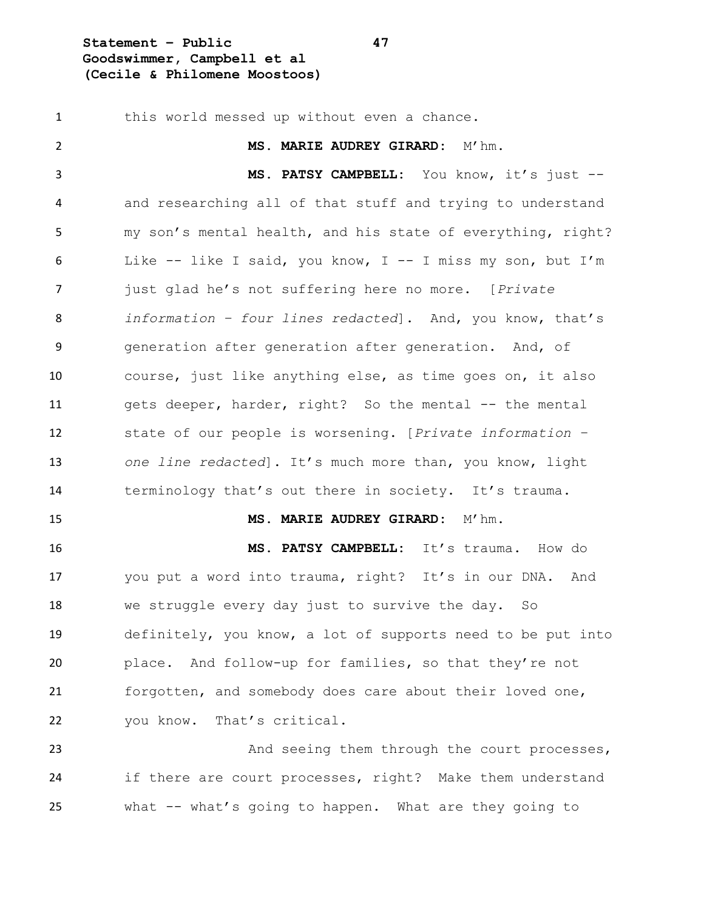this world messed up without even a chance.

**MS. MARIE AUDREY GIRARD:** M'hm.

**MS. PATSY CAMPBELL:** You know, it's just -- and researching all of that stuff and trying to understand my son's mental health, and his state of everything, right? Like -- like I said, you know, I -- I miss my son, but I'm just glad he's not suffering here no more. [*Private information – four lines redacted*]. And, you know, that's generation after generation after generation. And, of course, just like anything else, as time goes on, it also gets deeper, harder, right? So the mental -- the mental state of our people is worsening. [*Private information – one line redacted*]. It's much more than, you know, light terminology that's out there in society. It's trauma.

**MS. MARIE AUDREY GIRARD:** M'hm.

**MS. PATSY CAMPBELL:** It's trauma. How do you put a word into trauma, right? It's in our DNA. And we struggle every day just to survive the day. So definitely, you know, a lot of supports need to be put into place. And follow-up for families, so that they're not forgotten, and somebody does care about their loved one, you know. That's critical.

And seeing them through the court processes, if there are court processes, right? Make them understand what -- what's going to happen. What are they going to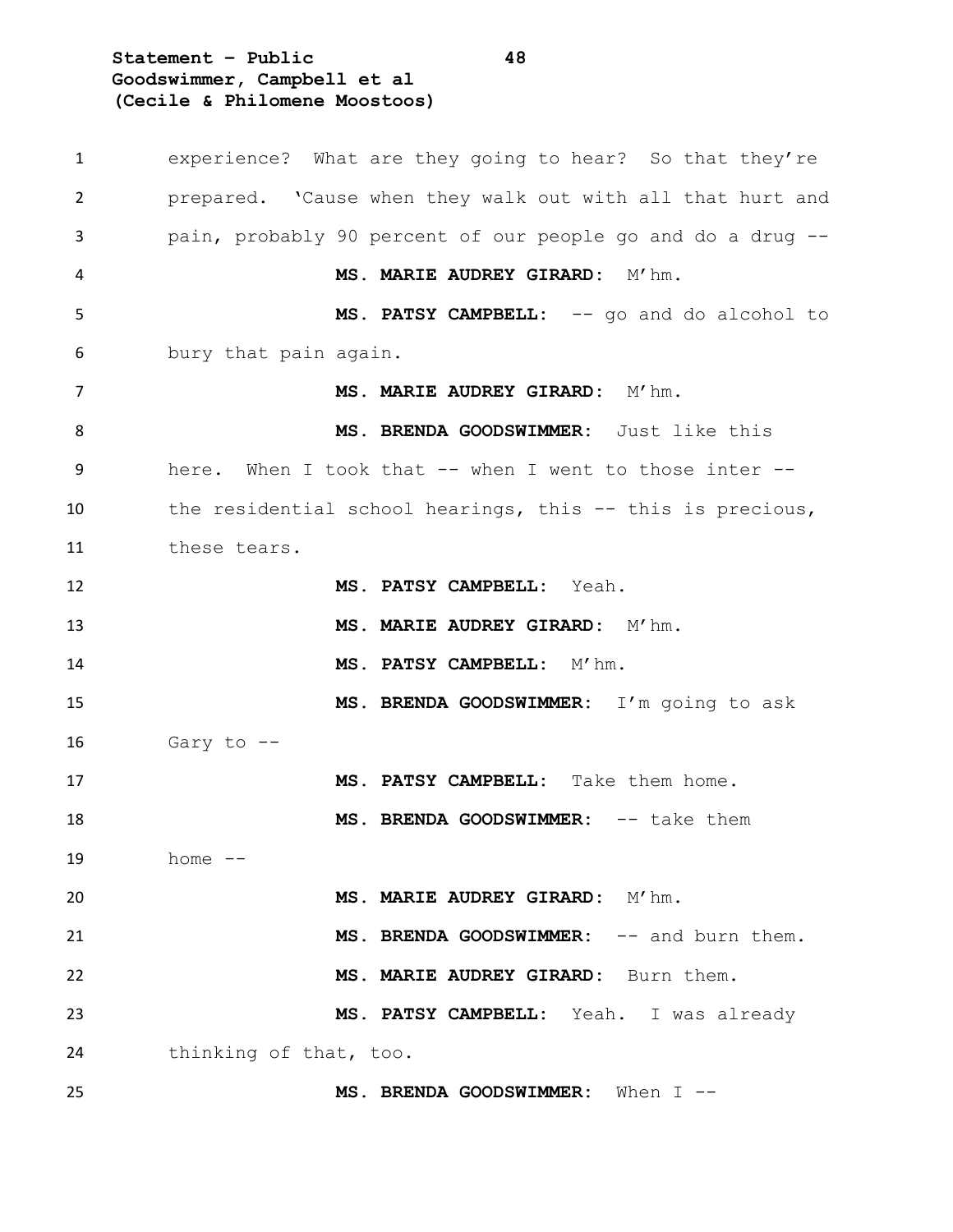experience? What are they going to hear? So that they're prepared. 'Cause when they walk out with all that hurt and pain, probably 90 percent of our people go and do a drug --

**MS. MARIE AUDREY GIRARD:** M'hm.

**MS. PATSY CAMPBELL:** -- go and do alcohol to bury that pain again.

**MS. MARIE AUDREY GIRARD:** M'hm.

**MS. BRENDA GOODSWIMMER:** Just like this here. When I took that -- when I went to those inter -- the residential school hearings, this -- this is precious, these tears.

**MS. PATSY CAMPBELL:** Yeah.

**MS. MARIE AUDREY GIRARD:** M'hm.

**MS. PATSY CAMPBELL:** M'hm.

**MS. BRENDA GOODSWIMMER:** I'm going to ask Gary to --

**MS. PATSY CAMPBELL:** Take them home.

**MS. BRENDA GOODSWIMMER:** -- take them home --

**MS. MARIE AUDREY GIRARD:** M'hm.

**MS. BRENDA GOODSWIMMER:** -- and burn them.

**MS. MARIE AUDREY GIRARD:** Burn them.

**MS. PATSY CAMPBELL:** Yeah. I was already thinking of that, too.

**MS. BRENDA GOODSWIMMER:** When I --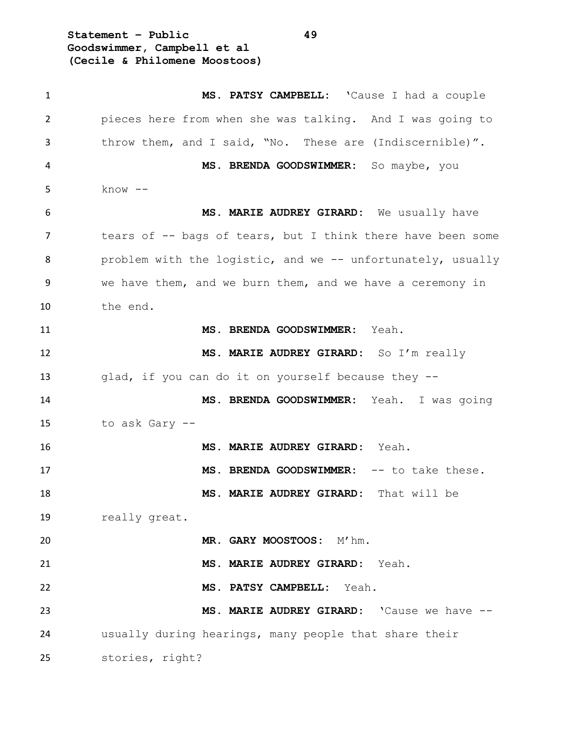**MS. PATSY CAMPBELL:** 'Cause I had a couple pieces here from when she was talking. And I was going to throw them, and I said, "No. These are (Indiscernible)".

**MS. BRENDA GOODSWIMMER:** So maybe, you know --

**MS. MARIE AUDREY GIRARD:** We usually have tears of -- bags of tears, but I think there have been some problem with the logistic, and we -- unfortunately, usually we have them, and we burn them, and we have a ceremony in the end.

**MS. BRENDA GOODSWIMMER:** Yeah.

**MS. MARIE AUDREY GIRARD:** So I'm really glad, if you can do it on yourself because they --

**MS. BRENDA GOODSWIMMER:** Yeah. I was going to ask Gary --

**MS. MARIE AUDREY GIRARD:** Yeah.

**MS. BRENDA GOODSWIMMER:** -- to take these.

**MS. MARIE AUDREY GIRARD:** That will be really great.

**MR. GARY MOOSTOOS:** M'hm.

**MS. MARIE AUDREY GIRARD:** Yeah.

**MS. PATSY CAMPBELL:** Yeah.

**MS. MARIE AUDREY GIRARD:** 'Cause we have -- usually during hearings, many people that share their stories, right?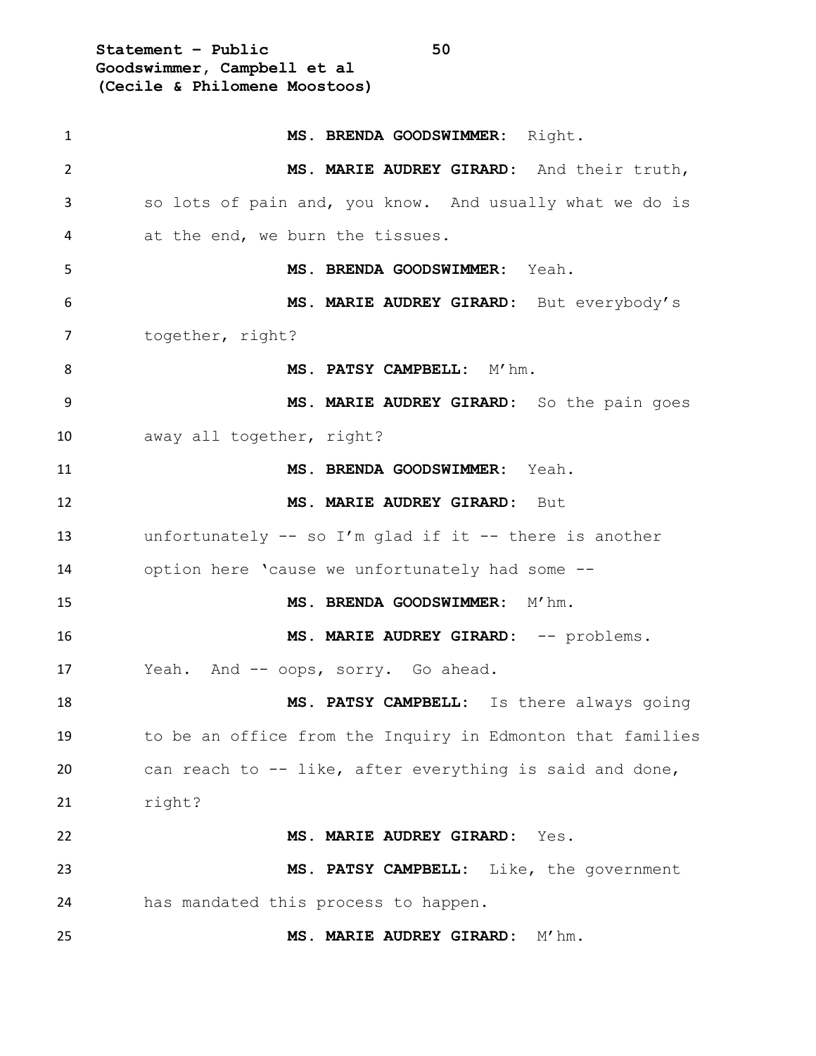**MS. BRENDA GOODSWIMMER:** Right.

**MS. MARIE AUDREY GIRARD:** And their truth, so lots of pain and, you know. And usually what we do is at the end, we burn the tissues.

**MS. BRENDA GOODSWIMMER:** Yeah.

**MS. MARIE AUDREY GIRARD:** But everybody's together, right?

**MS. PATSY CAMPBELL:** M'hm.

**MS. MARIE AUDREY GIRARD:** So the pain goes away all together, right?

**MS. BRENDA GOODSWIMMER:** Yeah.

**MS. MARIE AUDREY GIRARD:** But unfortunately -- so I'm glad if it -- there is another option here 'cause we unfortunately had some --

**MS. BRENDA GOODSWIMMER:** M'hm.

**MS. MARIE AUDREY GIRARD:** -- problems. Yeah. And -- oops, sorry. Go ahead.

**MS. PATSY CAMPBELL:** Is there always going to be an office from the Inquiry in Edmonton that families can reach to -- like, after everything is said and done, right?

**MS. MARIE AUDREY GIRARD:** Yes.

**MS. PATSY CAMPBELL:** Like, the government has mandated this process to happen.

**MS. MARIE AUDREY GIRARD:** M'hm.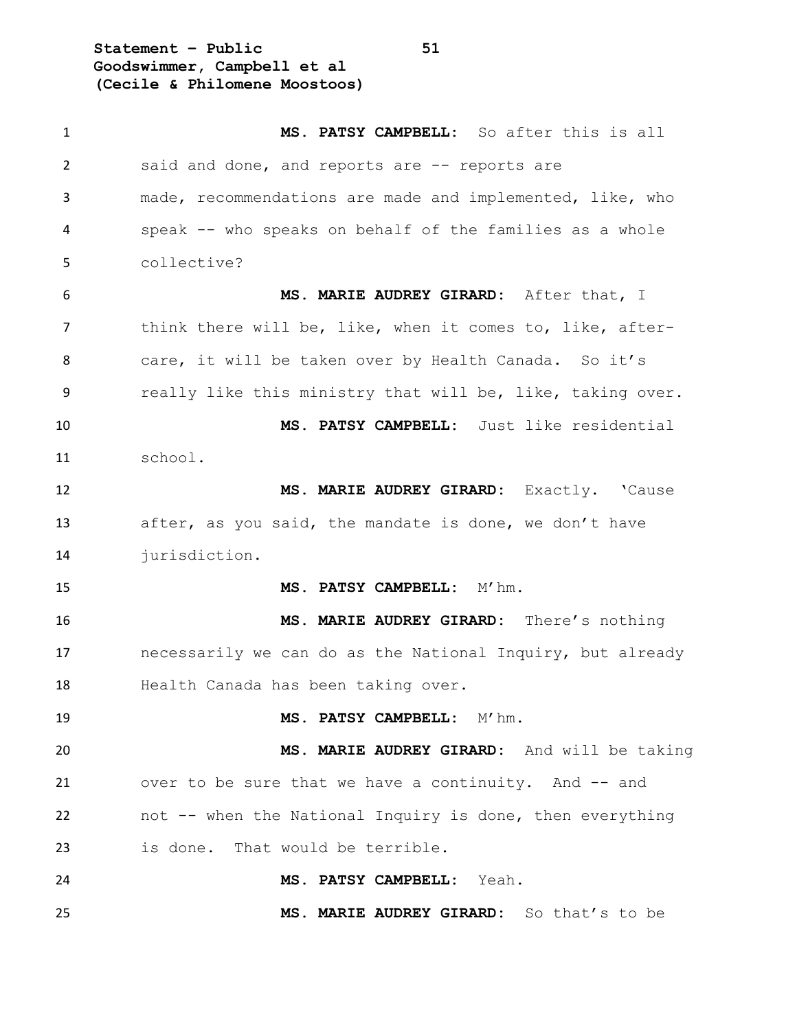**MS. PATSY CAMPBELL:** So after this is all said and done, and reports are -- reports are made, recommendations are made and implemented, like, who speak -- who speaks on behalf of the families as a whole collective?

**MS. MARIE AUDREY GIRARD:** After that, I think there will be, like, when it comes to, like, after-care, it will be taken over by Health Canada. So it's really like this ministry that will be, like, taking over.

**MS. PATSY CAMPBELL:** Just like residential school.

**MS. MARIE AUDREY GIRARD:** Exactly. 'Cause after, as you said, the mandate is done, we don't have jurisdiction.

**MS. PATSY CAMPBELL:** M'hm.

**MS. MARIE AUDREY GIRARD:** There's nothing necessarily we can do as the National Inquiry, but already Health Canada has been taking over.

**MS. PATSY CAMPBELL:** M'hm.

**MS. MARIE AUDREY GIRARD:** And will be taking over to be sure that we have a continuity. And -- and not -- when the National Inquiry is done, then everything is done. That would be terrible.

**MS. PATSY CAMPBELL:** Yeah.

**MS. MARIE AUDREY GIRARD:** So that's to be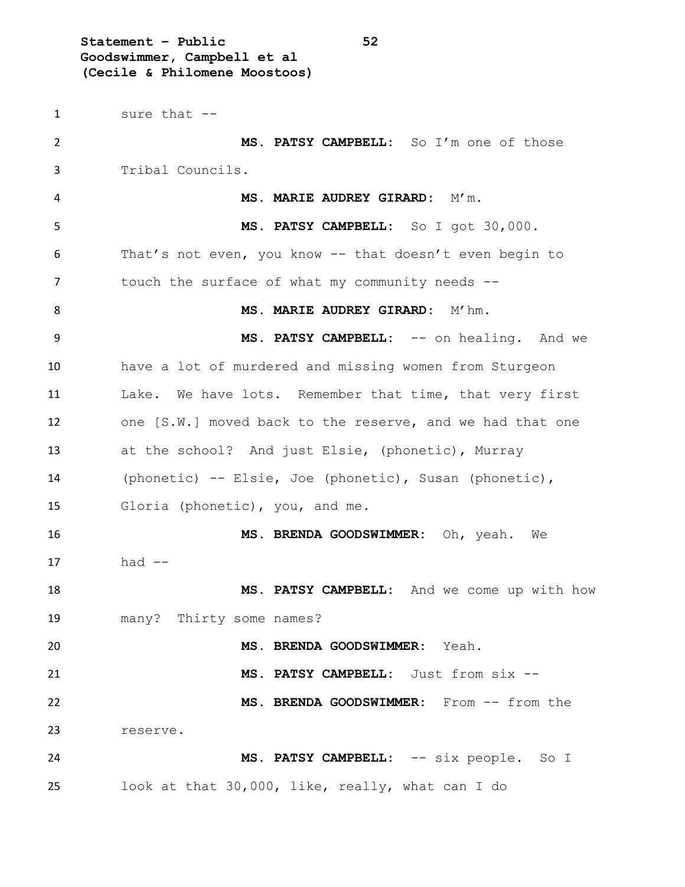sure that --

**MS. PATSY CAMPBELL:** So I'm one of those Tribal Councils.

**MS. MARIE AUDREY GIRARD:** M'm.

**MS. PATSY CAMPBELL:** So I got 30,000. That's not even, you know -- that doesn't even begin to touch the surface of what my community needs --

**MS. MARIE AUDREY GIRARD:** M'hm.

**MS. PATSY CAMPBELL:** -- on healing. And we have a lot of murdered and missing women from Sturgeon Lake. We have lots. Remember that time, that very first one [S.W.] moved back to the reserve, and we had that one at the school? And just Elsie, (phonetic), Murray (phonetic) -- Elsie, Joe (phonetic), Susan (phonetic), Gloria (phonetic), you, and me.

**MS. BRENDA GOODSWIMMER:** Oh, yeah. We had --

**MS. PATSY CAMPBELL:** And we come up with how many? Thirty some names?

**MS. BRENDA GOODSWIMMER:** Yeah.

**MS. PATSY CAMPBELL:** Just from six --

**MS. BRENDA GOODSWIMMER:** From -- from the reserve.

**MS. PATSY CAMPBELL:** -- six people. So I look at that 30,000, like, really, what can I do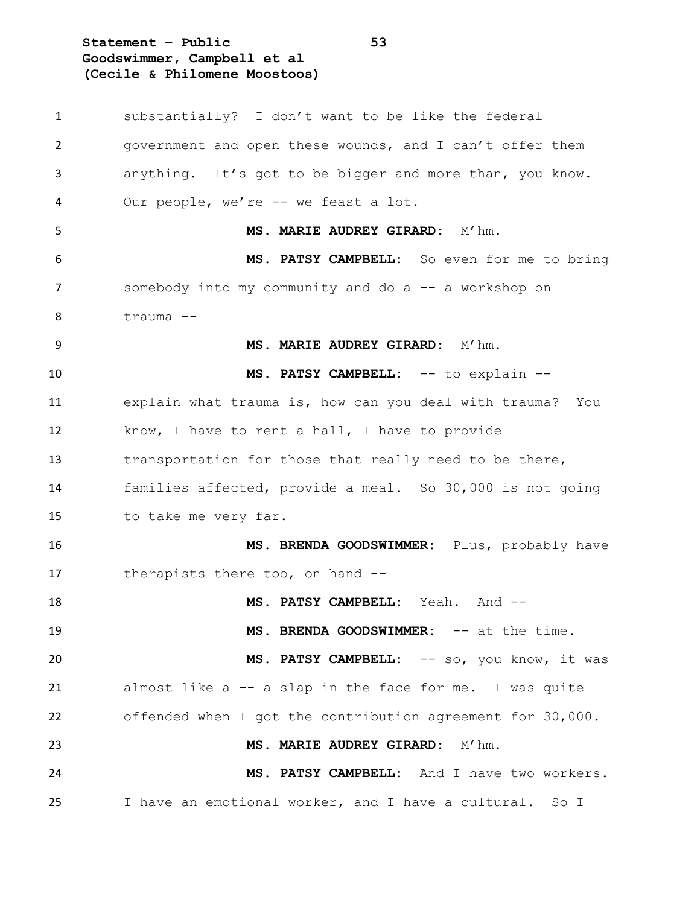substantially? I don't want to be like the federal government and open these wounds, and I can't offer them anything. It's got to be bigger and more than, you know. Our people, we're -- we feast a lot.

**MS. MARIE AUDREY GIRARD:** M'hm.

**MS. PATSY CAMPBELL:** So even for me to bring somebody into my community and do a -- a workshop on trauma --

**MS. MARIE AUDREY GIRARD:** M'hm.

**MS. PATSY CAMPBELL:** -- to explain -- explain what trauma is, how can you deal with trauma? You know, I have to rent a hall, I have to provide transportation for those that really need to be there, families affected, provide a meal. So 30,000 is not going to take me very far.

**MS. BRENDA GOODSWIMMER:** Plus, probably have therapists there too, on hand --

**MS. PATSY CAMPBELL:** Yeah. And --

**MS. BRENDA GOODSWIMMER:** -- at the time.

**MS. PATSY CAMPBELL:** -- so, you know, it was almost like a -- a slap in the face for me. I was quite offended when I got the contribution agreement for 30,000.

**MS. MARIE AUDREY GIRARD:** M'hm.

**MS. PATSY CAMPBELL:** And I have two workers. I have an emotional worker, and I have a cultural. So I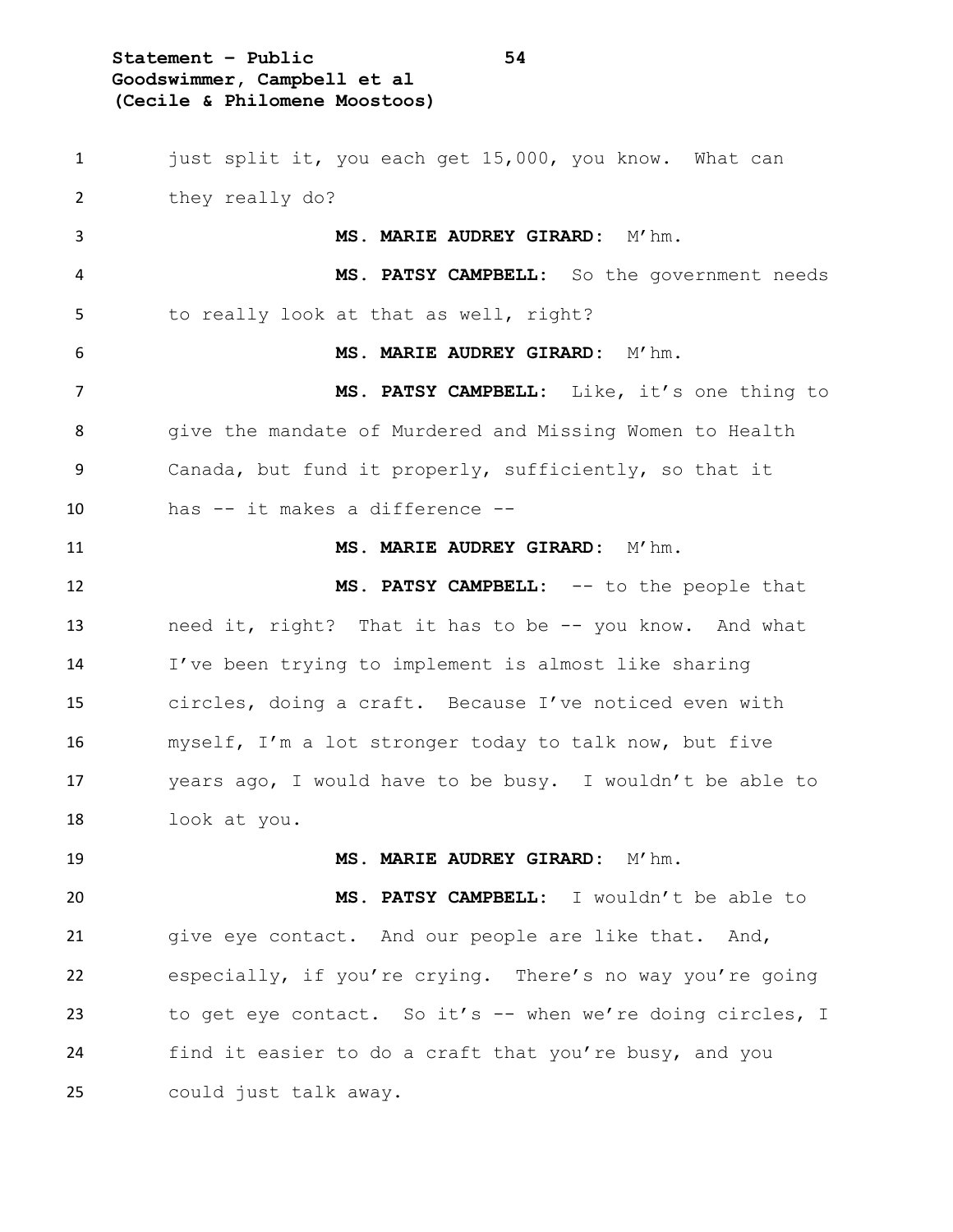just split it, you each get 15,000, you know. What can they really do?

**MS. MARIE AUDREY GIRARD:** M'hm.

**MS. PATSY CAMPBELL:** So the government needs to really look at that as well, right?

**MS. MARIE AUDREY GIRARD:** M'hm.

**MS. PATSY CAMPBELL:** Like, it's one thing to give the mandate of Murdered and Missing Women to Health Canada, but fund it properly, sufficiently, so that it has -- it makes a difference --

**MS. MARIE AUDREY GIRARD:** M'hm.

**MS. PATSY CAMPBELL:** -- to the people that need it, right? That it has to be -- you know. And what I've been trying to implement is almost like sharing circles, doing a craft. Because I've noticed even with myself, I'm a lot stronger today to talk now, but five years ago, I would have to be busy. I wouldn't be able to look at you.

**MS. MARIE AUDREY GIRARD:** M'hm.

**MS. PATSY CAMPBELL:** I wouldn't be able to give eye contact. And our people are like that. And, especially, if you're crying. There's no way you're going to get eye contact. So it's -- when we're doing circles, I find it easier to do a craft that you're busy, and you could just talk away.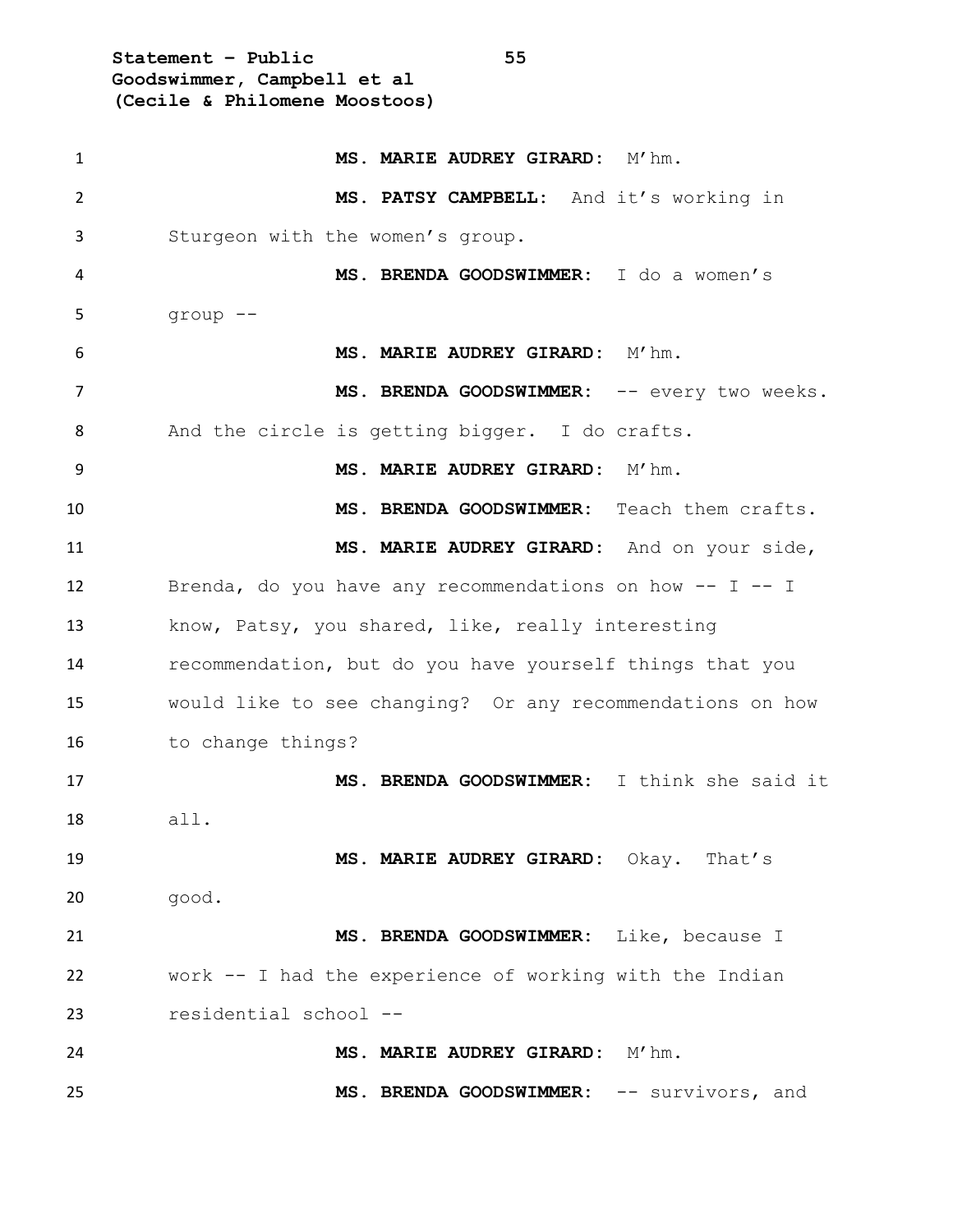**MS. MARIE AUDREY GIRARD:** M'hm.

**MS. PATSY CAMPBELL:** And it's working in Sturgeon with the women's group.

**MS. BRENDA GOODSWIMMER:** I do a women's group --

**MS. MARIE AUDREY GIRARD:** M'hm.

**MS. BRENDA GOODSWIMMER:** -- every two weeks. And the circle is getting bigger. I do crafts.

**MS. MARIE AUDREY GIRARD:** M'hm.

**MS. BRENDA GOODSWIMMER:** Teach them crafts.

**MS. MARIE AUDREY GIRARD:** And on your side, Brenda, do you have any recommendations on how -- I -- I know, Patsy, you shared, like, really interesting recommendation, but do you have yourself things that you would like to see changing? Or any recommendations on how to change things?

**MS. BRENDA GOODSWIMMER:** I think she said it all.

**MS. MARIE AUDREY GIRARD:** Okay. That's good.

**MS. BRENDA GOODSWIMMER:** Like, because I work -- I had the experience of working with the Indian residential school --

**MS. MARIE AUDREY GIRARD:** M'hm.

**MS. BRENDA GOODSWIMMER:** -- survivors, and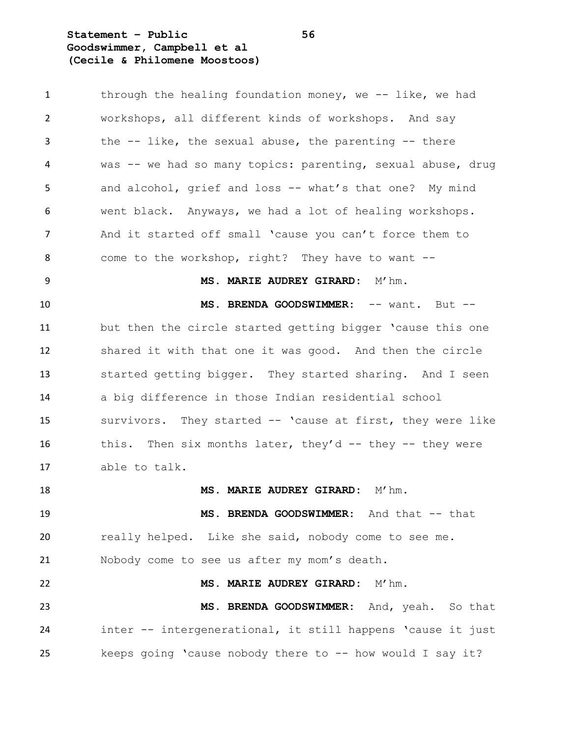through the healing foundation money, we -- like, we had workshops, all different kinds of workshops. And say the -- like, the sexual abuse, the parenting -- there was -- we had so many topics: parenting, sexual abuse, drug and alcohol, grief and loss -- what's that one? My mind went black. Anyways, we had a lot of healing workshops. And it started off small 'cause you can't force them to come to the workshop, right? They have to want --

**MS. MARIE AUDREY GIRARD:** M'hm.

**MS. BRENDA GOODSWIMMER:** -- want. But -- but then the circle started getting bigger 'cause this one shared it with that one it was good. And then the circle started getting bigger. They started sharing. And I seen a big difference in those Indian residential school survivors. They started -- 'cause at first, they were like this. Then six months later, they'd -- they -- they were able to talk.

**MS. MARIE AUDREY GIRARD:** M'hm.

**MS. BRENDA GOODSWIMMER:** And that -- that really helped. Like she said, nobody come to see me. Nobody come to see us after my mom's death.

**MS. MARIE AUDREY GIRARD:** M'hm.

**MS. BRENDA GOODSWIMMER:** And, yeah. So that inter -- intergenerational, it still happens 'cause it just keeps going 'cause nobody there to -- how would I say it?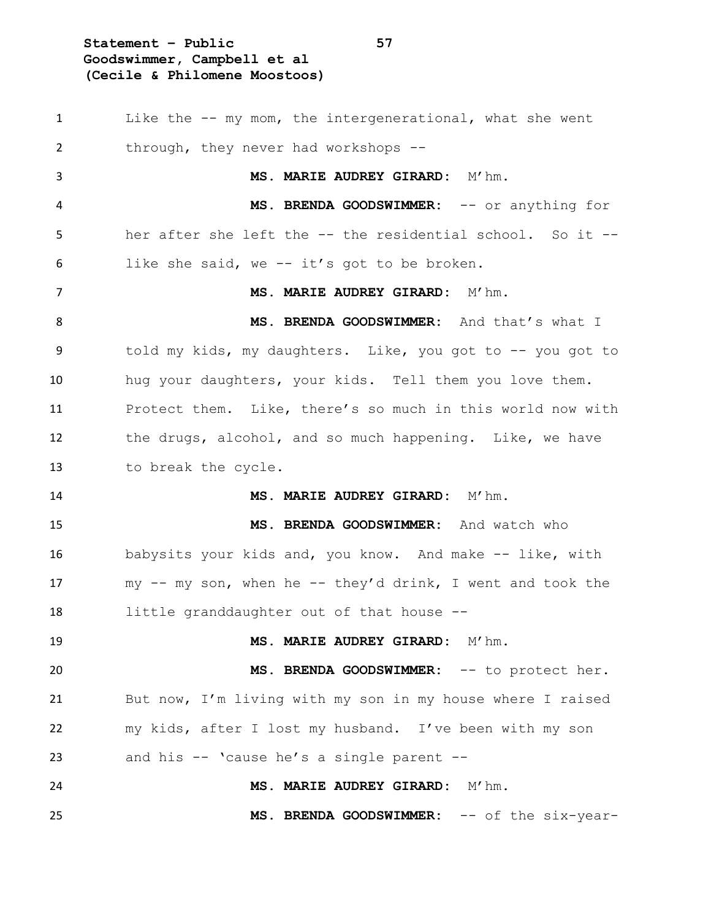Like the -- my mom, the intergenerational, what she went through, they never had workshops --

**MS. MARIE AUDREY GIRARD:** M'hm.

**MS. BRENDA GOODSWIMMER:** -- or anything for her after she left the -- the residential school. So it -- like she said, we -- it's got to be broken.

**MS. MARIE AUDREY GIRARD:** M'hm.

**MS. BRENDA GOODSWIMMER:** And that's what I told my kids, my daughters. Like, you got to -- you got to hug your daughters, your kids. Tell them you love them. Protect them. Like, there's so much in this world now with the drugs, alcohol, and so much happening. Like, we have to break the cycle.

**MS. MARIE AUDREY GIRARD:** M'hm.

**MS. BRENDA GOODSWIMMER:** And watch who babysits your kids and, you know. And make -- like, with my -- my son, when he -- they'd drink, I went and took the little granddaughter out of that house --

**MS. MARIE AUDREY GIRARD:** M'hm.

**MS. BRENDA GOODSWIMMER:** -- to protect her. But now, I'm living with my son in my house where I raised my kids, after I lost my husband. I've been with my son and his -- 'cause he's a single parent --

**MS. MARIE AUDREY GIRARD:** M'hm.

**MS. BRENDA GOODSWIMMER:** -- of the six-year-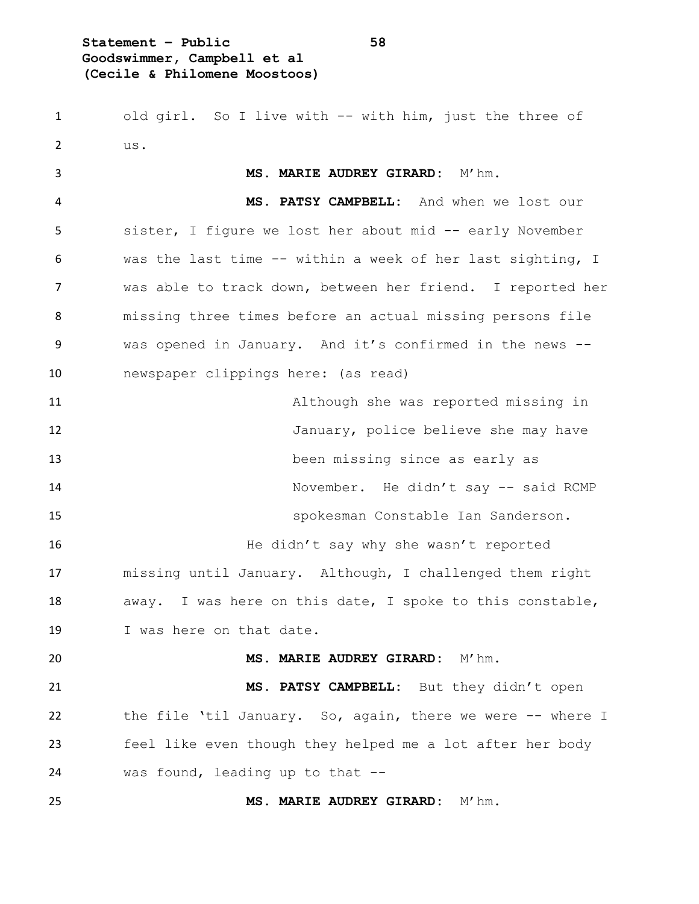old girl. So I live with -- with him, just the three of us.

**MS. MARIE AUDREY GIRARD:** M'hm.

**MS. PATSY CAMPBELL:** And when we lost our sister, I figure we lost her about mid -- early November was the last time -- within a week of her last sighting, I was able to track down, between her friend. I reported her missing three times before an actual missing persons file was opened in January. And it's confirmed in the news -- newspaper clippings here: (as read)

> Although she was reported missing in January, police believe she may have been missing since as early as November. He didn't say -- said RCMP spokesman Constable Ian Sanderson.

He didn't say why she wasn't reported missing until January. Although, I challenged them right away. I was here on this date, I spoke to this constable, I was here on that date.

**MS. MARIE AUDREY GIRARD:** M'hm.

**MS. PATSY CAMPBELL:** But they didn't open the file 'til January. So, again, there we were -- where I feel like even though they helped me a lot after her body was found, leading up to that --

**MS. MARIE AUDREY GIRARD:** M'hm.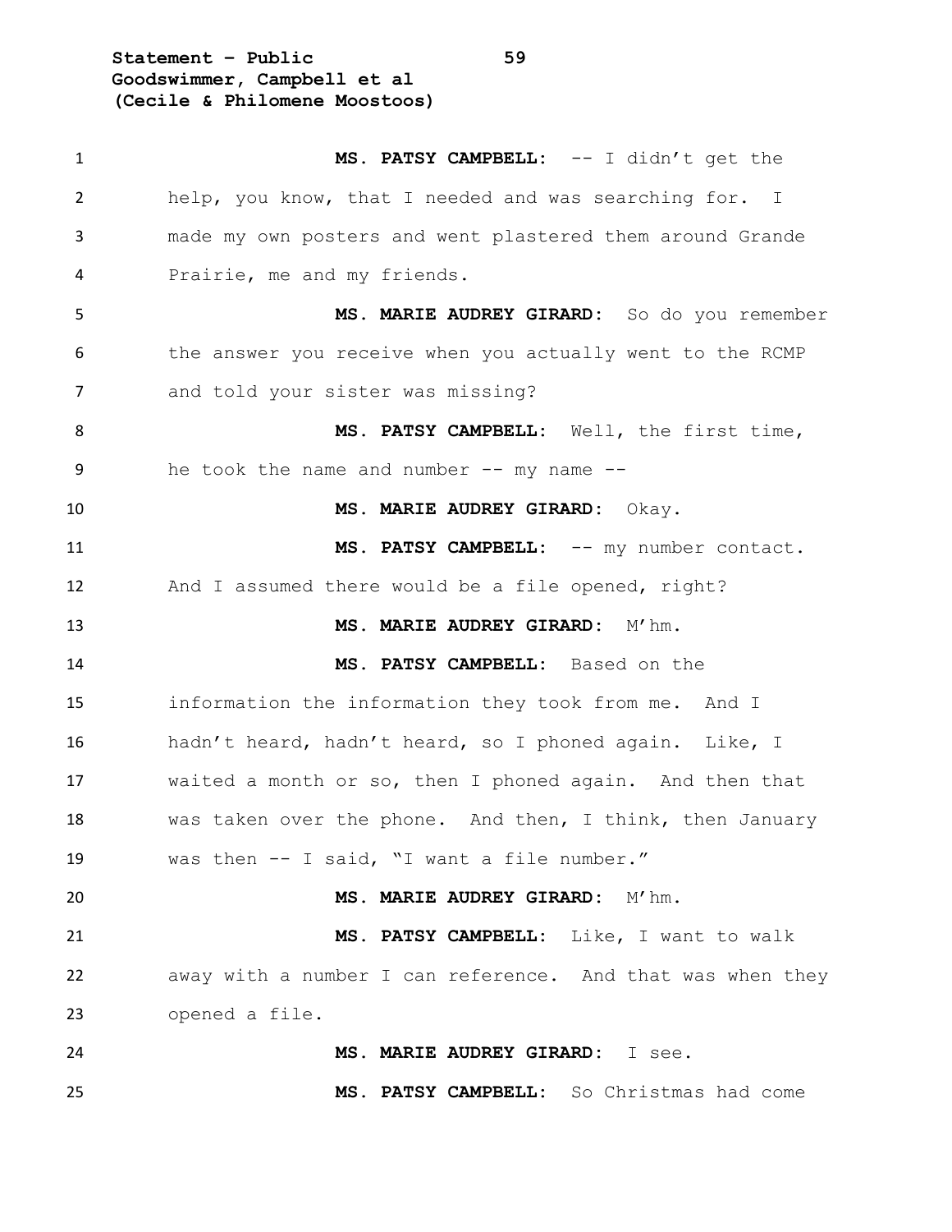**MS. PATSY CAMPBELL:** -- I didn't get the help, you know, that I needed and was searching for. I made my own posters and went plastered them around Grande Prairie, me and my friends.

**MS. MARIE AUDREY GIRARD:** So do you remember the answer you receive when you actually went to the RCMP and told your sister was missing?

**MS. PATSY CAMPBELL:** Well, the first time, he took the name and number -- my name --

**MS. MARIE AUDREY GIRARD:** Okay.

**MS. PATSY CAMPBELL:** -- my number contact. And I assumed there would be a file opened, right?

**MS. MARIE AUDREY GIRARD:** M'hm.

**MS. PATSY CAMPBELL:** Based on the information the information they took from me. And I hadn't heard, hadn't heard, so I phoned again. Like, I waited a month or so, then I phoned again. And then that was taken over the phone. And then, I think, then January was then -- I said, "I want a file number."

**MS. MARIE AUDREY GIRARD:** M'hm.

**MS. PATSY CAMPBELL:** Like, I want to walk away with a number I can reference. And that was when they opened a file.

**MS. MARIE AUDREY GIRARD:** I see.

**MS. PATSY CAMPBELL:** So Christmas had come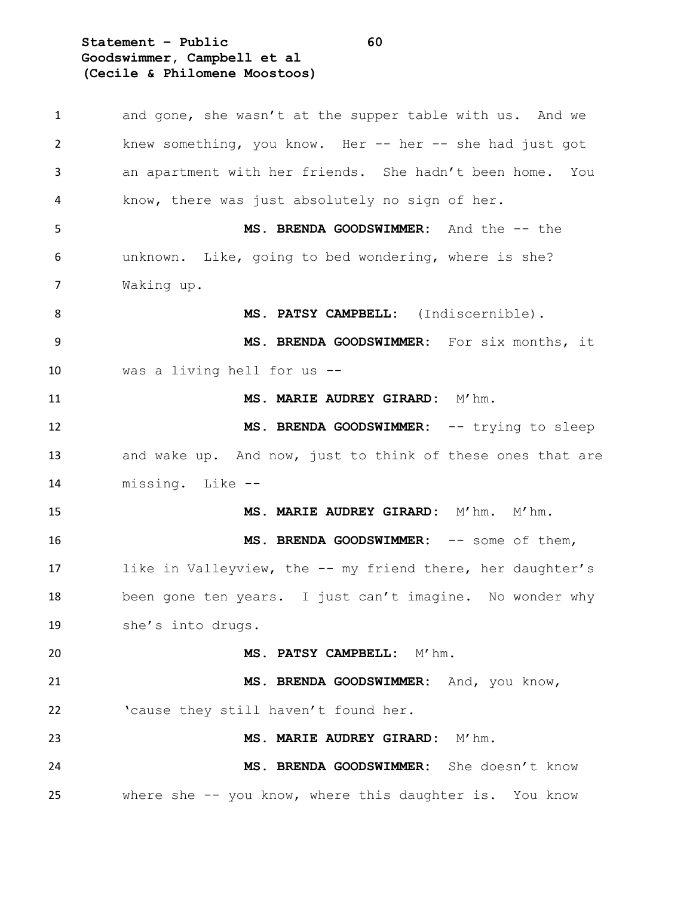and gone, she wasn't at the supper table with us. And we knew something, you know. Her -- her -- she had just got an apartment with her friends. She hadn't been home. You know, there was just absolutely no sign of her.

**MS. BRENDA GOODSWIMMER:** And the -- the unknown. Like, going to bed wondering, where is she? Waking up.

**MS. PATSY CAMPBELL:** (Indiscernible).

**MS. BRENDA GOODSWIMMER:** For six months, it was a living hell for us --

**MS. MARIE AUDREY GIRARD:** M'hm.

**MS. BRENDA GOODSWIMMER:** -- trying to sleep and wake up. And now, just to think of these ones that are missing. Like --

**MS. MARIE AUDREY GIRARD:** M'hm. M'hm.

**MS. BRENDA GOODSWIMMER:** -- some of them, like in Valleyview, the -- my friend there, her daughter's been gone ten years. I just can't imagine. No wonder why she's into drugs.

**MS. PATSY CAMPBELL:** M'hm.

**MS. BRENDA GOODSWIMMER:** And, you know, 'cause they still haven't found her.

**MS. MARIE AUDREY GIRARD:** M'hm.

**MS. BRENDA GOODSWIMMER:** She doesn't know where she -- you know, where this daughter is. You know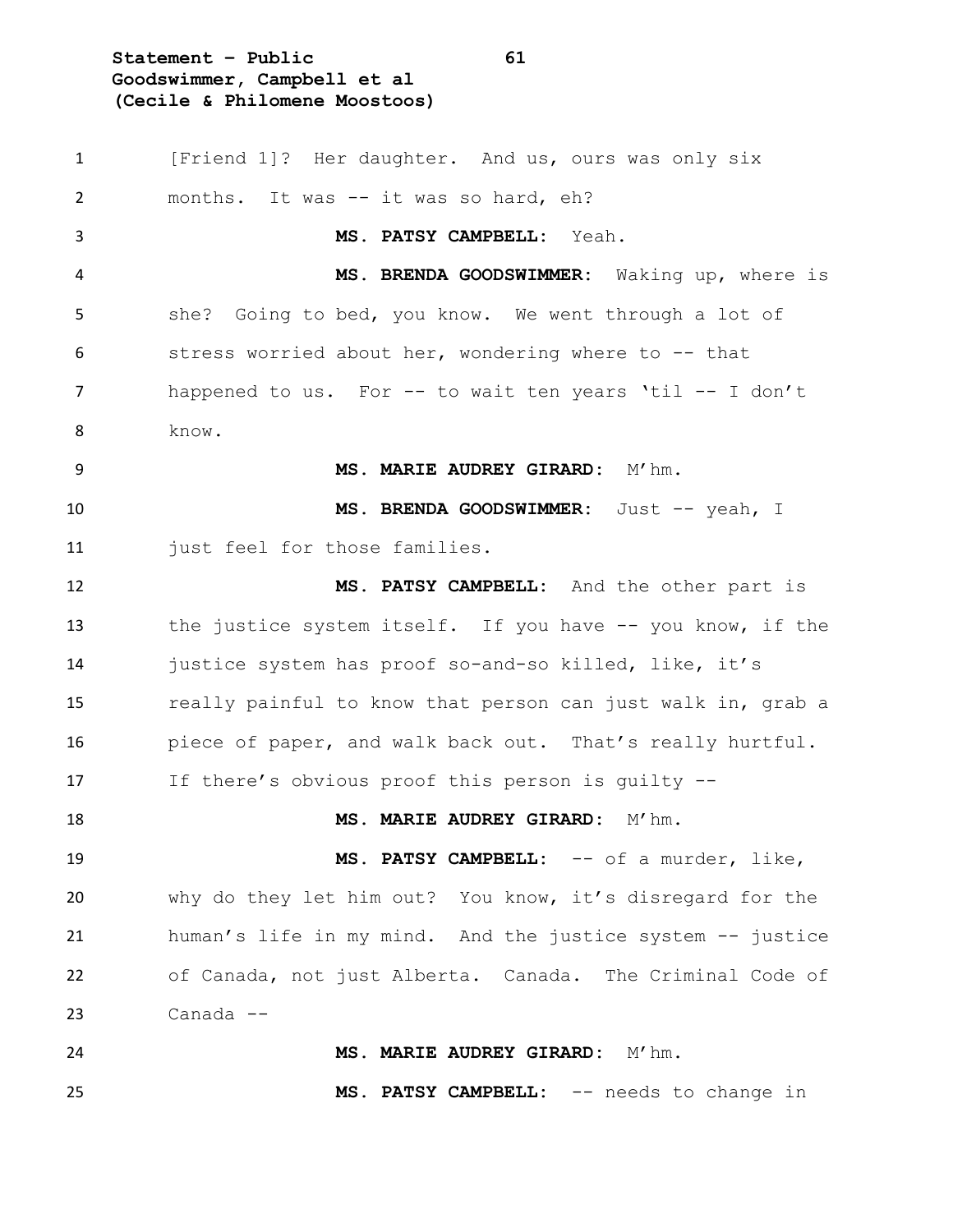[Friend 1]? Her daughter. And us, ours was only six months. It was -- it was so hard, eh?

**MS. PATSY CAMPBELL:** Yeah.

**MS. BRENDA GOODSWIMMER:** Waking up, where is she? Going to bed, you know. We went through a lot of stress worried about her, wondering where to -- that happened to us. For -- to wait ten years 'til -- I don't know.

**MS. MARIE AUDREY GIRARD:** M'hm.

**MS. BRENDA GOODSWIMMER:** Just -- yeah, I just feel for those families.

**MS. PATSY CAMPBELL:** And the other part is the justice system itself. If you have -- you know, if the justice system has proof so-and-so killed, like, it's really painful to know that person can just walk in, grab a piece of paper, and walk back out. That's really hurtful. If there's obvious proof this person is guilty --

**MS. MARIE AUDREY GIRARD:** M'hm.

**MS. PATSY CAMPBELL:** -- of a murder, like, why do they let him out? You know, it's disregard for the human's life in my mind. And the justice system -- justice of Canada, not just Alberta. Canada. The Criminal Code of Canada --

**MS. MARIE AUDREY GIRARD:** M'hm.

**MS. PATSY CAMPBELL:** -- needs to change in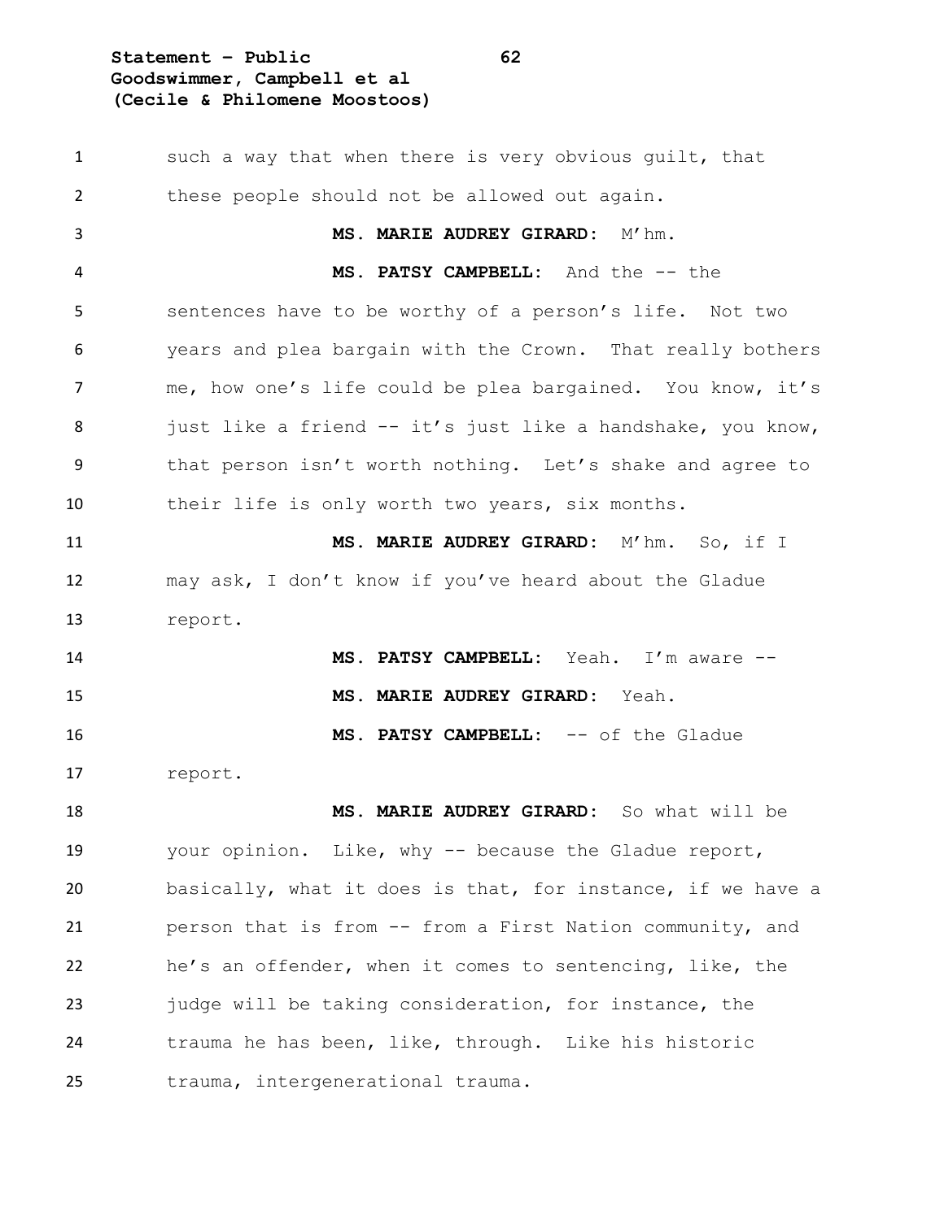such a way that when there is very obvious guilt, that these people should not be allowed out again.

**MS. MARIE AUDREY GIRARD:** M'hm.

**MS. PATSY CAMPBELL:** And the -- the sentences have to be worthy of a person's life. Not two years and plea bargain with the Crown. That really bothers me, how one's life could be plea bargained. You know, it's just like a friend -- it's just like a handshake, you know, that person isn't worth nothing. Let's shake and agree to their life is only worth two years, six months.

**MS. MARIE AUDREY GIRARD:** M'hm. So, if I may ask, I don't know if you've heard about the Gladue report.

**MS. PATSY CAMPBELL:** Yeah. I'm aware --

**MS. MARIE AUDREY GIRARD:** Yeah.

**MS. PATSY CAMPBELL:** -- of the Gladue report.

**MS. MARIE AUDREY GIRARD:** So what will be your opinion. Like, why -- because the Gladue report, basically, what it does is that, for instance, if we have a person that is from -- from a First Nation community, and he's an offender, when it comes to sentencing, like, the judge will be taking consideration, for instance, the trauma he has been, like, through. Like his historic trauma, intergenerational trauma.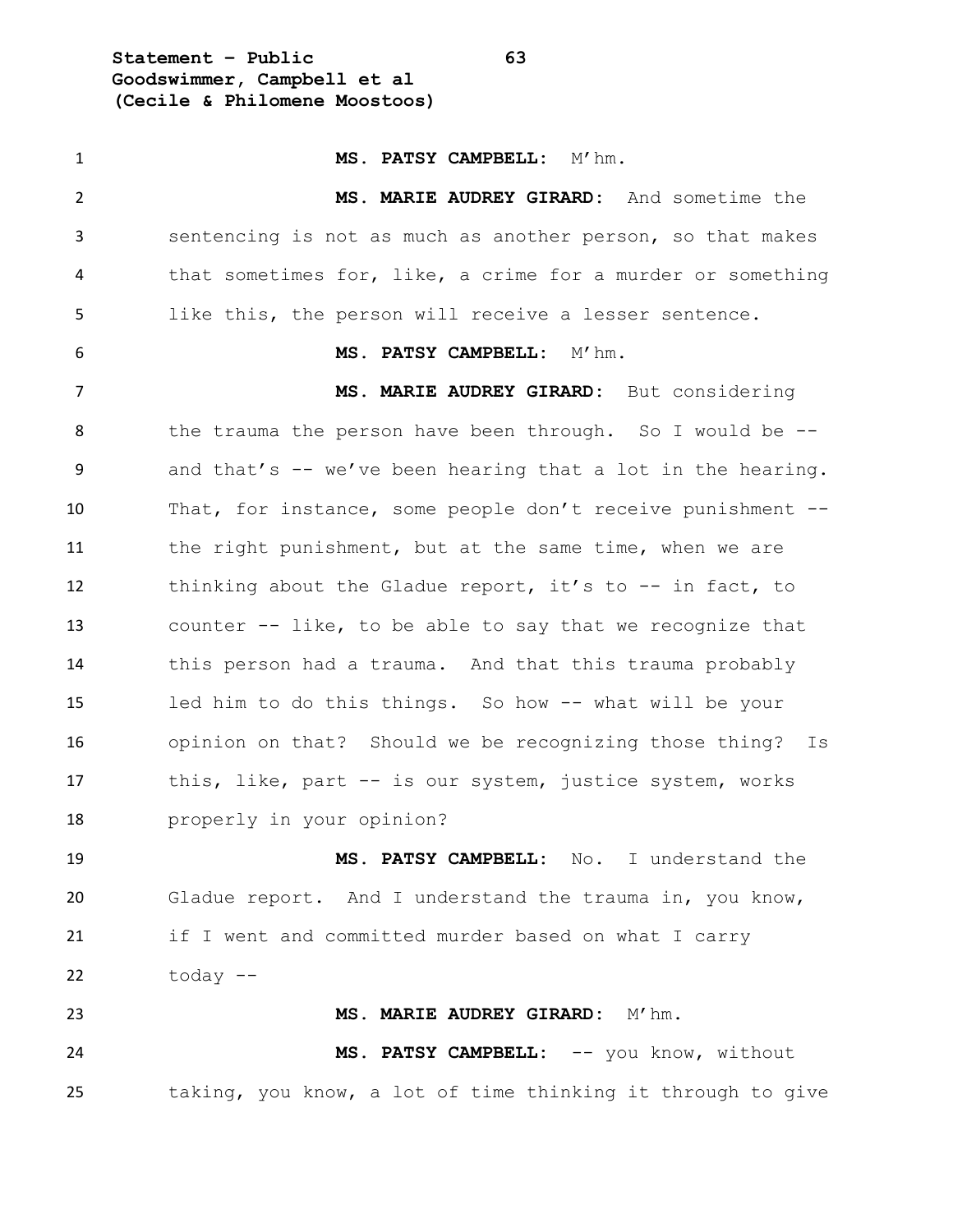**MS. PATSY CAMPBELL:** M'hm.

**MS. MARIE AUDREY GIRARD:** And sometime the sentencing is not as much as another person, so that makes that sometimes for, like, a crime for a murder or something like this, the person will receive a lesser sentence.

**MS. PATSY CAMPBELL:** M'hm.

**MS. MARIE AUDREY GIRARD:** But considering the trauma the person have been through. So I would be -- and that's -- we've been hearing that a lot in the hearing. That, for instance, some people don't receive punishment -- the right punishment, but at the same time, when we are thinking about the Gladue report, it's to -- in fact, to counter -- like, to be able to say that we recognize that this person had a trauma. And that this trauma probably led him to do this things. So how -- what will be your opinion on that? Should we be recognizing those thing? Is this, like, part -- is our system, justice system, works properly in your opinion?

**MS. PATSY CAMPBELL:** No. I understand the Gladue report. And I understand the trauma in, you know, if I went and committed murder based on what I carry today --

**MS. MARIE AUDREY GIRARD:** M'hm.

**MS. PATSY CAMPBELL:** -- you know, without taking, you know, a lot of time thinking it through to give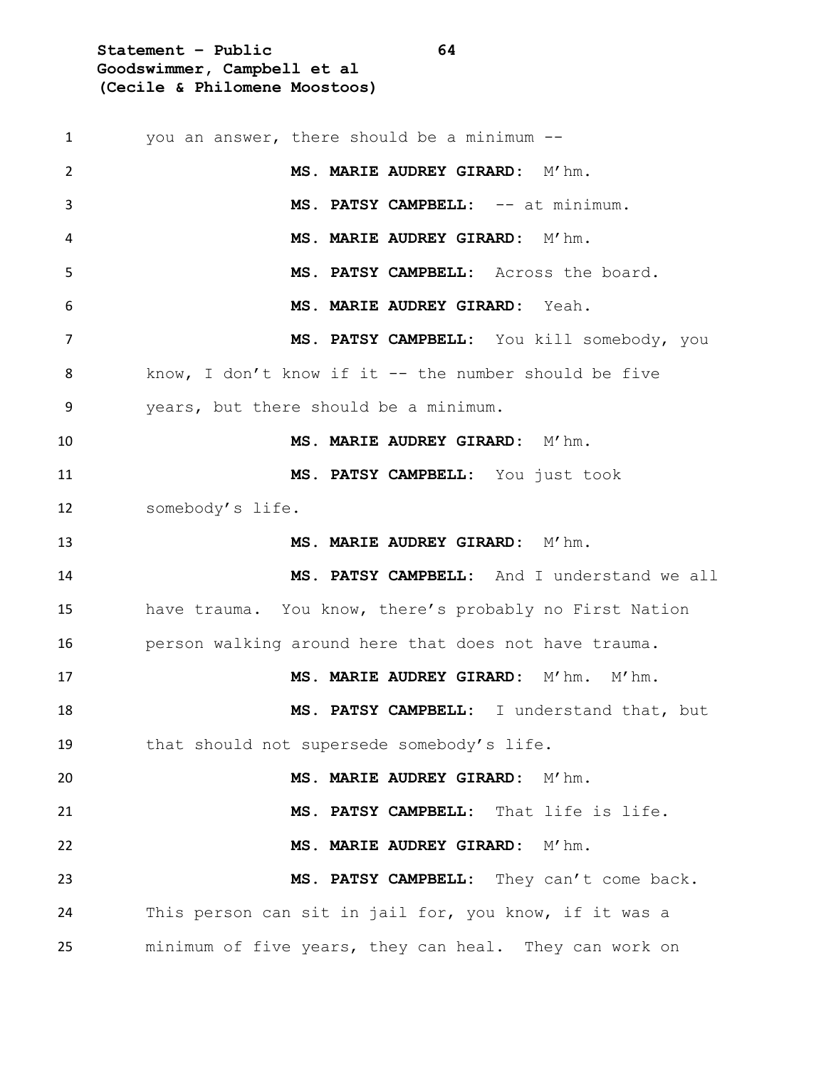you an answer, there should be a minimum --

**MS. MARIE AUDREY GIRARD:** M'hm.

**MS. PATSY CAMPBELL:** -- at minimum.

**MS. MARIE AUDREY GIRARD:** M'hm.

**MS. PATSY CAMPBELL:** Across the board.

**MS. MARIE AUDREY GIRARD:** Yeah.

**MS. PATSY CAMPBELL:** You kill somebody, you know, I don't know if it -- the number should be five years, but there should be a minimum.

**MS. MARIE AUDREY GIRARD:** M'hm.

**MS. PATSY CAMPBELL:** You just took somebody's life.

**MS. MARIE AUDREY GIRARD:** M'hm.

**MS. PATSY CAMPBELL:** And I understand we all have trauma. You know, there's probably no First Nation person walking around here that does not have trauma.

**MS. MARIE AUDREY GIRARD:** M'hm. M'hm.

**MS. PATSY CAMPBELL:** I understand that, but that should not supersede somebody's life.

**MS. MARIE AUDREY GIRARD:** M'hm.

**MS. PATSY CAMPBELL:** That life is life.

**MS. MARIE AUDREY GIRARD:** M'hm.

**MS. PATSY CAMPBELL:** They can't come back. This person can sit in jail for, you know, if it was a minimum of five years, they can heal. They can work on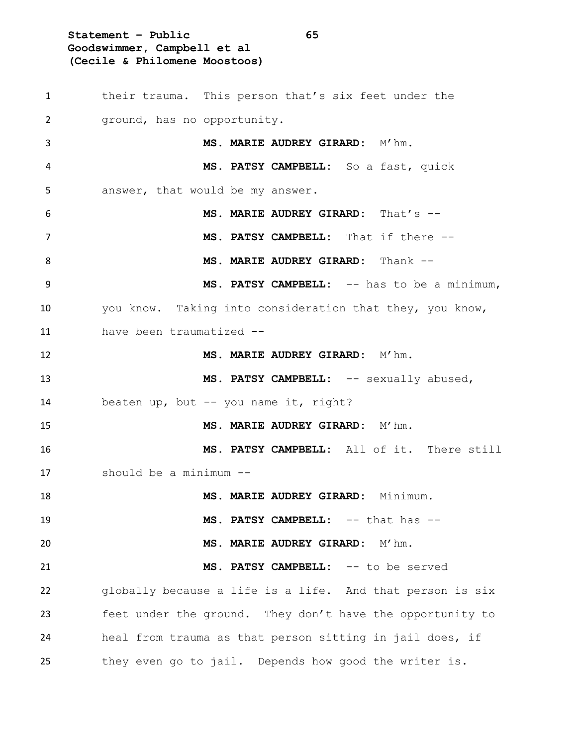their trauma. This person that's six feet under the ground, has no opportunity.

**MS. MARIE AUDREY GIRARD:** M'hm.

**MS. PATSY CAMPBELL:** So a fast, quick answer, that would be my answer.

**MS. MARIE AUDREY GIRARD:** That's --

**MS. PATSY CAMPBELL:** That if there --

**MS. MARIE AUDREY GIRARD:** Thank --

**MS. PATSY CAMPBELL:** -- has to be a minimum, you know. Taking into consideration that they, you know, have been traumatized --

**MS. MARIE AUDREY GIRARD:** M'hm.

**MS. PATSY CAMPBELL:** -- sexually abused, beaten up, but -- you name it, right?

**MS. MARIE AUDREY GIRARD:** M'hm.

**MS. PATSY CAMPBELL:** All of it. There still should be a minimum --

**MS. MARIE AUDREY GIRARD:** Minimum.

**MS. PATSY CAMPBELL:** -- that has --

**MS. MARIE AUDREY GIRARD:** M'hm.

**MS. PATSY CAMPBELL:** -- to be served globally because a life is a life. And that person is six feet under the ground. They don't have the opportunity to heal from trauma as that person sitting in jail does, if they even go to jail. Depends how good the writer is.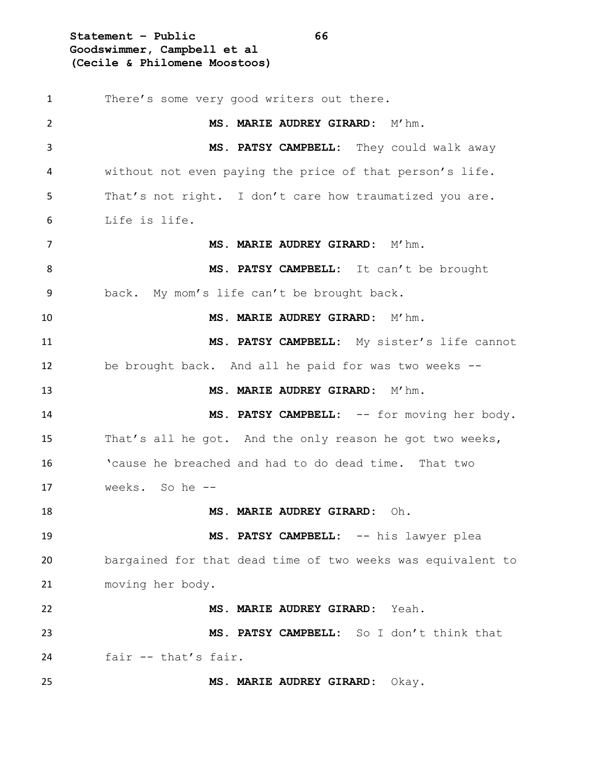There's some very good writers out there.

**MS. MARIE AUDREY GIRARD:** M'hm.

**MS. PATSY CAMPBELL:** They could walk away without not even paying the price of that person's life. That's not right. I don't care how traumatized you are. Life is life.

**MS. MARIE AUDREY GIRARD:** M'hm.

**MS. PATSY CAMPBELL:** It can't be brought back. My mom's life can't be brought back.

**MS. MARIE AUDREY GIRARD:** M'hm.

**MS. PATSY CAMPBELL:** My sister's life cannot be brought back. And all he paid for was two weeks --

**MS. MARIE AUDREY GIRARD:** M'hm.

**MS. PATSY CAMPBELL:** -- for moving her body. That's all he got. And the only reason he got two weeks, 'cause he breached and had to do dead time. That two weeks. So he --

**MS. MARIE AUDREY GIRARD:** Oh.

**MS. PATSY CAMPBELL:** -- his lawyer plea bargained for that dead time of two weeks was equivalent to moving her body.

**MS. MARIE AUDREY GIRARD:** Yeah.

**MS. PATSY CAMPBELL:** So I don't think that fair -- that's fair.

**MS. MARIE AUDREY GIRARD:** Okay.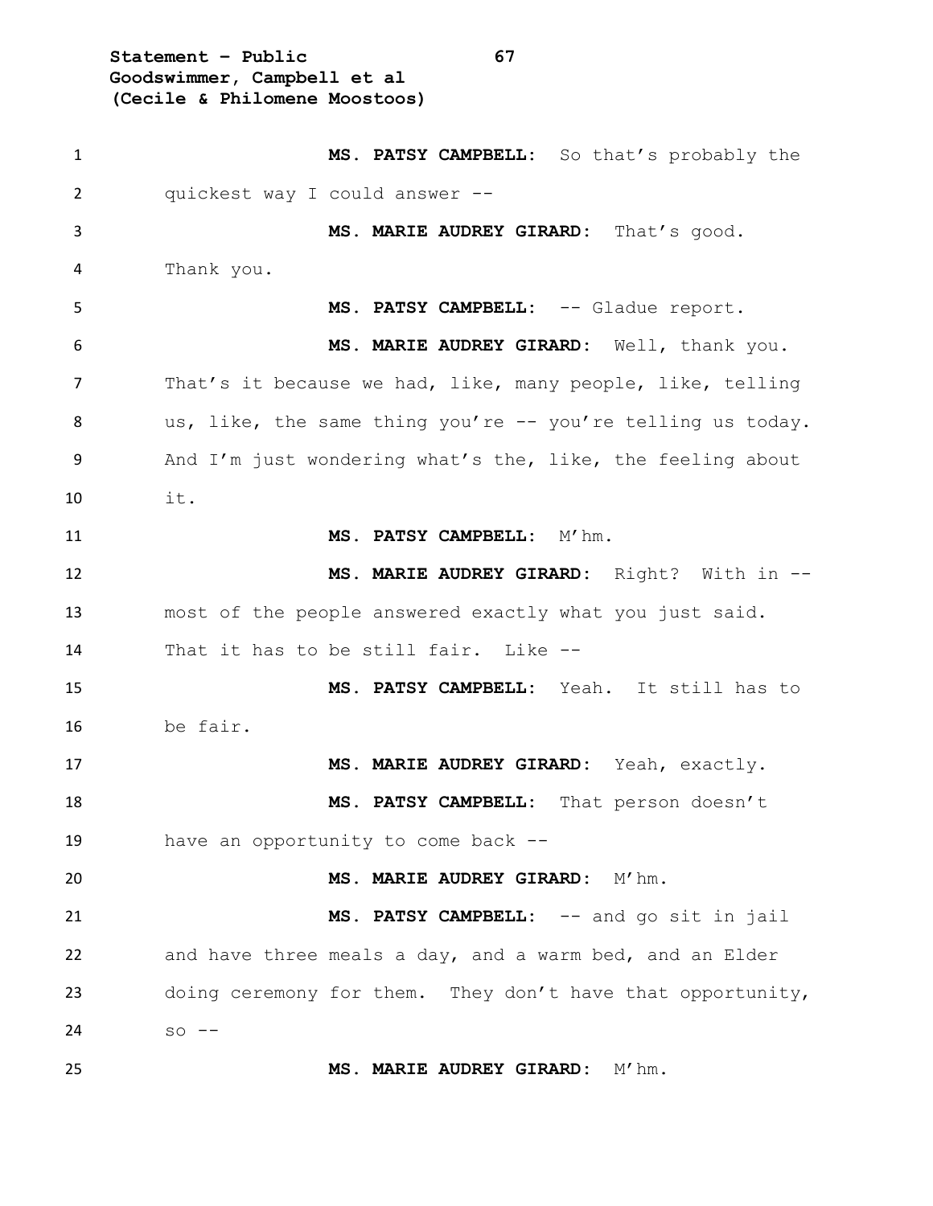**MS. PATSY CAMPBELL:** So that's probably the quickest way I could answer --

**MS. MARIE AUDREY GIRARD:** That's good. Thank you.

**MS. PATSY CAMPBELL:** -- Gladue report.

**MS. MARIE AUDREY GIRARD:** Well, thank you. That's it because we had, like, many people, like, telling us, like, the same thing you're -- you're telling us today. And I'm just wondering what's the, like, the feeling about it.

**MS. PATSY CAMPBELL:** M'hm.

**MS. MARIE AUDREY GIRARD:** Right? With in -- most of the people answered exactly what you just said. That it has to be still fair. Like --

**MS. PATSY CAMPBELL:** Yeah. It still has to be fair.

**MS. MARIE AUDREY GIRARD:** Yeah, exactly.

**MS. PATSY CAMPBELL:** That person doesn't have an opportunity to come back --

**MS. MARIE AUDREY GIRARD:** M'hm.

**MS. PATSY CAMPBELL:** -- and go sit in jail and have three meals a day, and a warm bed, and an Elder doing ceremony for them. They don't have that opportunity, so --

**MS. MARIE AUDREY GIRARD:** M'hm.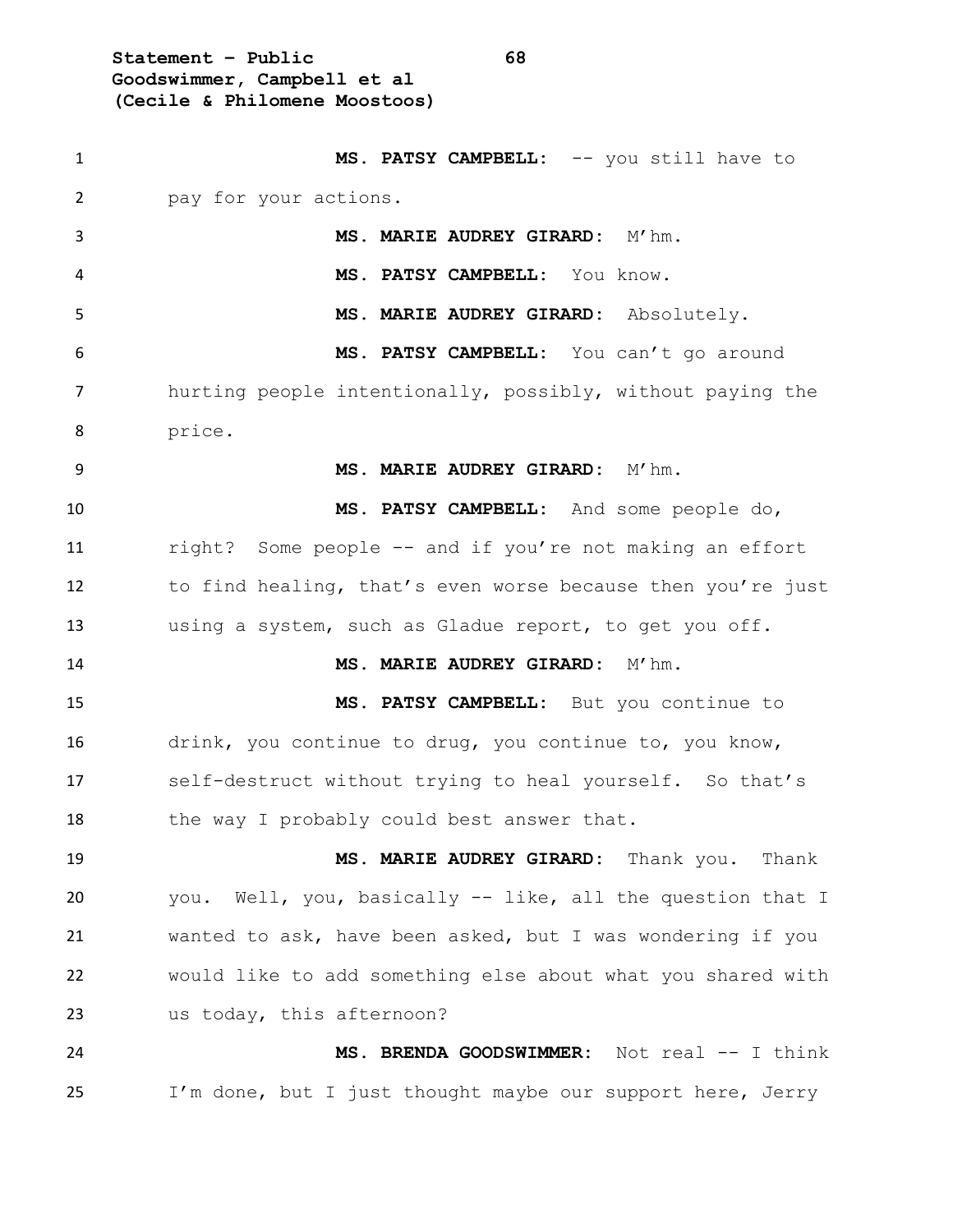**MS. PATSY CAMPBELL:** -- you still have to pay for your actions.

**MS. MARIE AUDREY GIRARD:** M'hm.

**MS. PATSY CAMPBELL:** You know.

**MS. MARIE AUDREY GIRARD:** Absolutely.

**MS. PATSY CAMPBELL:** You can't go around hurting people intentionally, possibly, without paying the price.

**MS. MARIE AUDREY GIRARD:** M'hm.

**MS. PATSY CAMPBELL:** And some people do, right? Some people -- and if you're not making an effort to find healing, that's even worse because then you're just using a system, such as Gladue report, to get you off.

**MS. MARIE AUDREY GIRARD:** M'hm.

**MS. PATSY CAMPBELL:** But you continue to drink, you continue to drug, you continue to, you know, self-destruct without trying to heal yourself. So that's the way I probably could best answer that.

**MS. MARIE AUDREY GIRARD:** Thank you. Thank you. Well, you, basically -- like, all the question that I wanted to ask, have been asked, but I was wondering if you would like to add something else about what you shared with us today, this afternoon?

**MS. BRENDA GOODSWIMMER:** Not real -- I think I'm done, but I just thought maybe our support here, Jerry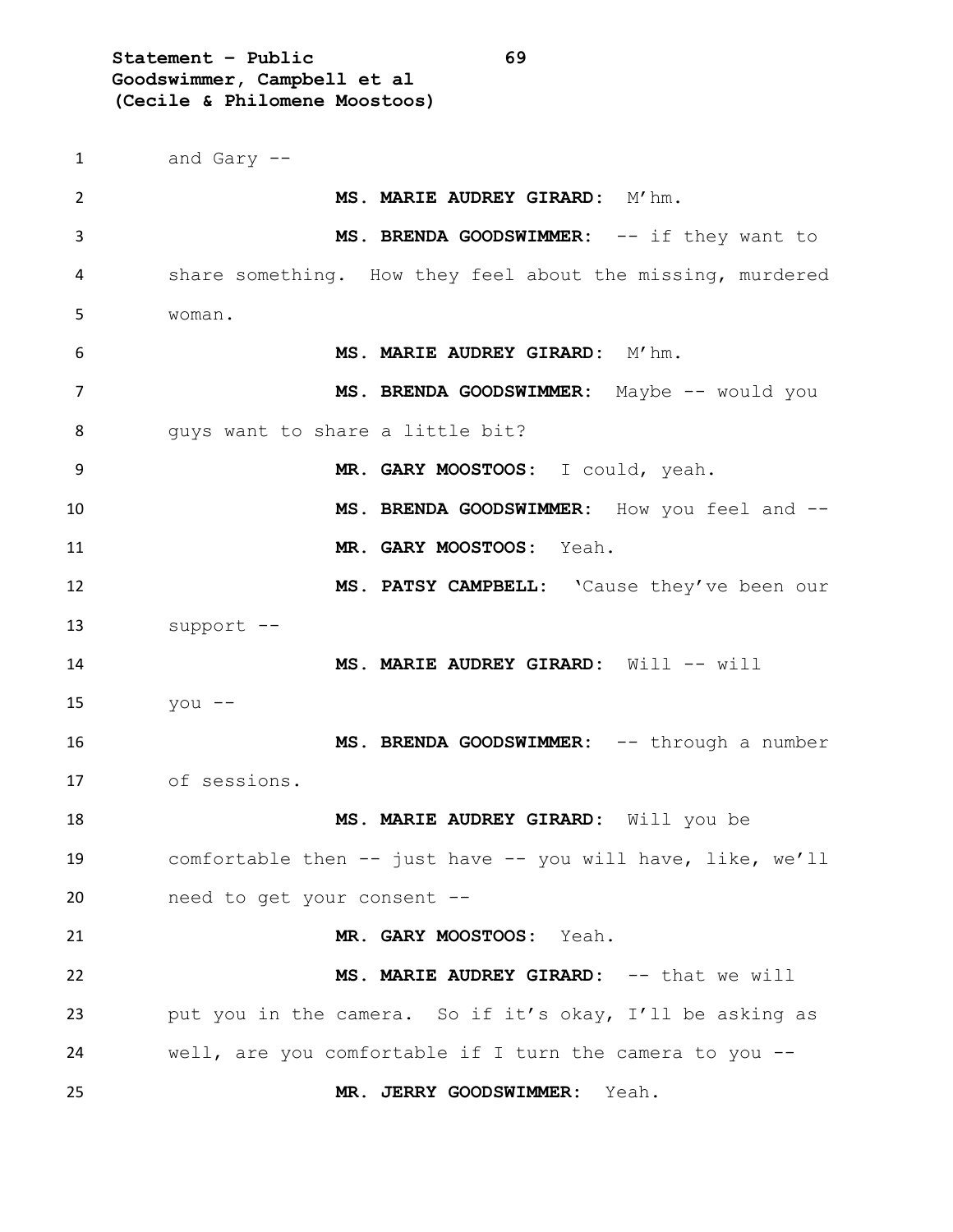and Gary --

**MS. MARIE AUDREY GIRARD:** M'hm.

**MS. BRENDA GOODSWIMMER:** -- if they want to share something. How they feel about the missing, murdered woman.

**MS. MARIE AUDREY GIRARD:** M'hm.

**MS. BRENDA GOODSWIMMER:** Maybe -- would you guys want to share a little bit?

**MR. GARY MOOSTOOS:** I could, yeah.

**MS. BRENDA GOODSWIMMER:** How you feel and --

**MR. GARY MOOSTOOS:** Yeah.

**MS. PATSY CAMPBELL:** 'Cause they've been our support --

**MS. MARIE AUDREY GIRARD:** Will -- will you --

**MS. BRENDA GOODSWIMMER:** -- through a number of sessions.

**MS. MARIE AUDREY GIRARD:** Will you be comfortable then -- just have -- you will have, like, we'll need to get your consent --

**MR. GARY MOOSTOOS:** Yeah.

**MS. MARIE AUDREY GIRARD:** -- that we will put you in the camera. So if it's okay, I'll be asking as well, are you comfortable if I turn the camera to you --

**MR. JERRY GOODSWIMMER:** Yeah.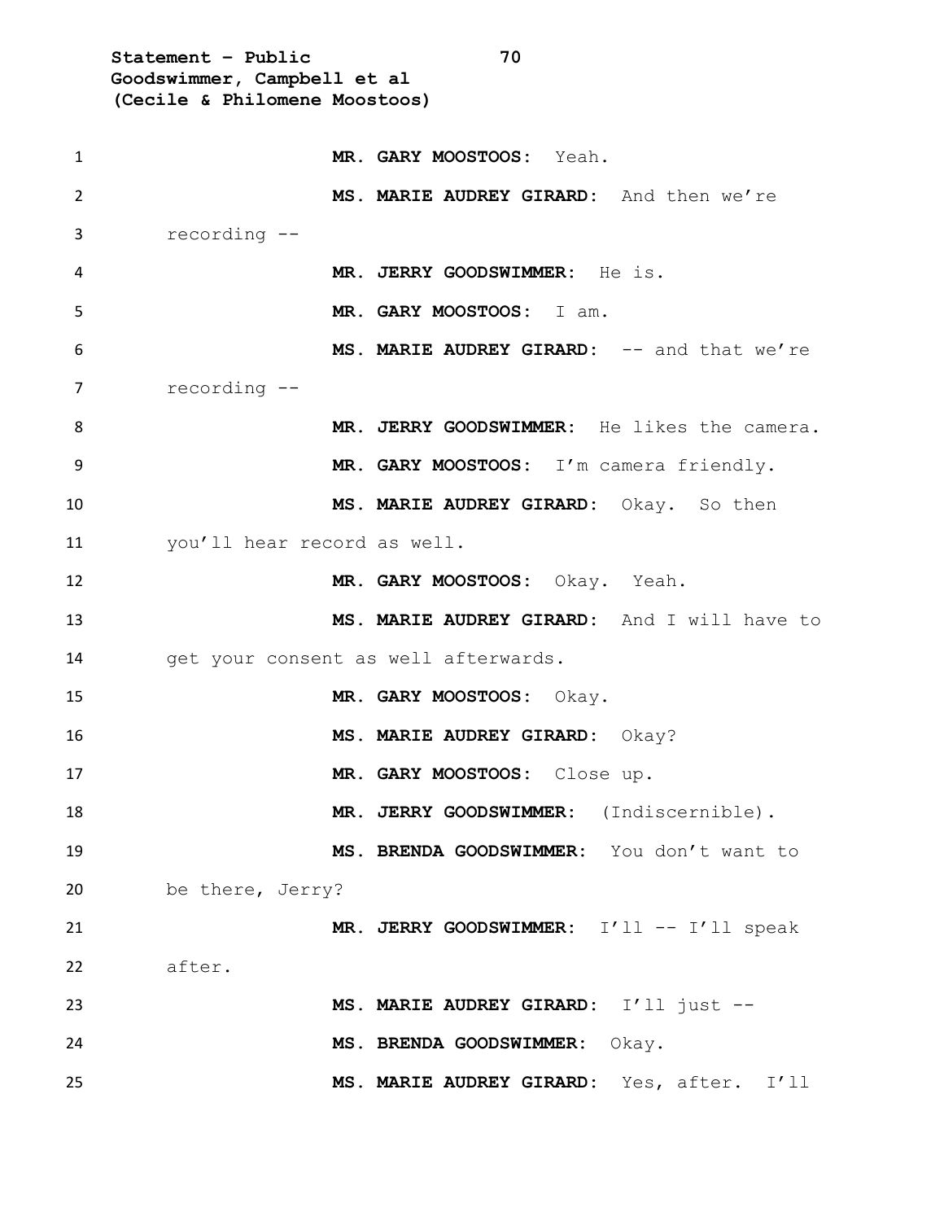**MR. GARY MOOSTOOS:** Yeah.

**MS. MARIE AUDREY GIRARD:** And then we're recording --

**MR. JERRY GOODSWIMMER:** He is.

**MR. GARY MOOSTOOS:** I am.

**MS. MARIE AUDREY GIRARD:** -- and that we're recording --

**MR. JERRY GOODSWIMMER:** He likes the camera.

**MR. GARY MOOSTOOS:** I'm camera friendly.

**MS. MARIE AUDREY GIRARD:** Okay. So then you'll hear record as well.

**MR. GARY MOOSTOOS:** Okay. Yeah.

**MS. MARIE AUDREY GIRARD:** And I will have to get your consent as well afterwards.

**MR. GARY MOOSTOOS:** Okay.

**MS. MARIE AUDREY GIRARD:** Okay?

**MR. GARY MOOSTOOS:** Close up.

**MR. JERRY GOODSWIMMER:** (Indiscernible).

**MS. BRENDA GOODSWIMMER:** You don't want to be there, Jerry?

**MR. JERRY GOODSWIMMER:** I'll -- I'll speak after.

**MS. MARIE AUDREY GIRARD:** I'll just --

**MS. BRENDA GOODSWIMMER:** Okay.

**MS. MARIE AUDREY GIRARD:** Yes, after. I'll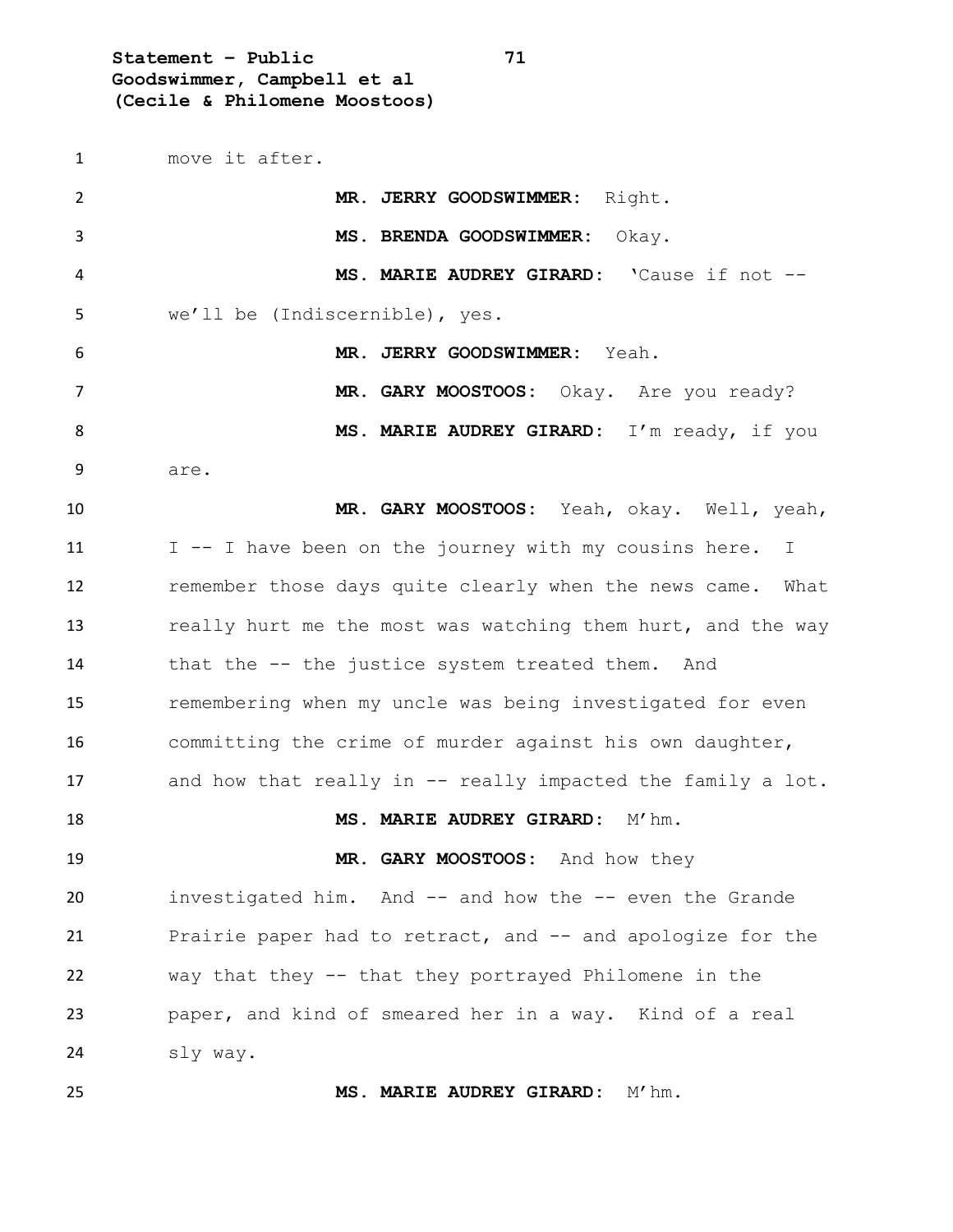move it after.

**MR. JERRY GOODSWIMMER:** Right.

**MS. BRENDA GOODSWIMMER:** Okay.

**MS. MARIE AUDREY GIRARD:** 'Cause if not -- we'll be (Indiscernible), yes.

**MR. JERRY GOODSWIMMER:** Yeah.

**MR. GARY MOOSTOOS:** Okay. Are you ready?

**MS. MARIE AUDREY GIRARD:** I'm ready, if you are.

**MR. GARY MOOSTOOS:** Yeah, okay. Well, yeah, I -- I have been on the journey with my cousins here. I remember those days quite clearly when the news came. What really hurt me the most was watching them hurt, and the way that the -- the justice system treated them. And remembering when my uncle was being investigated for even committing the crime of murder against his own daughter, and how that really in -- really impacted the family a lot.

**MS. MARIE AUDREY GIRARD:** M'hm.

**MR. GARY MOOSTOOS:** And how they investigated him. And -- and how the -- even the Grande Prairie paper had to retract, and -- and apologize for the way that they -- that they portrayed Philomene in the paper, and kind of smeared her in a way. Kind of a real sly way.

**MS. MARIE AUDREY GIRARD:** M'hm.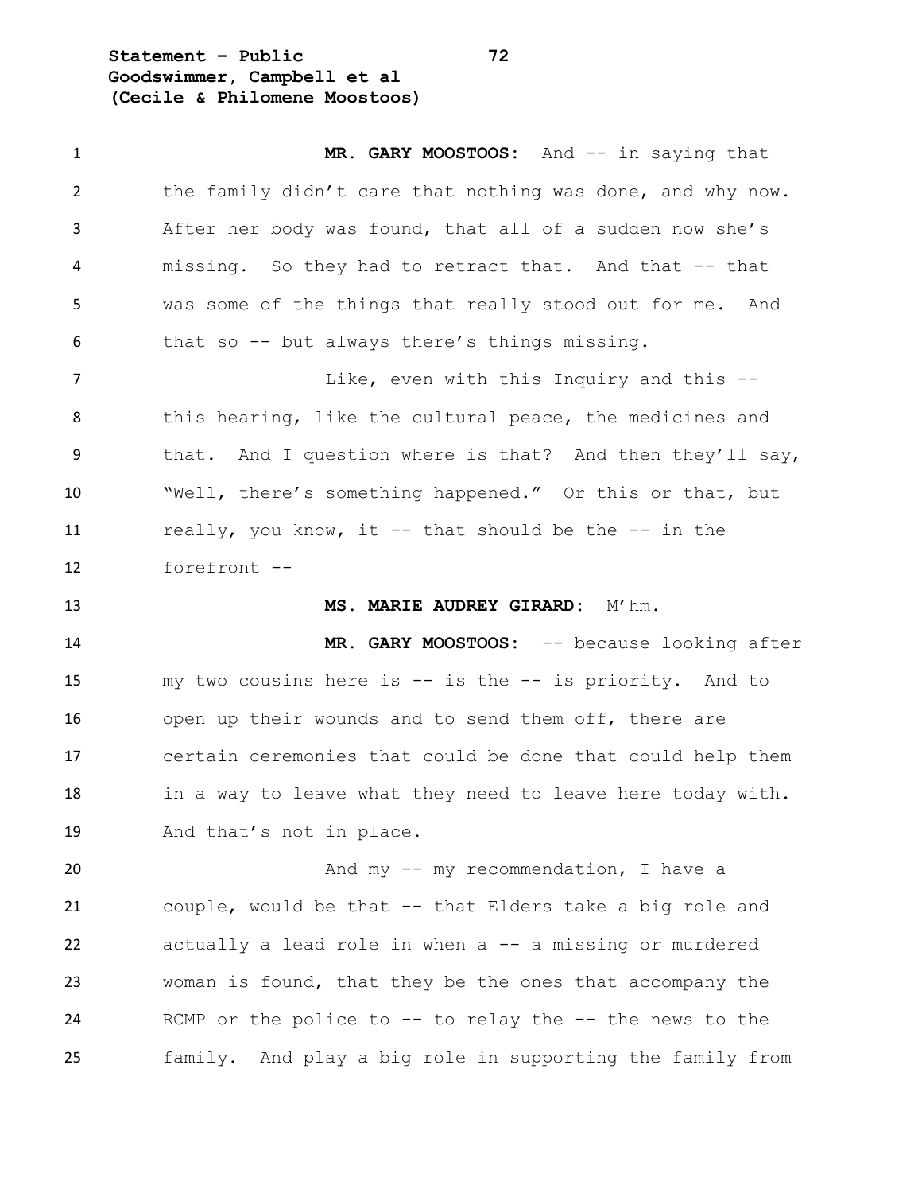**MR. GARY MOOSTOOS:** And -- in saying that the family didn't care that nothing was done, and why now. After her body was found, that all of a sudden now she's missing. So they had to retract that. And that -- that was some of the things that really stood out for me. And that so -- but always there's things missing.

Like, even with this Inquiry and this -- this hearing, like the cultural peace, the medicines and that. And I question where is that? And then they'll say, "Well, there's something happened." Or this or that, but really, you know, it -- that should be the -- in the forefront --

**MS. MARIE AUDREY GIRARD:** M'hm.

**MR. GARY MOOSTOOS:** -- because looking after my two cousins here is -- is the -- is priority. And to open up their wounds and to send them off, there are certain ceremonies that could be done that could help them in a way to leave what they need to leave here today with. And that's not in place.

And my -- my recommendation, I have a couple, would be that -- that Elders take a big role and actually a lead role in when a -- a missing or murdered woman is found, that they be the ones that accompany the RCMP or the police to -- to relay the -- the news to the family. And play a big role in supporting the family from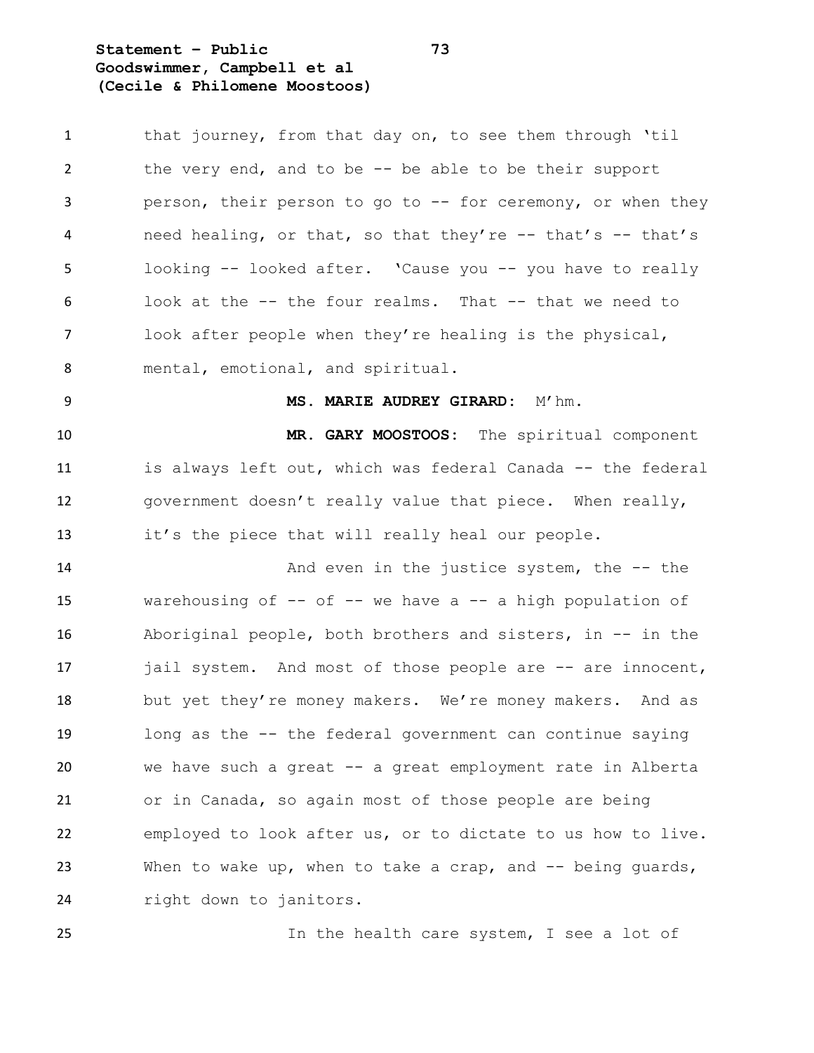that journey, from that day on, to see them through 'til the very end, and to be -- be able to be their support person, their person to go to -- for ceremony, or when they need healing, or that, so that they're -- that's -- that's looking -- looked after. 'Cause you -- you have to really look at the -- the four realms. That -- that we need to look after people when they're healing is the physical, mental, emotional, and spiritual.

**MS. MARIE AUDREY GIRARD:** M'hm.

**MR. GARY MOOSTOOS:** The spiritual component is always left out, which was federal Canada -- the federal government doesn't really value that piece. When really, it's the piece that will really heal our people.

And even in the justice system, the -- the warehousing of -- of -- we have a -- a high population of Aboriginal people, both brothers and sisters, in -- in the jail system. And most of those people are -- are innocent, but yet they're money makers. We're money makers. And as long as the -- the federal government can continue saying we have such a great -- a great employment rate in Alberta or in Canada, so again most of those people are being employed to look after us, or to dictate to us how to live. When to wake up, when to take a crap, and -- being guards, right down to janitors.

In the health care system, I see a lot of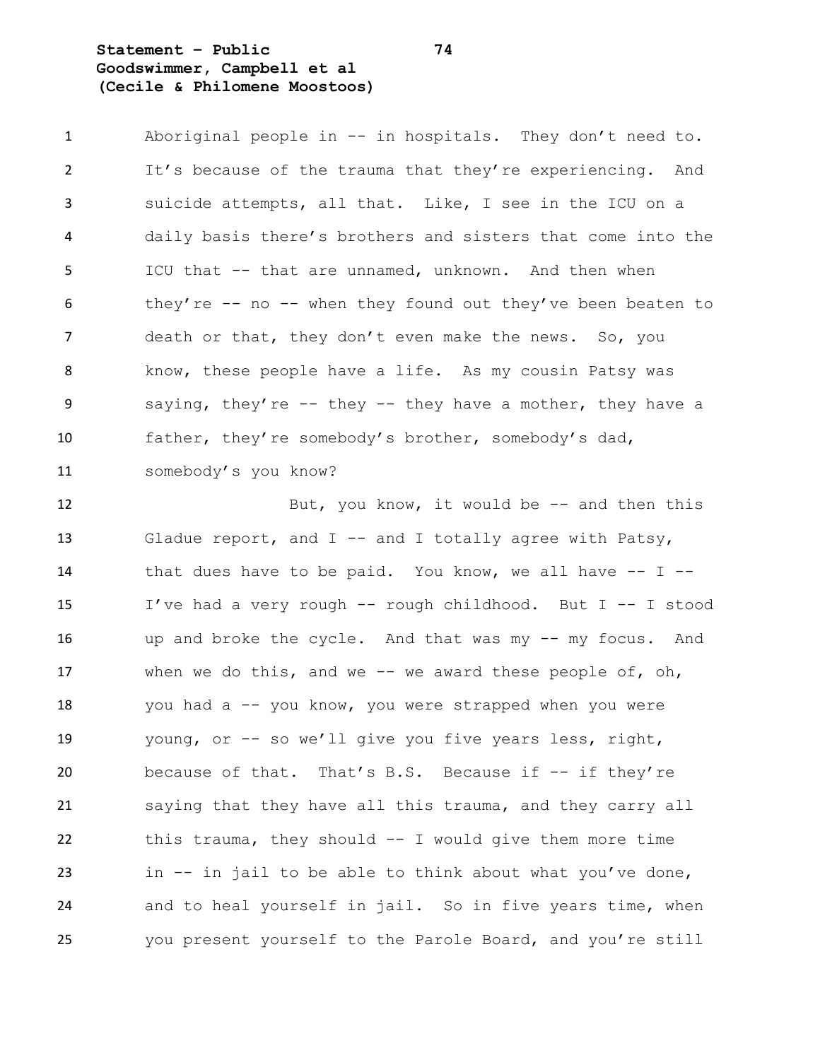Aboriginal people in -- in hospitals. They don't need to. It's because of the trauma that they're experiencing. And suicide attempts, all that. Like, I see in the ICU on a daily basis there's brothers and sisters that come into the ICU that -- that are unnamed, unknown. And then when they're -- no -- when they found out they've been beaten to death or that, they don't even make the news. So, you know, these people have a life. As my cousin Patsy was saying, they're -- they -- they have a mother, they have a father, they're somebody's brother, somebody's dad, somebody's you know?

But, you know, it would be -- and then this Gladue report, and I -- and I totally agree with Patsy, that dues have to be paid. You know, we all have -- I -- I've had a very rough -- rough childhood. But I -- I stood up and broke the cycle. And that was my -- my focus. And when we do this, and we -- we award these people of, oh, you had a -- you know, you were strapped when you were young, or -- so we'll give you five years less, right, because of that. That's B.S. Because if -- if they're saying that they have all this trauma, and they carry all this trauma, they should -- I would give them more time in -- in jail to be able to think about what you've done, and to heal yourself in jail. So in five years time, when you present yourself to the Parole Board, and you're still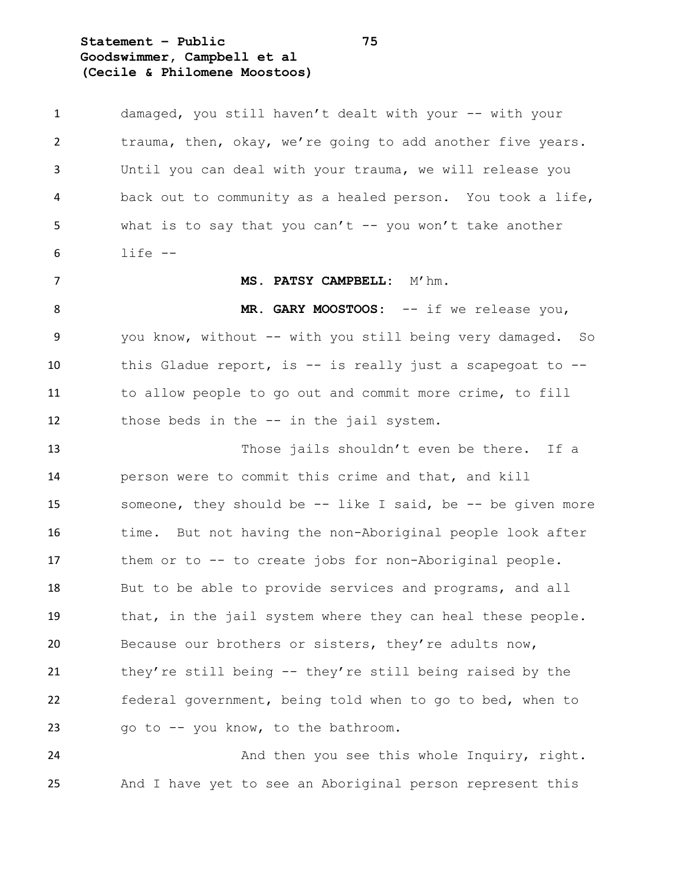damaged, you still haven't dealt with your -- with your trauma, then, okay, we're going to add another five years. Until you can deal with your trauma, we will release you back out to community as a healed person. You took a life, what is to say that you can't -- you won't take another life --

**MS. PATSY CAMPBELL:** M'hm.

**MR. GARY MOOSTOOS:** -- if we release you, you know, without -- with you still being very damaged. So this Gladue report, is -- is really just a scapegoat to -- to allow people to go out and commit more crime, to fill those beds in the -- in the jail system.

Those jails shouldn't even be there. If a person were to commit this crime and that, and kill someone, they should be -- like I said, be -- be given more time. But not having the non-Aboriginal people look after them or to -- to create jobs for non-Aboriginal people. But to be able to provide services and programs, and all that, in the jail system where they can heal these people. Because our brothers or sisters, they're adults now, they're still being -- they're still being raised by the federal government, being told when to go to bed, when to go to -- you know, to the bathroom.

And then you see this whole Inquiry, right. And I have yet to see an Aboriginal person represent this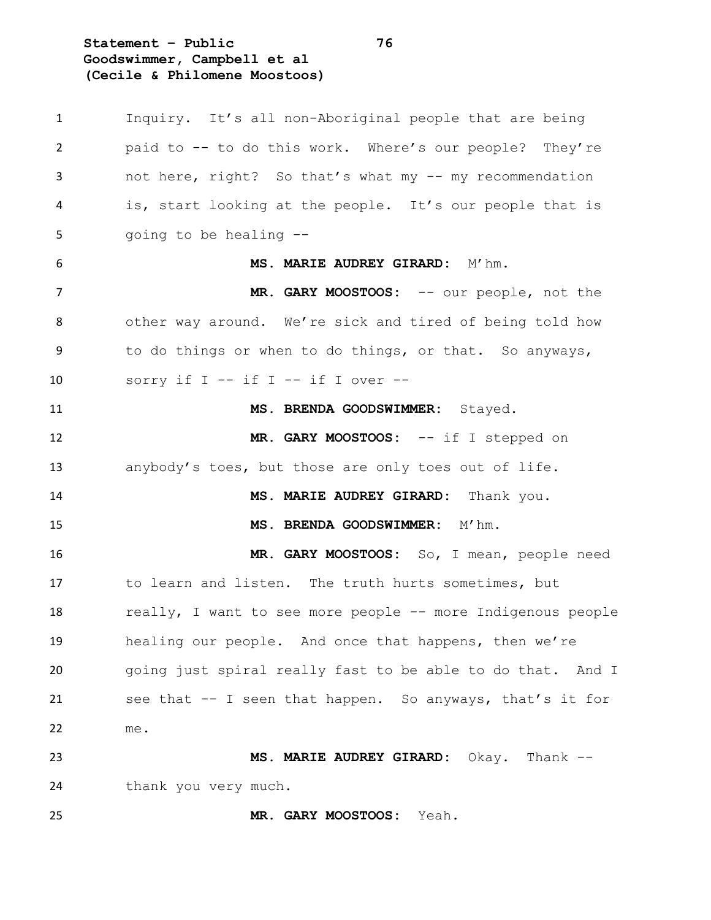Inquiry. It's all non-Aboriginal people that are being paid to -- to do this work. Where's our people? They're not here, right? So that's what my -- my recommendation is, start looking at the people. It's our people that is going to be healing --

**MS. MARIE AUDREY GIRARD:** M'hm.

**MR. GARY MOOSTOOS:** -- our people, not the other way around. We're sick and tired of being told how to do things or when to do things, or that. So anyways, sorry if I -- if I -- if I over --

**MS. BRENDA GOODSWIMMER:** Stayed.

**MR. GARY MOOSTOOS:** -- if I stepped on anybody's toes, but those are only toes out of life.

**MS. MARIE AUDREY GIRARD:** Thank you.

**MS. BRENDA GOODSWIMMER:** M'hm.

**MR. GARY MOOSTOOS:** So, I mean, people need to learn and listen. The truth hurts sometimes, but really, I want to see more people -- more Indigenous people healing our people. And once that happens, then we're going just spiral really fast to be able to do that. And I see that -- I seen that happen. So anyways, that's it for me.

**MS. MARIE AUDREY GIRARD:** Okay. Thank -- thank you very much.

**MR. GARY MOOSTOOS:** Yeah.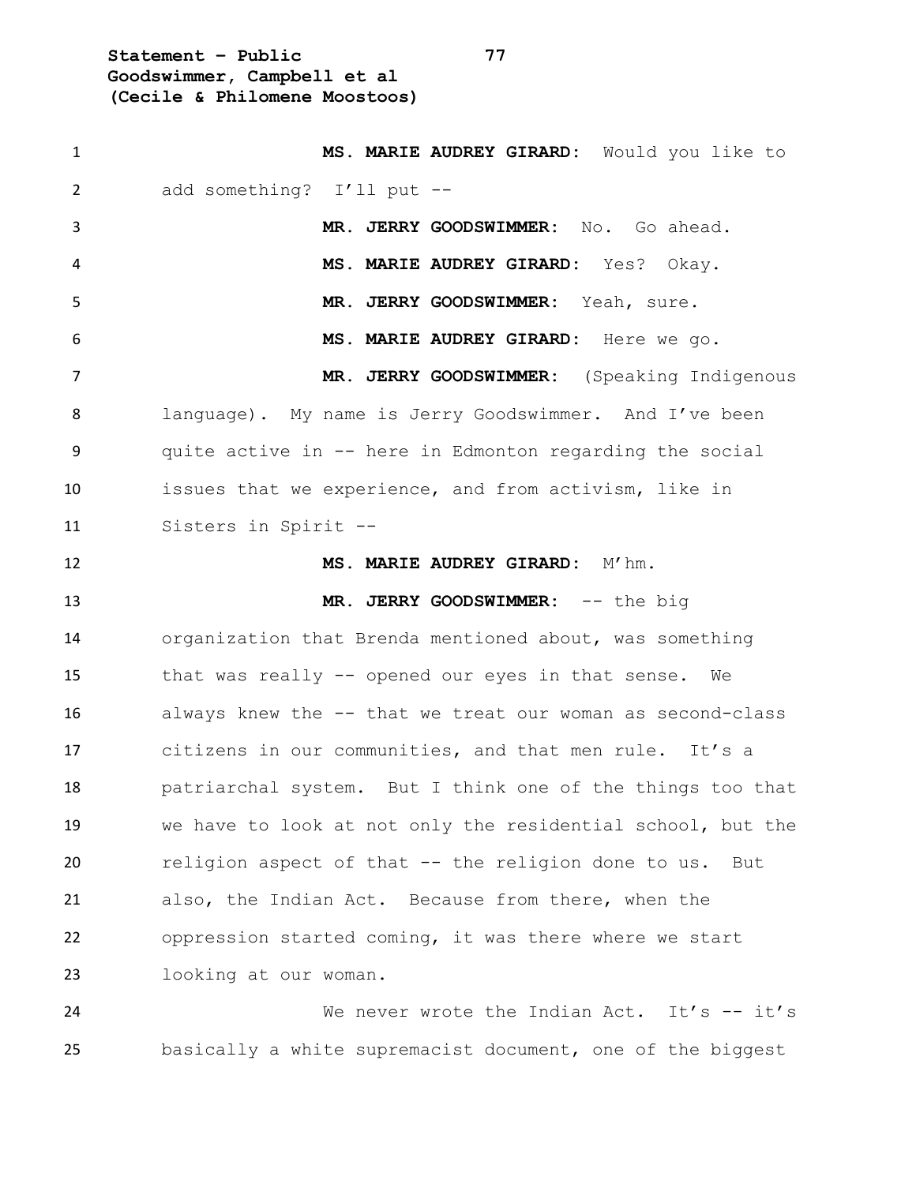**MS. MARIE AUDREY GIRARD:** Would you like to add something? I'll put --

**MR. JERRY GOODSWIMMER:** No. Go ahead.

**MS. MARIE AUDREY GIRARD:** Yes? Okay.

**MR. JERRY GOODSWIMMER:** Yeah, sure.

**MS. MARIE AUDREY GIRARD:** Here we go.

**MR. JERRY GOODSWIMMER:** (Speaking Indigenous language). My name is Jerry Goodswimmer. And I've been quite active in -- here in Edmonton regarding the social issues that we experience, and from activism, like in Sisters in Spirit --

**MS. MARIE AUDREY GIRARD:** M'hm.

**MR. JERRY GOODSWIMMER:** -- the big organization that Brenda mentioned about, was something that was really -- opened our eyes in that sense. We always knew the -- that we treat our woman as second-class citizens in our communities, and that men rule. It's a patriarchal system. But I think one of the things too that we have to look at not only the residential school, but the religion aspect of that -- the religion done to us. But also, the Indian Act. Because from there, when the oppression started coming, it was there where we start looking at our woman.

We never wrote the Indian Act. It's -- it's basically a white supremacist document, one of the biggest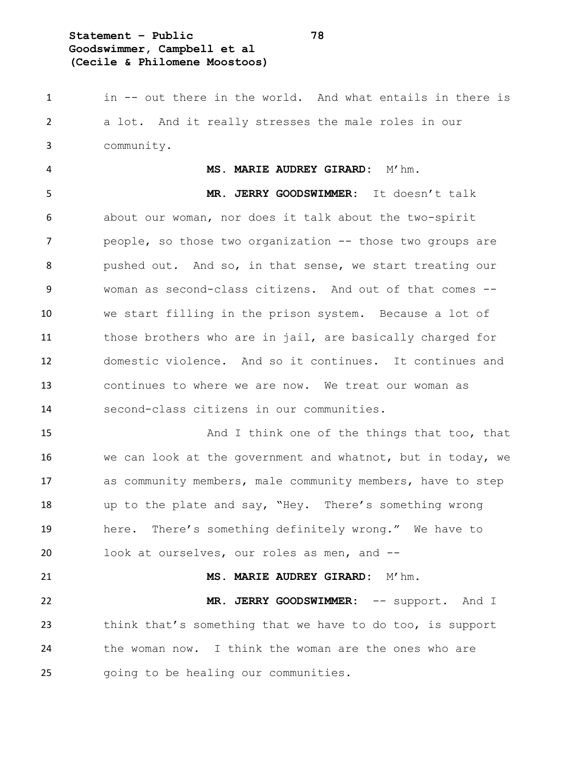in -- out there in the world. And what entails in there is a lot. And it really stresses the male roles in our community.

**MS. MARIE AUDREY GIRARD:** M'hm.

**MR. JERRY GOODSWIMMER:** It doesn't talk about our woman, nor does it talk about the two-spirit people, so those two organization -- those two groups are pushed out. And so, in that sense, we start treating our woman as second-class citizens. And out of that comes -- we start filling in the prison system. Because a lot of those brothers who are in jail, are basically charged for domestic violence. And so it continues. It continues and continues to where we are now. We treat our woman as second-class citizens in our communities.

And I think one of the things that too, that we can look at the government and whatnot, but in today, we as community members, male community members, have to step up to the plate and say, "Hey. There's something wrong here. There's something definitely wrong." We have to look at ourselves, our roles as men, and --

**MS. MARIE AUDREY GIRARD:** M'hm.

**MR. JERRY GOODSWIMMER:** -- support. And I think that's something that we have to do too, is support the woman now. I think the woman are the ones who are going to be healing our communities.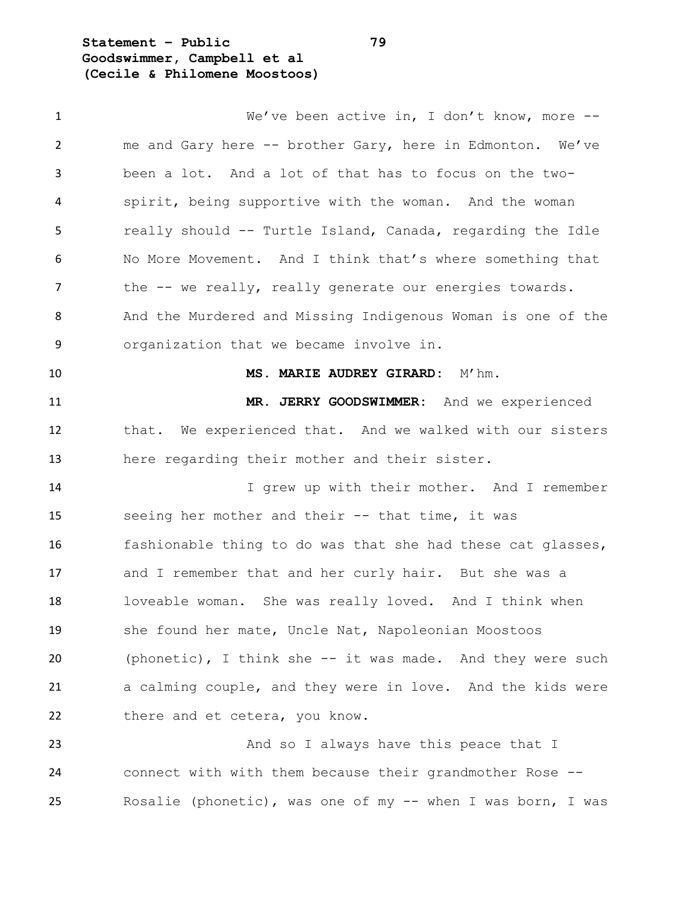We've been active in, I don't know, more -- me and Gary here -- brother Gary, here in Edmonton. We've been a lot. And a lot of that has to focus on the two-spirit, being supportive with the woman. And the woman really should -- Turtle Island, Canada, regarding the Idle No More Movement. And I think that's where something that the -- we really, really generate our energies towards. And the Murdered and Missing Indigenous Woman is one of the organization that we became involve in.

**MS. MARIE AUDREY GIRARD:** M'hm.

**MR. JERRY GOODSWIMMER:** And we experienced that. We experienced that. And we walked with our sisters here regarding their mother and their sister.

I grew up with their mother. And I remember seeing her mother and their -- that time, it was fashionable thing to do was that she had these cat glasses, and I remember that and her curly hair. But she was a loveable woman. She was really loved. And I think when she found her mate, Uncle Nat, Napoleonian Moostoos (phonetic), I think she -- it was made. And they were such a calming couple, and they were in love. And the kids were there and et cetera, you know.

And so I always have this peace that I connect with with them because their grandmother Rose -- Rosalie (phonetic), was one of my -- when I was born, I was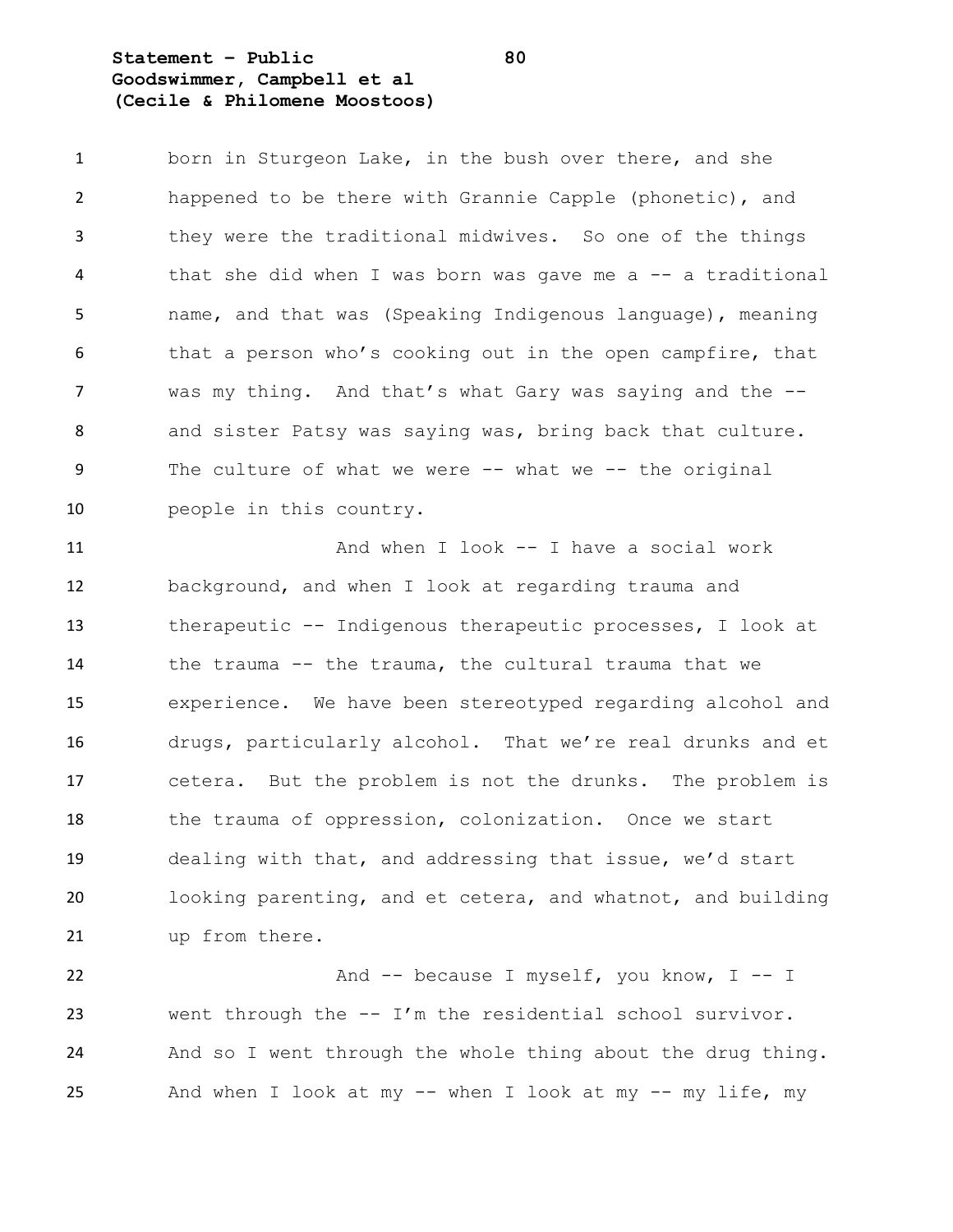born in Sturgeon Lake, in the bush over there, and she happened to be there with Grannie Capple (phonetic), and they were the traditional midwives. So one of the things that she did when I was born was gave me a -- a traditional name, and that was (Speaking Indigenous language), meaning that a person who's cooking out in the open campfire, that was my thing. And that's what Gary was saying and the -- and sister Patsy was saying was, bring back that culture. The culture of what we were -- what we -- the original people in this country.

And when I look -- I have a social work background, and when I look at regarding trauma and therapeutic -- Indigenous therapeutic processes, I look at the trauma -- the trauma, the cultural trauma that we experience. We have been stereotyped regarding alcohol and drugs, particularly alcohol. That we're real drunks and et cetera. But the problem is not the drunks. The problem is the trauma of oppression, colonization. Once we start dealing with that, and addressing that issue, we'd start looking parenting, and et cetera, and whatnot, and building up from there.

And -- because I myself, you know, I -- I went through the -- I'm the residential school survivor. And so I went through the whole thing about the drug thing. And when I look at my -- when I look at my -- my life, my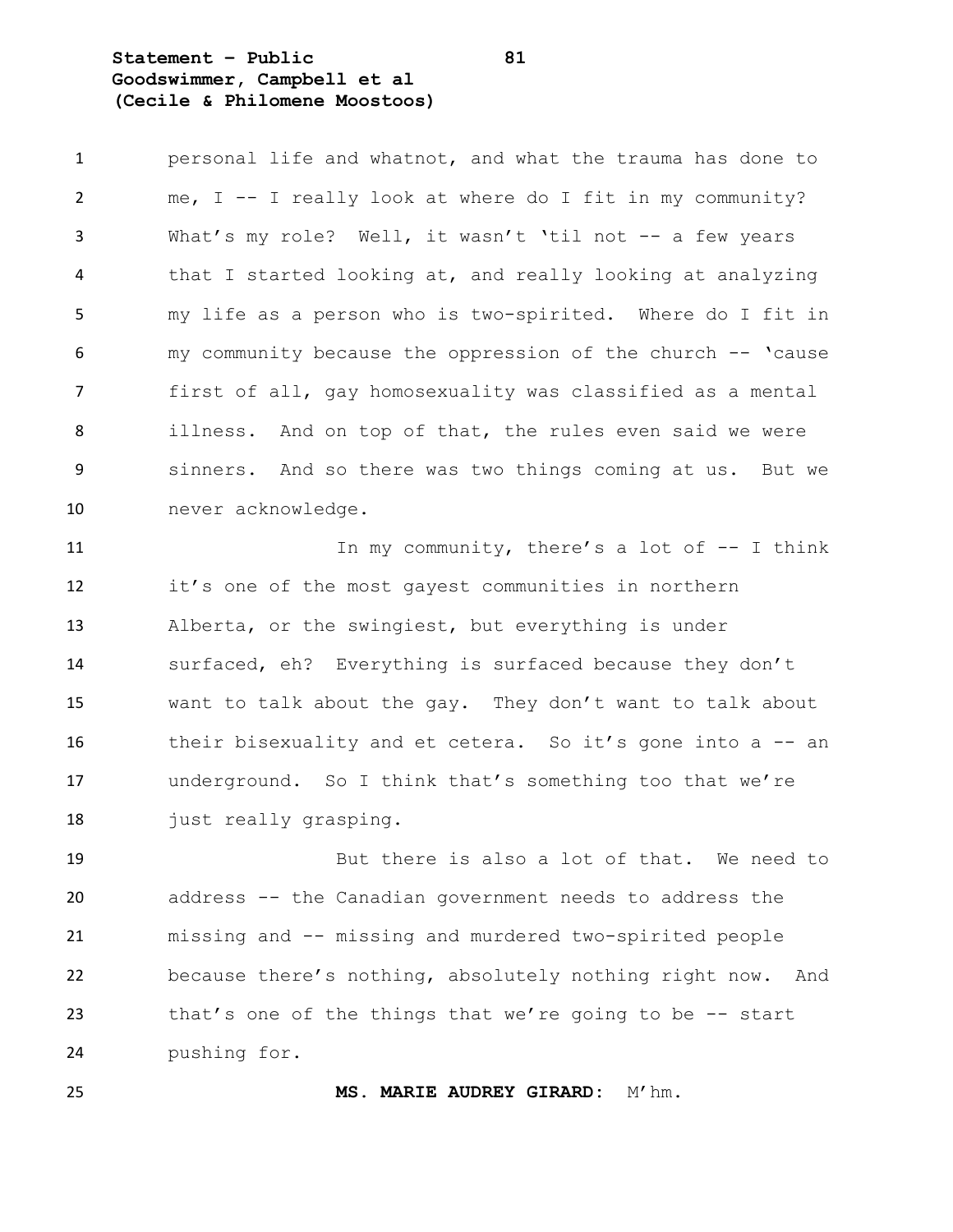personal life and whatnot, and what the trauma has done to me, I -- I really look at where do I fit in my community? What's my role? Well, it wasn't 'til not -- a few years that I started looking at, and really looking at analyzing my life as a person who is two-spirited. Where do I fit in my community because the oppression of the church -- 'cause first of all, gay homosexuality was classified as a mental illness. And on top of that, the rules even said we were sinners. And so there was two things coming at us. But we never acknowledge.

In my community, there's a lot of -- I think it's one of the most gayest communities in northern Alberta, or the swingiest, but everything is under surfaced, eh? Everything is surfaced because they don't want to talk about the gay. They don't want to talk about their bisexuality and et cetera. So it's gone into a -- an underground. So I think that's something too that we're just really grasping.

But there is also a lot of that. We need to address -- the Canadian government needs to address the missing and -- missing and murdered two-spirited people because there's nothing, absolutely nothing right now. And that's one of the things that we're going to be -- start pushing for.

**MS. MARIE AUDREY GIRARD:** M'hm.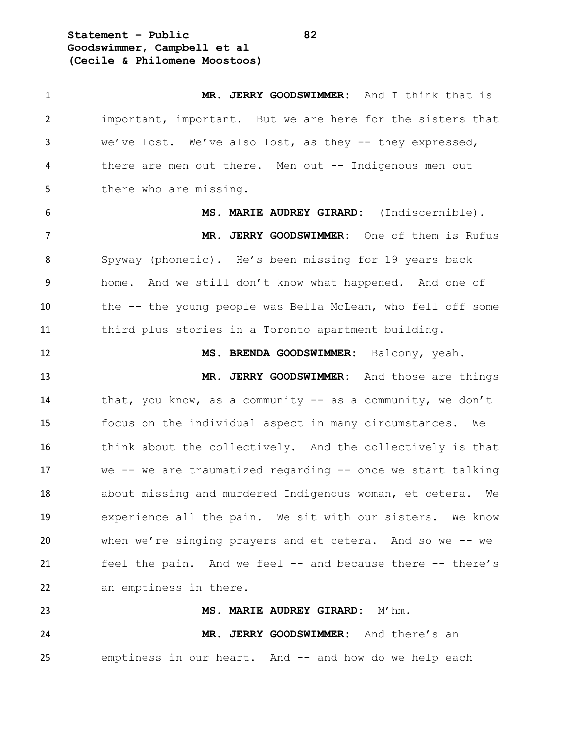**MR. JERRY GOODSWIMMER:** And I think that is important, important. But we are here for the sisters that we've lost. We've also lost, as they -- they expressed, there are men out there. Men out -- Indigenous men out there who are missing.

**MS. MARIE AUDREY GIRARD:** (Indiscernible).

**MR. JERRY GOODSWIMMER:** One of them is Rufus Spyway (phonetic). He's been missing for 19 years back home. And we still don't know what happened. And one of the -- the young people was Bella McLean, who fell off some third plus stories in a Toronto apartment building.

**MS. BRENDA GOODSWIMMER:** Balcony, yeah.

**MR. JERRY GOODSWIMMER:** And those are things that, you know, as a community -- as a community, we don't focus on the individual aspect in many circumstances. We think about the collectively. And the collectively is that we -- we are traumatized regarding -- once we start talking about missing and murdered Indigenous woman, et cetera. We experience all the pain. We sit with our sisters. We know when we're singing prayers and et cetera. And so we -- we feel the pain. And we feel -- and because there -- there's an emptiness in there.

**MS. MARIE AUDREY GIRARD:** M'hm.

**MR. JERRY GOODSWIMMER:** And there's an emptiness in our heart. And -- and how do we help each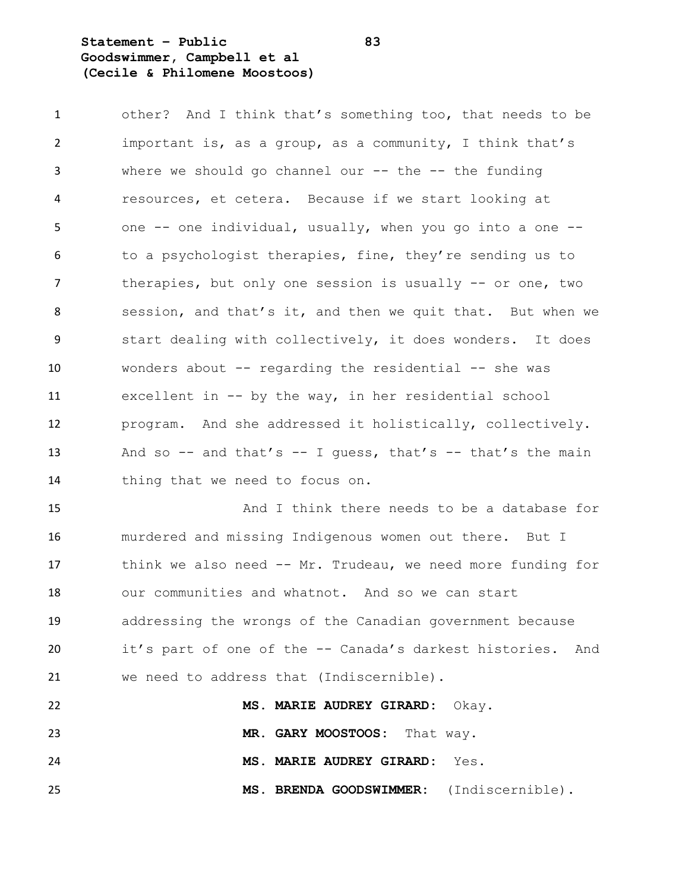other? And I think that's something too, that needs to be important is, as a group, as a community, I think that's where we should go channel our -- the -- the funding resources, et cetera. Because if we start looking at one -- one individual, usually, when you go into a one -- to a psychologist therapies, fine, they're sending us to therapies, but only one session is usually -- or one, two session, and that's it, and then we quit that. But when we start dealing with collectively, it does wonders. It does wonders about -- regarding the residential -- she was excellent in -- by the way, in her residential school program. And she addressed it holistically, collectively. And so -- and that's -- I guess, that's -- that's the main thing that we need to focus on.

And I think there needs to be a database for murdered and missing Indigenous women out there. But I think we also need -- Mr. Trudeau, we need more funding for our communities and whatnot. And so we can start addressing the wrongs of the Canadian government because it's part of one of the -- Canada's darkest histories. And we need to address that (Indiscernible).

**MS. MARIE AUDREY GIRARD:** Okay.

**MR. GARY MOOSTOOS:** That way.

**MS. MARIE AUDREY GIRARD:** Yes.

**MS. BRENDA GOODSWIMMER:** (Indiscernible).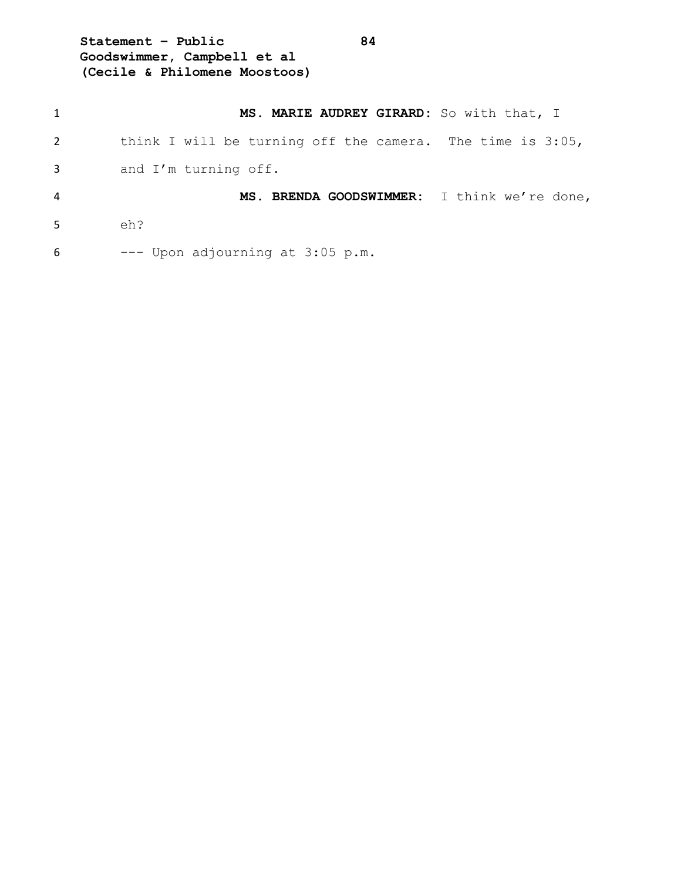**MS. MARIE AUDREY GIRARD:** So with that, I think I will be turning off the camera. The time is 3:05, and I'm turning off.

**MS. BRENDA GOODSWIMMER:** I think we're done, eh?

--- Upon adjourning at 3:05 p.m.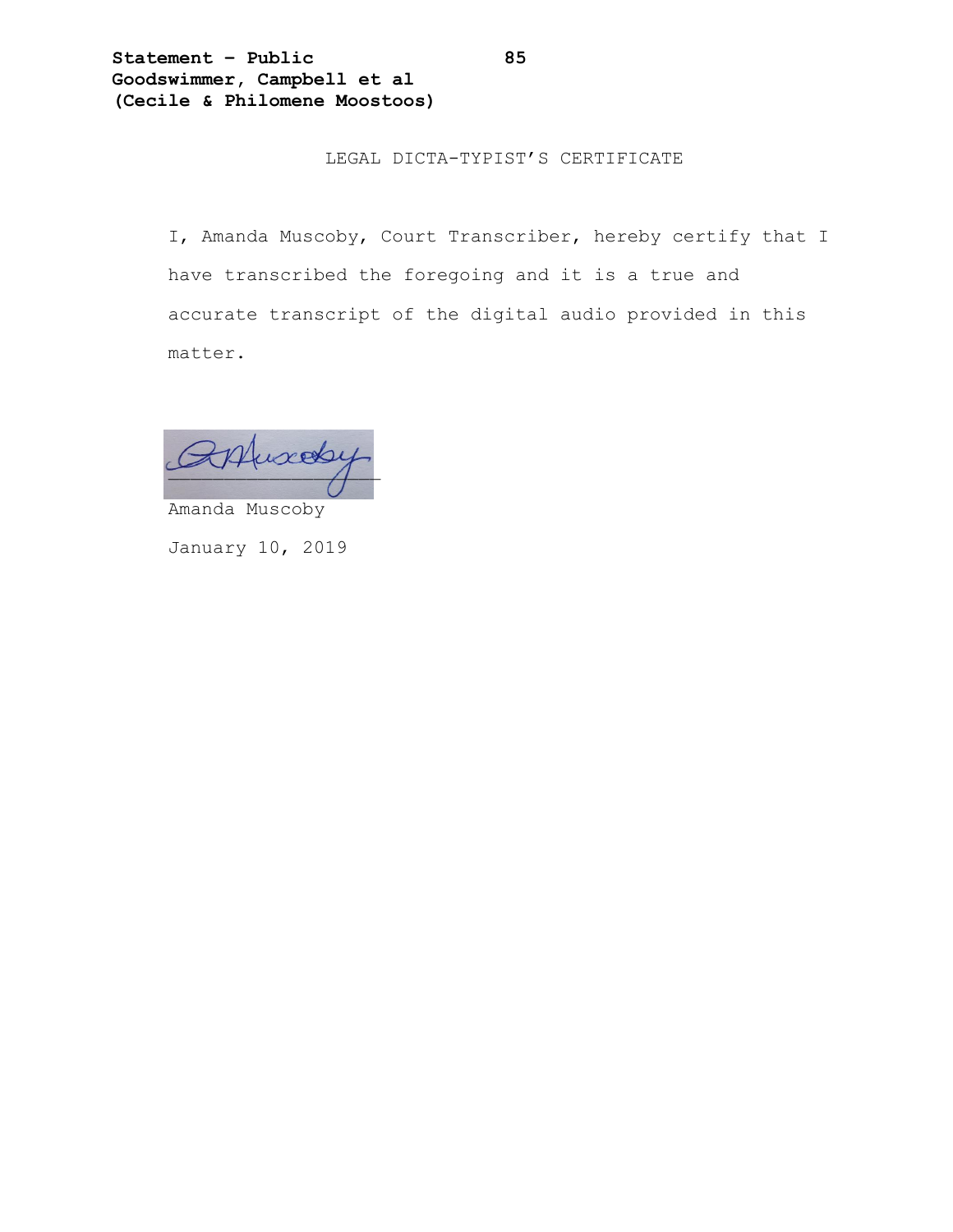LEGAL DICTA-TYPIST'S CERTIFICATE

I, Amanda Muscoby, Court Transcriber, hereby certify that I have transcribed the foregoing and it is a true and accurate transcript of the digital audio provided in this matter.

Amanda Muscoby

January 10, 2019